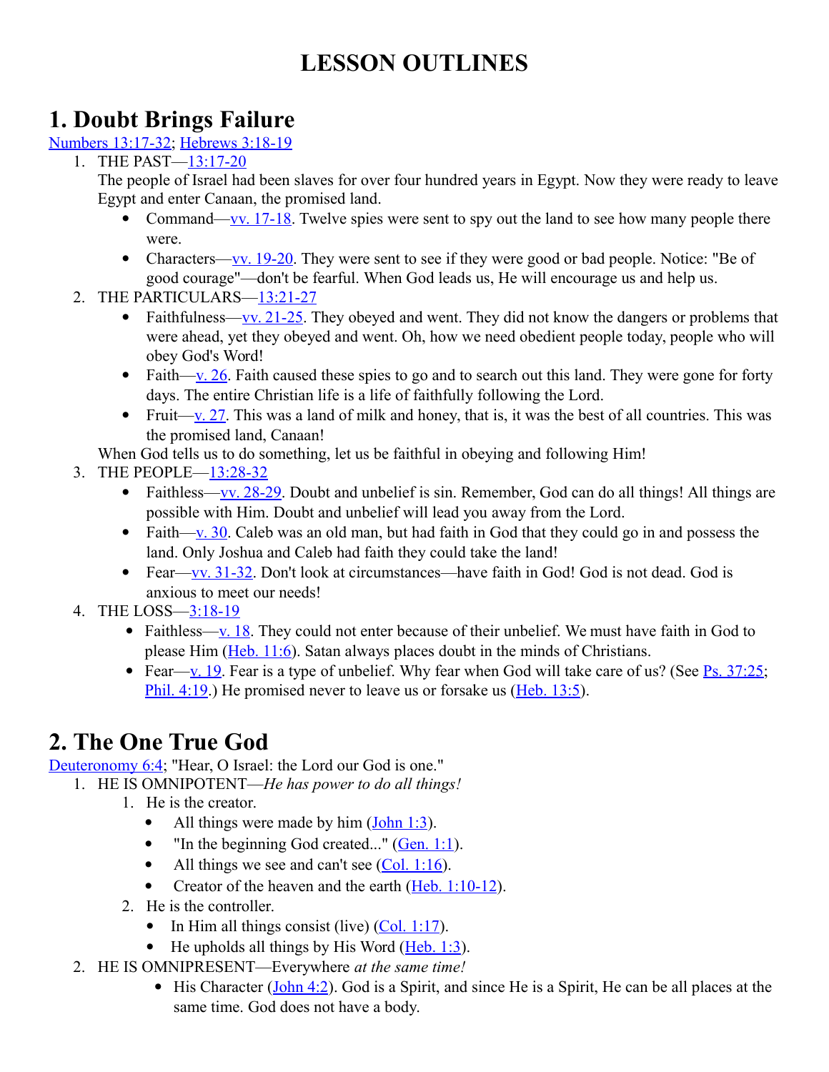# LESSON OUTLINES

## 1. Doubt Brings Failure

Numbers 13:17-32; Hebrews 3:18-19

1. THE PAST—13:17-20
   The people of Israel had been slaves for over four hundred years in Egypt. Now they were ready to leave Egypt and enter Canaan, the promised land.
   - Command—vv. 17-18. Twelve spies were sent to spy out the land to see how many people there were.
   - Characters—vv. 19-20. They were sent to see if they were good or bad people. Notice: "Be of good courage"—don't be fearful. When God leads us, He will encourage us and help us.
2. THE PARTICULARS—13:21-27
   - Faithfulness—vv. 21-25. They obeyed and went. They did not know the dangers or problems that were ahead, yet they obeyed and went. Oh, how we need obedient people today, people who will obey God's Word!
   - Faith—v. 26. Faith caused these spies to go and to search out this land. They were gone for forty days. The entire Christian life is a life of faithfully following the Lord.
   - Fruit—v. 27. This was a land of milk and honey, that is, it was the best of all countries. This was the promised land, Canaan!

   When God tells us to do something, let us be faithful in obeying and following Him!
3. THE PEOPLE—13:28-32
   - Faithless—vv. 28-29. Doubt and unbelief is sin. Remember, God can do all things! All things are possible with Him. Doubt and unbelief will lead you away from the Lord.
   - Faith—v. 30. Caleb was an old man, but had faith in God that they could go in and possess the land. Only Joshua and Caleb had faith they could take the land!
   - Fear—vv. 31-32. Don't look at circumstances—have faith in God! God is not dead. God is anxious to meet our needs!
4. THE LOSS—3:18-19
   - Faithless—v. 18. They could not enter because of their unbelief. We must have faith in God to please Him (Heb. 11:6). Satan always places doubt in the minds of Christians.
   - Fear—v. 19. Fear is a type of unbelief. Why fear when God will take care of us? (See Ps. 37:25; Phil. 4:19.) He promised never to leave us or forsake us (Heb. 13:5).

## 2. The One True God

Deuteronomy 6:4; "Hear, O Israel: the Lord our God is one."

1. HE IS OMNIPOTENT—*He has power to do all things!*
   1. He is the creator.
      - All things were made by him (John 1:3).
      - "In the beginning God created..." (Gen. 1:1).
      - All things we see and can't see (Col. 1:16).
      - Creator of the heaven and the earth (Heb. 1:10-12).
   2. He is the controller.
      - In Him all things consist (live) (Col. 1:17).
      - He upholds all things by His Word (Heb. 1:3).
2. HE IS OMNIPRESENT—Everywhere *at the same time!*
   - His Character (John 4:2). God is a Spirit, and since He is a Spirit, He can be all places at the same time. God does not have a body.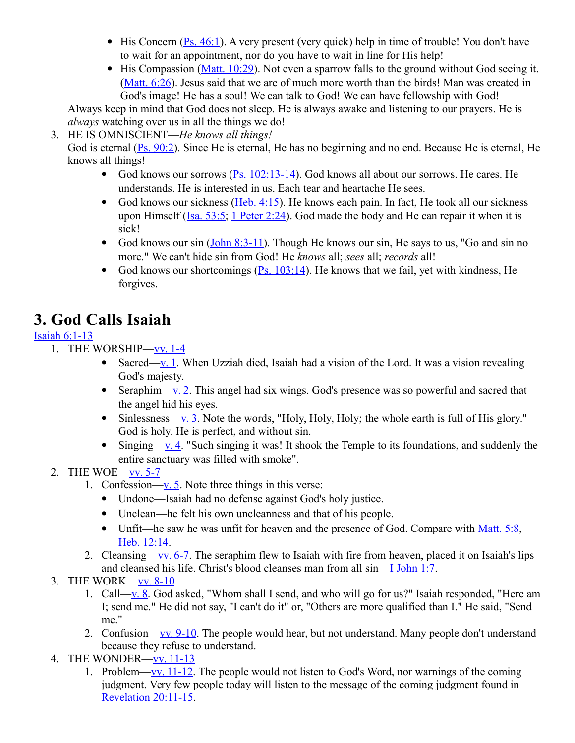- His Concern (Ps. 46:1). A very present (very quick) help in time of trouble! You don't have to wait for an appointment, nor do you have to wait in line for His help!
- His Compassion (Matt. 10:29). Not even a sparrow falls to the ground without God seeing it. (Matt. 6:26). Jesus said that we are of much more worth than the birds! Man was created in God's image! He has a soul! We can talk to God! We can have fellowship with God!

Always keep in mind that God does not sleep. He is always awake and listening to our prayers. He is *always* watching over us in all the things we do!

3. HE IS OMNISCIENT—*He knows all things!*

   God is eternal (Ps. 90:2). Since He is eternal, He has no beginning and no end. Because He is eternal, He knows all things!

   - God knows our sorrows (Ps. 102:13-14). God knows all about our sorrows. He cares. He understands. He is interested in us. Each tear and heartache He sees.
   - God knows our sickness (Heb. 4:15). He knows each pain. In fact, He took all our sickness upon Himself (Isa. 53:5; 1 Peter 2:24). God made the body and He can repair it when it is sick!
   - God knows our sin (John 8:3-11). Though He knows our sin, He says to us, "Go and sin no more." We can't hide sin from God! He *knows* all; *sees* all; *records* all!
   - God knows our shortcomings (Ps. 103:14). He knows that we fail, yet with kindness, He forgives.

# 3. God Calls Isaiah

Isaiah 6:1-13

1. THE WORSHIP—vv. 1-4
   - Sacred—v. 1. When Uzziah died, Isaiah had a vision of the Lord. It was a vision revealing God's majesty.
   - Seraphim—v. 2. This angel had six wings. God's presence was so powerful and sacred that the angel hid his eyes.
   - Sinlessness—v. 3. Note the words, "Holy, Holy, Holy; the whole earth is full of His glory." God is holy. He is perfect, and without sin.
   - Singing—v. 4. "Such singing it was! It shook the Temple to its foundations, and suddenly the entire sanctuary was filled with smoke".
2. THE WOE—vv. 5-7
   1. Confession—v. 5. Note three things in this verse:
      - Undone—Isaiah had no defense against God's holy justice.
      - Unclean—he felt his own uncleanness and that of his people.
      - Unfit—he saw he was unfit for heaven and the presence of God. Compare with Matt. 5:8, Heb. 12:14.
   2. Cleansing—vv. 6-7. The seraphim flew to Isaiah with fire from heaven, placed it on Isaiah's lips and cleansed his life. Christ's blood cleanses man from all sin—I John 1:7.
3. THE WORK—vv. 8-10
   1. Call—v. 8. God asked, "Whom shall I send, and who will go for us?" Isaiah responded, "Here am I; send me." He did not say, "I can't do it" or, "Others are more qualified than I." He said, "Send me."
   2. Confusion—vv. 9-10. The people would hear, but not understand. Many people don't understand because they refuse to understand.
4. THE WONDER—vv. 11-13
   1. Problem—vv. 11-12. The people would not listen to God's Word, nor warnings of the coming judgment. Very few people today will listen to the message of the coming judgment found in Revelation 20:11-15.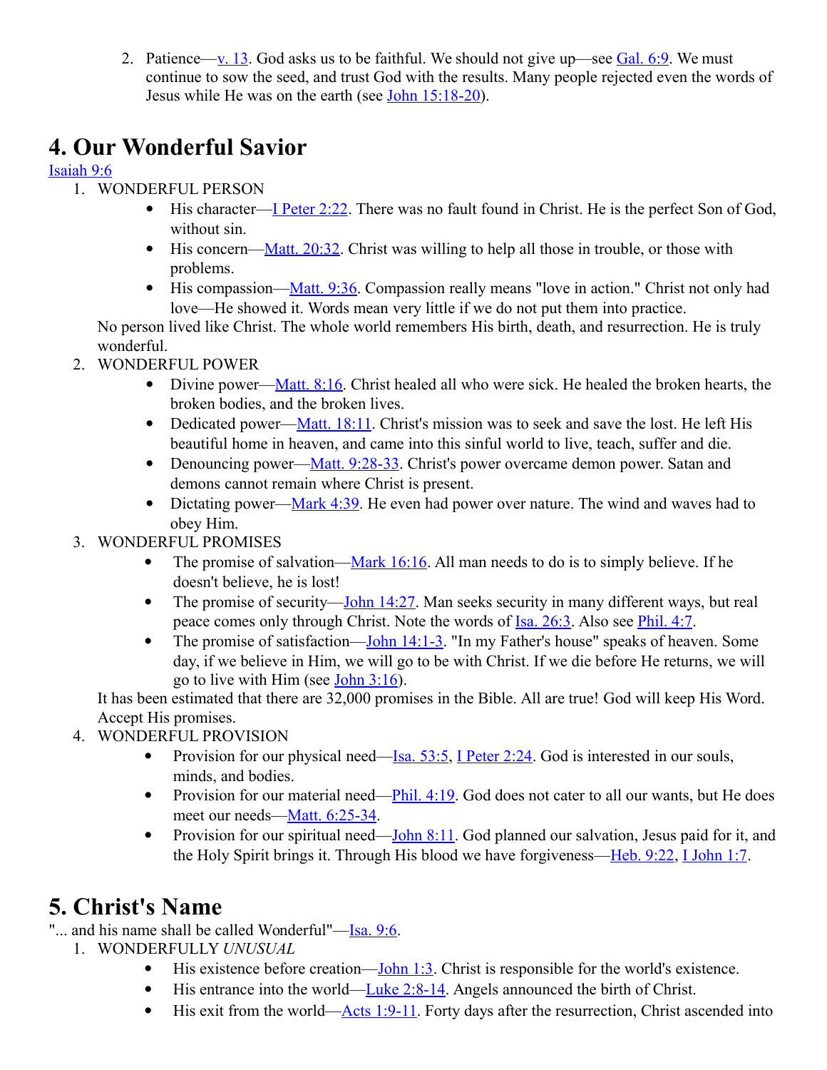2. Patience—v. 13. God asks us to be faithful. We should not give up—see Gal. 6:9. We must continue to sow the seed, and trust God with the results. Many people rejected even the words of Jesus while He was on the earth (see John 15:18-20).

# 4. Our Wonderful Savior

Isaiah 9:6

1. WONDERFUL PERSON
   - His character—I Peter 2:22. There was no fault found in Christ. He is the perfect Son of God, without sin.
   - His concern—Matt. 20:32. Christ was willing to help all those in trouble, or those with problems.
   - His compassion—Matt. 9:36. Compassion really means "love in action." Christ not only had love—He showed it. Words mean very little if we do not put them into practice.

   No person lived like Christ. The whole world remembers His birth, death, and resurrection. He is truly wonderful.
2. WONDERFUL POWER
   - Divine power—Matt. 8:16. Christ healed all who were sick. He healed the broken hearts, the broken bodies, and the broken lives.
   - Dedicated power—Matt. 18:11. Christ's mission was to seek and save the lost. He left His beautiful home in heaven, and came into this sinful world to live, teach, suffer and die.
   - Denouncing power—Matt. 9:28-33. Christ's power overcame demon power. Satan and demons cannot remain where Christ is present.
   - Dictating power—Mark 4:39. He even had power over nature. The wind and waves had to obey Him.
3. WONDERFUL PROMISES
   - The promise of salvation—Mark 16:16. All man needs to do is to simply believe. If he doesn't believe, he is lost!
   - The promise of security—John 14:27. Man seeks security in many different ways, but real peace comes only through Christ. Note the words of Isa. 26:3. Also see Phil. 4:7.
   - The promise of satisfaction—John 14:1-3. "In my Father's house" speaks of heaven. Some day, if we believe in Him, we will go to be with Christ. If we die before He returns, we will go to live with Him (see John 3:16).

   It has been estimated that there are 32,000 promises in the Bible. All are true! God will keep His Word. Accept His promises.
4. WONDERFUL PROVISION
   - Provision for our physical need—Isa. 53:5, I Peter 2:24. God is interested in our souls, minds, and bodies.
   - Provision for our material need—Phil. 4:19. God does not cater to all our wants, but He does meet our needs—Matt. 6:25-34.
   - Provision for our spiritual need—John 8:11. God planned our salvation, Jesus paid for it, and the Holy Spirit brings it. Through His blood we have forgiveness—Heb. 9:22, I John 1:7.

# 5. Christ's Name

"... and his name shall be called Wonderful"—Isa. 9:6.

1. WONDERFULLY *UNUSUAL*
   - His existence before creation—John 1:3. Christ is responsible for the world's existence.
   - His entrance into the world—Luke 2:8-14. Angels announced the birth of Christ.
   - His exit from the world—Acts 1:9-11. Forty days after the resurrection, Christ ascended into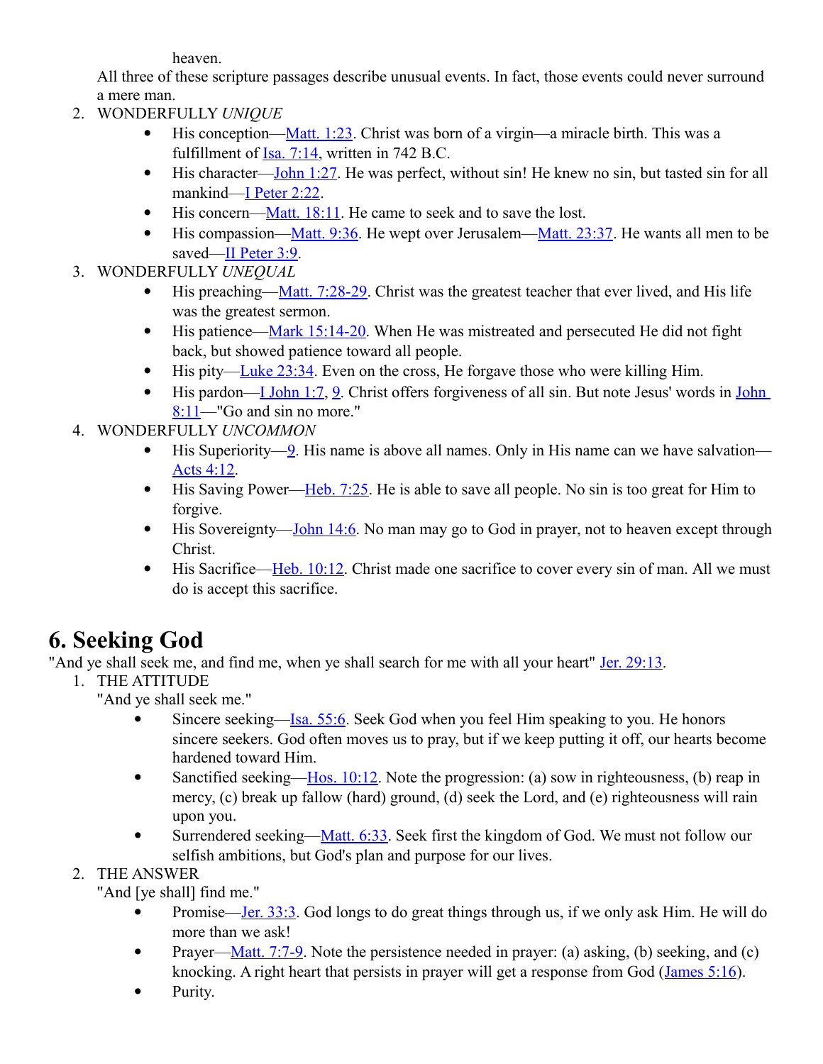heaven.

All three of these scripture passages describe unusual events. In fact, those events could never surround a mere man.

2. WONDERFULLY *UNIQUE*
   - His conception—Matt. 1:23. Christ was born of a virgin—a miracle birth. This was a fulfillment of Isa. 7:14, written in 742 B.C.
   - His character—John 1:27. He was perfect, without sin! He knew no sin, but tasted sin for all mankind—I Peter 2:22.
   - His concern—Matt. 18:11. He came to seek and to save the lost.
   - His compassion—Matt. 9:36. He wept over Jerusalem—Matt. 23:37. He wants all men to be saved—II Peter 3:9.
3. WONDERFULLY *UNEQUAL*
   - His preaching—Matt. 7:28-29. Christ was the greatest teacher that ever lived, and His life was the greatest sermon.
   - His patience—Mark 15:14-20. When He was mistreated and persecuted He did not fight back, but showed patience toward all people.
   - His pity—Luke 23:34. Even on the cross, He forgave those who were killing Him.
   - His pardon—I John 1:7, 9. Christ offers forgiveness of all sin. But note Jesus' words in John 8:11—"Go and sin no more."
4. WONDERFULLY *UNCOMMON*
   - His Superiority—9. His name is above all names. Only in His name can we have salvation—Acts 4:12.
   - His Saving Power—Heb. 7:25. He is able to save all people. No sin is too great for Him to forgive.
   - His Sovereignty—John 14:6. No man may go to God in prayer, not to heaven except through Christ.
   - His Sacrifice—Heb. 10:12. Christ made one sacrifice to cover every sin of man. All we must do is accept this sacrifice.

# 6. Seeking God

"And ye shall seek me, and find me, when ye shall search for me with all your heart" Jer. 29:13.

1. THE ATTITUDE

   "And ye shall seek me."
   - Sincere seeking—Isa. 55:6. Seek God when you feel Him speaking to you. He honors sincere seekers. God often moves us to pray, but if we keep putting it off, our hearts become hardened toward Him.
   - Sanctified seeking—Hos. 10:12. Note the progression: (a) sow in righteousness, (b) reap in mercy, (c) break up fallow (hard) ground, (d) seek the Lord, and (e) righteousness will rain upon you.
   - Surrendered seeking—Matt. 6:33. Seek first the kingdom of God. We must not follow our selfish ambitions, but God's plan and purpose for our lives.
2. THE ANSWER

   "And [ye shall] find me."
   - Promise—Jer. 33:3. God longs to do great things through us, if we only ask Him. He will do more than we ask!
   - Prayer—Matt. 7:7-9. Note the persistence needed in prayer: (a) asking, (b) seeking, and (c) knocking. A right heart that persists in prayer will get a response from God (James 5:16).
   - Purity.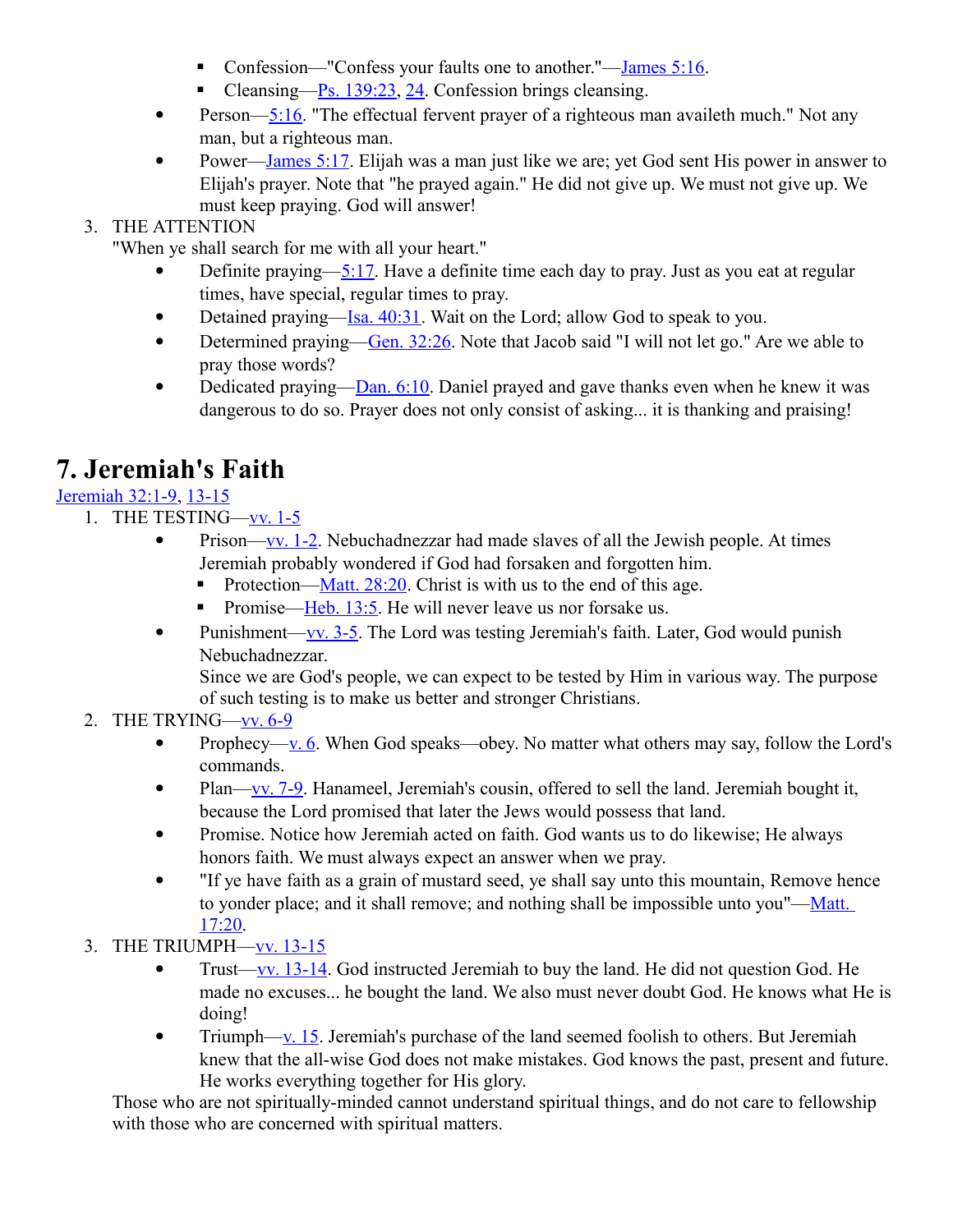- Confession—"Confess your faults one to another."—James 5:16.
- Cleansing—Ps. 139:23, 24. Confession brings cleansing.

- Person—5:16. "The effectual fervent prayer of a righteous man availeth much." Not any man, but a righteous man.
- Power—James 5:17. Elijah was a man just like we are; yet God sent His power in answer to Elijah's prayer. Note that "he prayed again." He did not give up. We must not give up. We must keep praying. God will answer!

3. THE ATTENTION
"When ye shall search for me with all your heart."
    - Definite praying—5:17. Have a definite time each day to pray. Just as you eat at regular times, have special, regular times to pray.
    - Detained praying—Isa. 40:31. Wait on the Lord; allow God to speak to you.
    - Determined praying—Gen. 32:26. Note that Jacob said "I will not let go." Are we able to pray those words?
    - Dedicated praying—Dan. 6:10. Daniel prayed and gave thanks even when he knew it was dangerous to do so. Prayer does not only consist of asking... it is thanking and praising!

# 7. Jeremiah's Faith

Jeremiah 32:1-9, 13-15

1. THE TESTING—vv. 1-5
    - Prison—vv. 1-2. Nebuchadnezzar had made slaves of all the Jewish people. At times Jeremiah probably wondered if God had forsaken and forgotten him.
        - Protection—Matt. 28:20. Christ is with us to the end of this age.
        - Promise—Heb. 13:5. He will never leave us nor forsake us.
    - Punishment—vv. 3-5. The Lord was testing Jeremiah's faith. Later, God would punish Nebuchadnezzar.
      Since we are God's people, we can expect to be tested by Him in various way. The purpose of such testing is to make us better and stronger Christians.
2. THE TRYING—vv. 6-9
    - Prophecy—v. 6. When God speaks—obey. No matter what others may say, follow the Lord's commands.
    - Plan—vv. 7-9. Hanameel, Jeremiah's cousin, offered to sell the land. Jeremiah bought it, because the Lord promised that later the Jews would possess that land.
    - Promise. Notice how Jeremiah acted on faith. God wants us to do likewise; He always honors faith. We must always expect an answer when we pray.
    - "If ye have faith as a grain of mustard seed, ye shall say unto this mountain, Remove hence to yonder place; and it shall remove; and nothing shall be impossible unto you"—Matt. 17:20.
3. THE TRIUMPH—vv. 13-15
    - Trust—vv. 13-14. God instructed Jeremiah to buy the land. He did not question God. He made no excuses... he bought the land. We also must never doubt God. He knows what He is doing!
    - Triumph—v. 15. Jeremiah's purchase of the land seemed foolish to others. But Jeremiah knew that the all-wise God does not make mistakes. God knows the past, present and future. He works everything together for His glory.

   Those who are not spiritually-minded cannot understand spiritual things, and do not care to fellowship with those who are concerned with spiritual matters.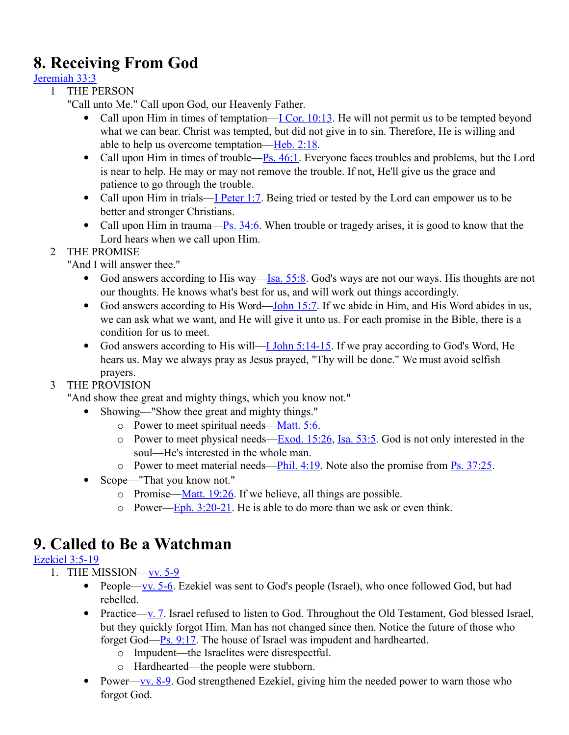# 8. Receiving From God

[Jeremiah 33:3](#)

1. THE PERSON

   "Call unto Me." Call upon God, our Heavenly Father.

   - Call upon Him in times of temptation—[I Cor. 10:13](#). He will not permit us to be tempted beyond what we can bear. Christ was tempted, but did not give in to sin. Therefore, He is willing and able to help us overcome temptation—[Heb. 2:18](#).
   - Call upon Him in times of trouble—[Ps. 46:1](#). Everyone faces troubles and problems, but the Lord is near to help. He may or may not remove the trouble. If not, He'll give us the grace and patience to go through the trouble.
   - Call upon Him in trials—[I Peter 1:7](#). Being tried or tested by the Lord can empower us to be better and stronger Christians.
   - Call upon Him in trauma—[Ps. 34:6](#). When trouble or tragedy arises, it is good to know that the Lord hears when we call upon Him.

2. THE PROMISE

   "And I will answer thee."

   - God answers according to His way—[Isa. 55:8](#). God's ways are not our ways. His thoughts are not our thoughts. He knows what's best for us, and will work out things accordingly.
   - God answers according to His Word—[John 15:7](#). If we abide in Him, and His Word abides in us, we can ask what we want, and He will give it unto us. For each promise in the Bible, there is a condition for us to meet.
   - God answers according to His will—[I John 5:14-15](#). If we pray according to God's Word, He hears us. May we always pray as Jesus prayed, "Thy will be done." We must avoid selfish prayers.

3. THE PROVISION

   "And show thee great and mighty things, which you know not."

   - Showing—"Show thee great and mighty things."
     - Power to meet spiritual needs—[Matt. 5:6](#).
     - Power to meet physical needs—[Exod. 15:26](#), [Isa. 53:5](#). God is not only interested in the soul—He's interested in the whole man.
     - Power to meet material needs—[Phil. 4:19](#). Note also the promise from [Ps. 37:25](#).
   - Scope—"That you know not."
     - Promise—[Matt. 19:26](#). If we believe, all things are possible.
     - Power—[Eph. 3:20-21](#). He is able to do more than we ask or even think.

# 9. Called to Be a Watchman

[Ezekiel 3:5-19](#)

1. THE MISSION—[vv. 5-9](#)
   - People—[vv. 5-6](#). Ezekiel was sent to God's people (Israel), who once followed God, but had rebelled.
   - Practice—[v. 7](#). Israel refused to listen to God. Throughout the Old Testament, God blessed Israel, but they quickly forgot Him. Man has not changed since then. Notice the future of those who forget God—[Ps. 9:17](#). The house of Israel was impudent and hardhearted.
     - Impudent—the Israelites were disrespectful.
     - Hardhearted—the people were stubborn.
   - Power—[vv. 8-9](#). God strengthened Ezekiel, giving him the needed power to warn those who forgot God.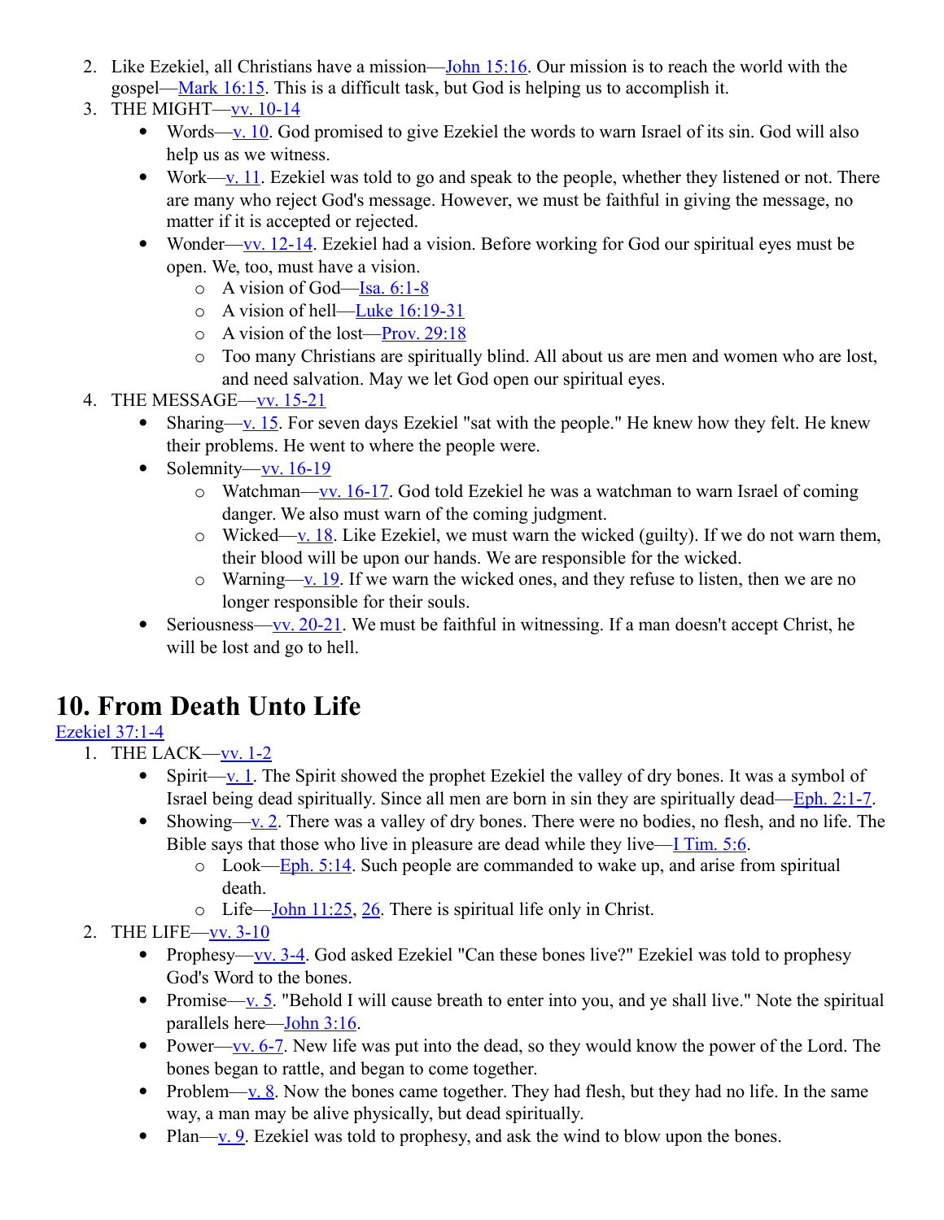2. Like Ezekiel, all Christians have a mission—John 15:16. Our mission is to reach the world with the gospel—Mark 16:15. This is a difficult task, but God is helping us to accomplish it.
3. THE MIGHT—vv. 10-14
   - Words—v. 10. God promised to give Ezekiel the words to warn Israel of its sin. God will also help us as we witness.
   - Work—v. 11. Ezekiel was told to go and speak to the people, whether they listened or not. There are many who reject God's message. However, we must be faithful in giving the message, no matter if it is accepted or rejected.
   - Wonder—vv. 12-14. Ezekiel had a vision. Before working for God our spiritual eyes must be open. We, too, must have a vision.
     - A vision of God—Isa. 6:1-8
     - A vision of hell—Luke 16:19-31
     - A vision of the lost—Prov. 29:18
     - Too many Christians are spiritually blind. All about us are men and women who are lost, and need salvation. May we let God open our spiritual eyes.
4. THE MESSAGE—vv. 15-21
   - Sharing—v. 15. For seven days Ezekiel "sat with the people." He knew how they felt. He knew their problems. He went to where the people were.
   - Solemnity—vv. 16-19
     - Watchman—vv. 16-17. God told Ezekiel he was a watchman to warn Israel of coming danger. We also must warn of the coming judgment.
     - Wicked—v. 18. Like Ezekiel, we must warn the wicked (guilty). If we do not warn them, their blood will be upon our hands. We are responsible for the wicked.
     - Warning—v. 19. If we warn the wicked ones, and they refuse to listen, then we are no longer responsible for their souls.
   - Seriousness—vv. 20-21. We must be faithful in witnessing. If a man doesn't accept Christ, he will be lost and go to hell.

# 10. From Death Unto Life

Ezekiel 37:1-4

1. THE LACK—vv. 1-2
   - Spirit—v. 1. The Spirit showed the prophet Ezekiel the valley of dry bones. It was a symbol of Israel being dead spiritually. Since all men are born in sin they are spiritually dead—Eph. 2:1-7.
   - Showing—v. 2. There was a valley of dry bones. There were no bodies, no flesh, and no life. The Bible says that those who live in pleasure are dead while they live—I Tim. 5:6.
     - Look—Eph. 5:14. Such people are commanded to wake up, and arise from spiritual death.
     - Life—John 11:25, 26. There is spiritual life only in Christ.
2. THE LIFE—vv. 3-10
   - Prophesy—vv. 3-4. God asked Ezekiel "Can these bones live?" Ezekiel was told to prophesy God's Word to the bones.
   - Promise—v. 5. "Behold I will cause breath to enter into you, and ye shall live." Note the spiritual parallels here—John 3:16.
   - Power—vv. 6-7. New life was put into the dead, so they would know the power of the Lord. The bones began to rattle, and began to come together.
   - Problem—v. 8. Now the bones came together. They had flesh, but they had no life. In the same way, a man may be alive physically, but dead spiritually.
   - Plan—v. 9. Ezekiel was told to prophesy, and ask the wind to blow upon the bones.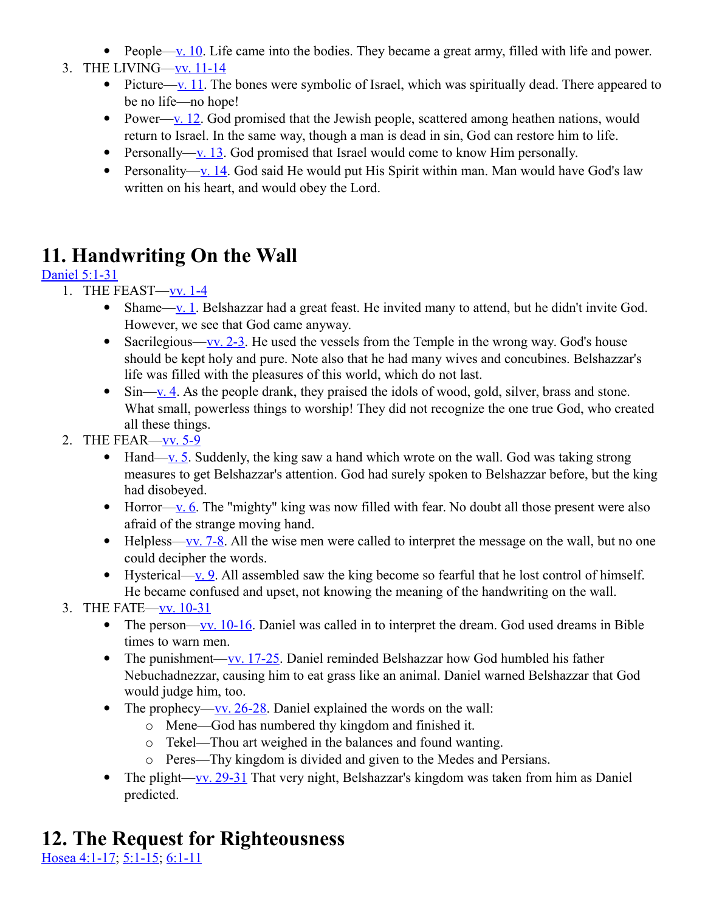- People—v. 10. Life came into the bodies. They became a great army, filled with life and power.

3. THE LIVING—vv. 11-14
   - Picture—v. 11. The bones were symbolic of Israel, which was spiritually dead. There appeared to be no life—no hope!
   - Power—v. 12. God promised that the Jewish people, scattered among heathen nations, would return to Israel. In the same way, though a man is dead in sin, God can restore him to life.
   - Personally—v. 13. God promised that Israel would come to know Him personally.
   - Personality—v. 14. God said He would put His Spirit within man. Man would have God's law written on his heart, and would obey the Lord.

# 11. Handwriting On the Wall

Daniel 5:1-31

1. THE FEAST—vv. 1-4
   - Shame—v. 1. Belshazzar had a great feast. He invited many to attend, but he didn't invite God. However, we see that God came anyway.
   - Sacrilegious—vv. 2-3. He used the vessels from the Temple in the wrong way. God's house should be kept holy and pure. Note also that he had many wives and concubines. Belshazzar's life was filled with the pleasures of this world, which do not last.
   - Sin—v. 4. As the people drank, they praised the idols of wood, gold, silver, brass and stone. What small, powerless things to worship! They did not recognize the one true God, who created all these things.
2. THE FEAR—vv. 5-9
   - Hand—v. 5. Suddenly, the king saw a hand which wrote on the wall. God was taking strong measures to get Belshazzar's attention. God had surely spoken to Belshazzar before, but the king had disobeyed.
   - Horror—v. 6. The "mighty" king was now filled with fear. No doubt all those present were also afraid of the strange moving hand.
   - Helpless—vv. 7-8. All the wise men were called to interpret the message on the wall, but no one could decipher the words.
   - Hysterical—v. 9. All assembled saw the king become so fearful that he lost control of himself. He became confused and upset, not knowing the meaning of the handwriting on the wall.
3. THE FATE—vv. 10-31
   - The person—vv. 10-16. Daniel was called in to interpret the dream. God used dreams in Bible times to warn men.
   - The punishment—vv. 17-25. Daniel reminded Belshazzar how God humbled his father Nebuchadnezzar, causing him to eat grass like an animal. Daniel warned Belshazzar that God would judge him, too.
   - The prophecy—vv. 26-28. Daniel explained the words on the wall:
     - Mene—God has numbered thy kingdom and finished it.
     - Tekel—Thou art weighed in the balances and found wanting.
     - Peres—Thy kingdom is divided and given to the Medes and Persians.
   - The plight—vv. 29-31 That very night, Belshazzar's kingdom was taken from him as Daniel predicted.

# 12. The Request for Righteousness

Hosea 4:1-17; 5:1-15; 6:1-11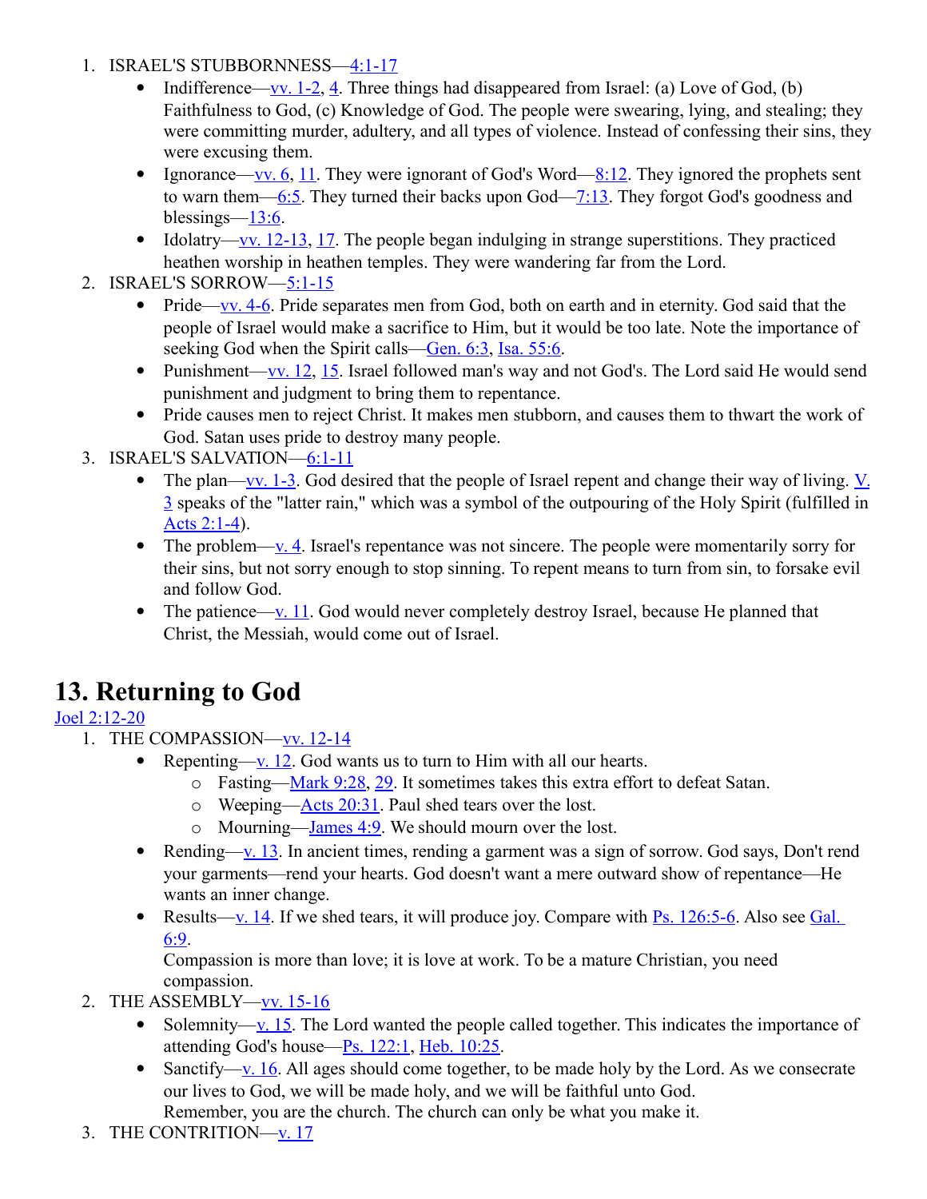1. ISRAEL'S STUBBORNNESS—4:1-17
   - Indifference—vv. 1-2, 4. Three things had disappeared from Israel: (a) Love of God, (b) Faithfulness to God, (c) Knowledge of God. The people were swearing, lying, and stealing; they were committing murder, adultery, and all types of violence. Instead of confessing their sins, they were excusing them.
   - Ignorance—vv. 6, 11. They were ignorant of God's Word—8:12. They ignored the prophets sent to warn them—6:5. They turned their backs upon God—7:13. They forgot God's goodness and blessings—13:6.
   - Idolatry—vv. 12-13, 17. The people began indulging in strange superstitions. They practiced heathen worship in heathen temples. They were wandering far from the Lord.
2. ISRAEL'S SORROW—5:1-15
   - Pride—vv. 4-6. Pride separates men from God, both on earth and in eternity. God said that the people of Israel would make a sacrifice to Him, but it would be too late. Note the importance of seeking God when the Spirit calls—Gen. 6:3, Isa. 55:6.
   - Punishment—vv. 12, 15. Israel followed man's way and not God's. The Lord said He would send punishment and judgment to bring them to repentance.
   - Pride causes men to reject Christ. It makes men stubborn, and causes them to thwart the work of God. Satan uses pride to destroy many people.
3. ISRAEL'S SALVATION—6:1-11
   - The plan—vv. 1-3. God desired that the people of Israel repent and change their way of living. V. 3 speaks of the "latter rain," which was a symbol of the outpouring of the Holy Spirit (fulfilled in Acts 2:1-4).
   - The problem—v. 4. Israel's repentance was not sincere. The people were momentarily sorry for their sins, but not sorry enough to stop sinning. To repent means to turn from sin, to forsake evil and follow God.
   - The patience—v. 11. God would never completely destroy Israel, because He planned that Christ, the Messiah, would come out of Israel.

# 13. Returning to God

Joel 2:12-20

1. THE COMPASSION—vv. 12-14
   - Repenting—v. 12. God wants us to turn to Him with all our hearts.
     - Fasting—Mark 9:28, 29. It sometimes takes this extra effort to defeat Satan.
     - Weeping—Acts 20:31. Paul shed tears over the lost.
     - Mourning—James 4:9. We should mourn over the lost.
   - Rending—v. 13. In ancient times, rending a garment was a sign of sorrow. God says, Don't rend your garments—rend your hearts. God doesn't want a mere outward show of repentance—He wants an inner change.
   - Results—v. 14. If we shed tears, it will produce joy. Compare with Ps. 126:5-6. Also see Gal. 6:9.
     Compassion is more than love; it is love at work. To be a mature Christian, you need compassion.
2. THE ASSEMBLY—vv. 15-16
   - Solemnity—v. 15. The Lord wanted the people called together. This indicates the importance of attending God's house—Ps. 122:1, Heb. 10:25.
   - Sanctify—v. 16. All ages should come together, to be made holy by the Lord. As we consecrate our lives to God, we will be made holy, and we will be faithful unto God.
     Remember, you are the church. The church can only be what you make it.
3. THE CONTRITION—v. 17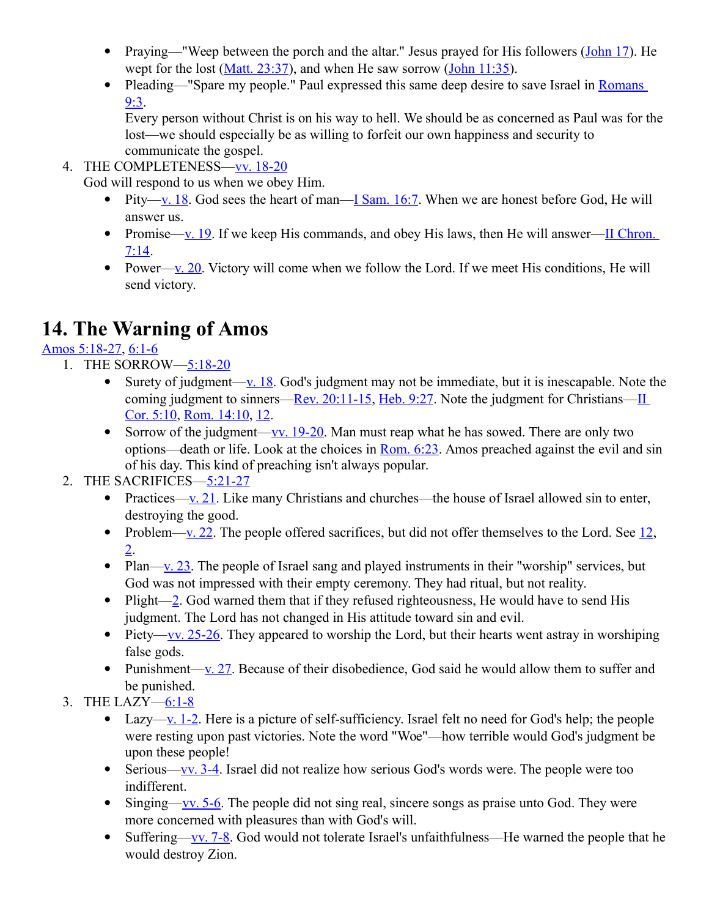- Praying—"Weep between the porch and the altar." Jesus prayed for His followers (John 17). He wept for the lost (Matt. 23:37), and when He saw sorrow (John 11:35).
- Pleading—"Spare my people." Paul expressed this same deep desire to save Israel in Romans 9:3.
  Every person without Christ is on his way to hell. We should be as concerned as Paul was for the lost—we should especially be as willing to forfeit our own happiness and security to communicate the gospel.

4. THE COMPLETENESS—vv. 18-20
   God will respond to us when we obey Him.
   - Pity—v. 18. God sees the heart of man—I Sam. 16:7. When we are honest before God, He will answer us.
   - Promise—v. 19. If we keep His commands, and obey His laws, then He will answer—II Chron. 7:14.
   - Power—v. 20. Victory will come when we follow the Lord. If we meet His conditions, He will send victory.

# 14. The Warning of Amos

Amos 5:18-27, 6:1-6

1. THE SORROW—5:18-20
   - Surety of judgment—v. 18. God's judgment may not be immediate, but it is inescapable. Note the coming judgment to sinners—Rev. 20:11-15, Heb. 9:27. Note the judgment for Christians—II Cor. 5:10, Rom. 14:10, 12.
   - Sorrow of the judgment—vv. 19-20. Man must reap what he has sowed. There are only two options—death or life. Look at the choices in Rom. 6:23. Amos preached against the evil and sin of his day. This kind of preaching isn't always popular.
2. THE SACRIFICES—5:21-27
   - Practices—v. 21. Like many Christians and churches—the house of Israel allowed sin to enter, destroying the good.
   - Problem—v. 22. The people offered sacrifices, but did not offer themselves to the Lord. See 12, 2.
   - Plan—v. 23. The people of Israel sang and played instruments in their "worship" services, but God was not impressed with their empty ceremony. They had ritual, but not reality.
   - Plight—2. God warned them that if they refused righteousness, He would have to send His judgment. The Lord has not changed in His attitude toward sin and evil.
   - Piety—vv. 25-26. They appeared to worship the Lord, but their hearts went astray in worshiping false gods.
   - Punishment—v. 27. Because of their disobedience, God said he would allow them to suffer and be punished.
3. THE LAZY—6:1-8
   - Lazy—v. 1-2. Here is a picture of self-sufficiency. Israel felt no need for God's help; the people were resting upon past victories. Note the word "Woe"—how terrible would God's judgment be upon these people!
   - Serious—vv. 3-4. Israel did not realize how serious God's words were. The people were too indifferent.
   - Singing—vv. 5-6. The people did not sing real, sincere songs as praise unto God. They were more concerned with pleasures than with God's will.
   - Suffering—vv. 7-8. God would not tolerate Israel's unfaithfulness—He warned the people that he would destroy Zion.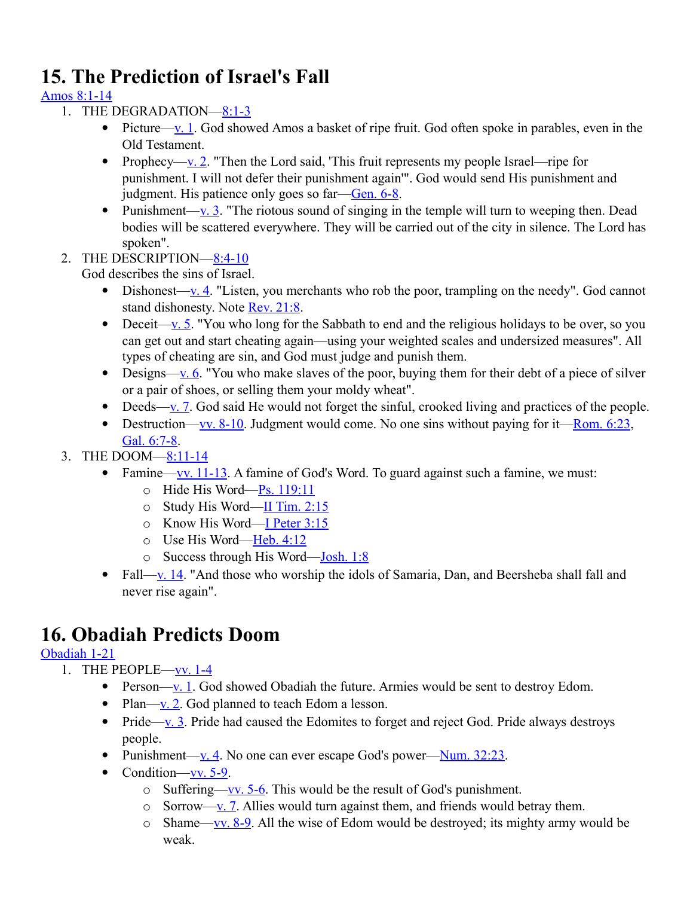# 15. The Prediction of Israel's Fall

Amos 8:1-14

1. THE DEGRADATION—8:1-3
   - Picture—v. 1. God showed Amos a basket of ripe fruit. God often spoke in parables, even in the Old Testament.
   - Prophecy—v. 2. "Then the Lord said, 'This fruit represents my people Israel—ripe for punishment. I will not defer their punishment again'". God would send His punishment and judgment. His patience only goes so far—Gen. 6-8.
   - Punishment—v. 3. "The riotous sound of singing in the temple will turn to weeping then. Dead bodies will be scattered everywhere. They will be carried out of the city in silence. The Lord has spoken".
2. THE DESCRIPTION—8:4-10
   God describes the sins of Israel.
   - Dishonest—v. 4. "Listen, you merchants who rob the poor, trampling on the needy". God cannot stand dishonesty. Note Rev. 21:8.
   - Deceit—v. 5. "You who long for the Sabbath to end and the religious holidays to be over, so you can get out and start cheating again—using your weighted scales and undersized measures". All types of cheating are sin, and God must judge and punish them.
   - Designs—v. 6. "You who make slaves of the poor, buying them for their debt of a piece of silver or a pair of shoes, or selling them your moldy wheat".
   - Deeds—v. 7. God said He would not forget the sinful, crooked living and practices of the people.
   - Destruction—vv. 8-10. Judgment would come. No one sins without paying for it—Rom. 6:23, Gal. 6:7-8.
3. THE DOOM—8:11-14
   - Famine—vv. 11-13. A famine of God's Word. To guard against such a famine, we must:
     - Hide His Word—Ps. 119:11
     - Study His Word—II Tim. 2:15
     - Know His Word—I Peter 3:15
     - Use His Word—Heb. 4:12
     - Success through His Word—Josh. 1:8
   - Fall—v. 14. "And those who worship the idols of Samaria, Dan, and Beersheba shall fall and never rise again".

# 16. Obadiah Predicts Doom

Obadiah 1-21

1. THE PEOPLE—vv. 1-4
   - Person—v. 1. God showed Obadiah the future. Armies would be sent to destroy Edom.
   - Plan—v. 2. God planned to teach Edom a lesson.
   - Pride—v. 3. Pride had caused the Edomites to forget and reject God. Pride always destroys people.
   - Punishment—v. 4. No one can ever escape God's power—Num. 32:23.
   - Condition—vv. 5-9.
     - Suffering—vv. 5-6. This would be the result of God's punishment.
     - Sorrow—v. 7. Allies would turn against them, and friends would betray them.
     - Shame—vv. 8-9. All the wise of Edom would be destroyed; its mighty army would be weak.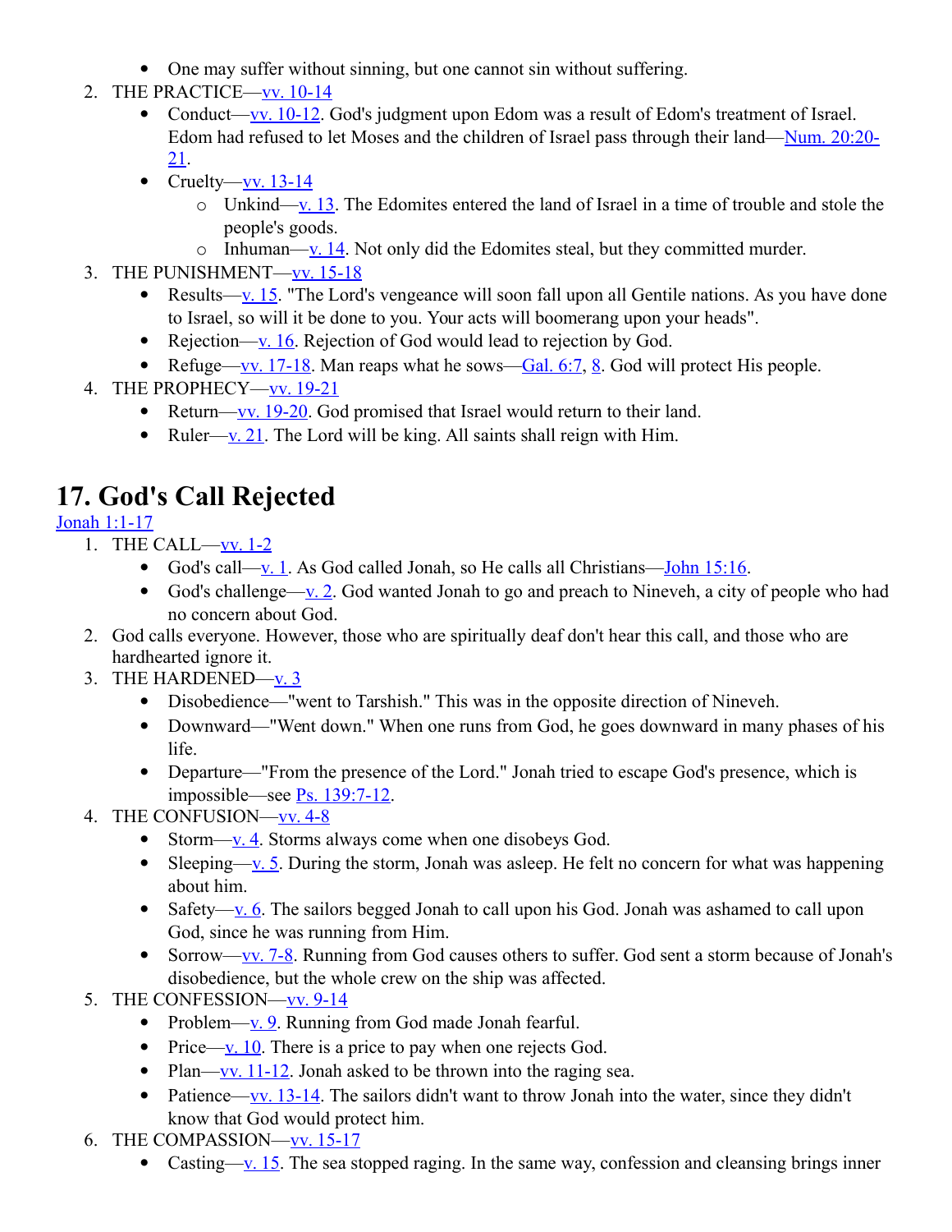- One may suffer without sinning, but one cannot sin without suffering.

2. THE PRACTICE—vv. 10-14
   - Conduct—vv. 10-12. God's judgment upon Edom was a result of Edom's treatment of Israel. Edom had refused to let Moses and the children of Israel pass through their land—Num. 20:20-21.
   - Cruelty—vv. 13-14
     - Unkind—v. 13. The Edomites entered the land of Israel in a time of trouble and stole the people's goods.
     - Inhuman—v. 14. Not only did the Edomites steal, but they committed murder.
3. THE PUNISHMENT—vv. 15-18
   - Results—v. 15. "The Lord's vengeance will soon fall upon all Gentile nations. As you have done to Israel, so will it be done to you. Your acts will boomerang upon your heads".
   - Rejection—v. 16. Rejection of God would lead to rejection by God.
   - Refuge—vv. 17-18. Man reaps what he sows—Gal. 6:7, 8. God will protect His people.
4. THE PROPHECY—vv. 19-21
   - Return—vv. 19-20. God promised that Israel would return to their land.
   - Ruler—v. 21. The Lord will be king. All saints shall reign with Him.

# 17. God's Call Rejected

Jonah 1:1-17

1. THE CALL—vv. 1-2
   - God's call—v. 1. As God called Jonah, so He calls all Christians—John 15:16.
   - God's challenge—v. 2. God wanted Jonah to go and preach to Nineveh, a city of people who had no concern about God.
2. God calls everyone. However, those who are spiritually deaf don't hear this call, and those who are hardhearted ignore it.
3. THE HARDENED—v. 3
   - Disobedience—"went to Tarshish." This was in the opposite direction of Nineveh.
   - Downward—"Went down." When one runs from God, he goes downward in many phases of his life.
   - Departure—"From the presence of the Lord." Jonah tried to escape God's presence, which is impossible—see Ps. 139:7-12.
4. THE CONFUSION—vv. 4-8
   - Storm—v. 4. Storms always come when one disobeys God.
   - Sleeping—v. 5. During the storm, Jonah was asleep. He felt no concern for what was happening about him.
   - Safety—v. 6. The sailors begged Jonah to call upon his God. Jonah was ashamed to call upon God, since he was running from Him.
   - Sorrow—vv. 7-8. Running from God causes others to suffer. God sent a storm because of Jonah's disobedience, but the whole crew on the ship was affected.
5. THE CONFESSION—vv. 9-14
   - Problem—v. 9. Running from God made Jonah fearful.
   - Price—v. 10. There is a price to pay when one rejects God.
   - Plan—vv. 11-12. Jonah asked to be thrown into the raging sea.
   - Patience—vv. 13-14. The sailors didn't want to throw Jonah into the water, since they didn't know that God would protect him.
6. THE COMPASSION—vv. 15-17
   - Casting—v. 15. The sea stopped raging. In the same way, confession and cleansing brings inner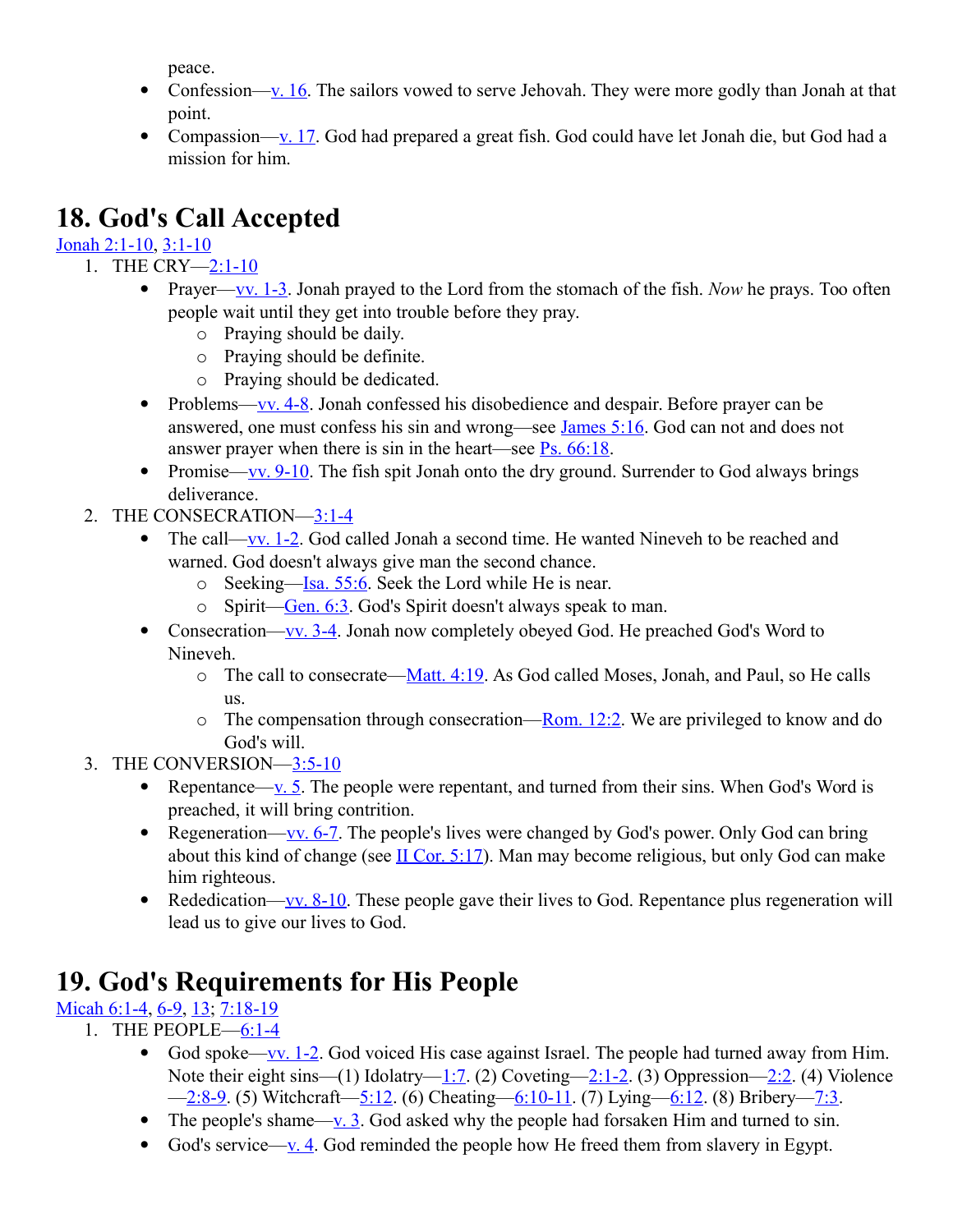peace.

- Confession—v. 16. The sailors vowed to serve Jehovah. They were more godly than Jonah at that point.
- Compassion—v. 17. God had prepared a great fish. God could have let Jonah die, but God had a mission for him.

# 18. God's Call Accepted

Jonah 2:1-10, 3:1-10

1. THE CRY—2:1-10
   - Prayer—vv. 1-3. Jonah prayed to the Lord from the stomach of the fish. *Now* he prays. Too often people wait until they get into trouble before they pray.
     - Praying should be daily.
     - Praying should be definite.
     - Praying should be dedicated.
   - Problems—vv. 4-8. Jonah confessed his disobedience and despair. Before prayer can be answered, one must confess his sin and wrong—see James 5:16. God can not and does not answer prayer when there is sin in the heart—see Ps. 66:18.
   - Promise—vv. 9-10. The fish spit Jonah onto the dry ground. Surrender to God always brings deliverance.
2. THE CONSECRATION—3:1-4
   - The call—vv. 1-2. God called Jonah a second time. He wanted Nineveh to be reached and warned. God doesn't always give man the second chance.
     - Seeking—Isa. 55:6. Seek the Lord while He is near.
     - Spirit—Gen. 6:3. God's Spirit doesn't always speak to man.
   - Consecration—vv. 3-4. Jonah now completely obeyed God. He preached God's Word to Nineveh.
     - The call to consecrate—Matt. 4:19. As God called Moses, Jonah, and Paul, so He calls us.
     - The compensation through consecration—Rom. 12:2. We are privileged to know and do God's will.
3. THE CONVERSION—3:5-10
   - Repentance—v. 5. The people were repentant, and turned from their sins. When God's Word is preached, it will bring contrition.
   - Regeneration—vv. 6-7. The people's lives were changed by God's power. Only God can bring about this kind of change (see II Cor. 5:17). Man may become religious, but only God can make him righteous.
   - Rededication—vv. 8-10. These people gave their lives to God. Repentance plus regeneration will lead us to give our lives to God.

# 19. God's Requirements for His People

Micah 6:1-4, 6-9, 13; 7:18-19

1. THE PEOPLE—6:1-4
   - God spoke—vv. 1-2. God voiced His case against Israel. The people had turned away from Him. Note their eight sins—(1) Idolatry—1:7. (2) Coveting—2:1-2. (3) Oppression—2:2. (4) Violence—2:8-9. (5) Witchcraft—5:12. (6) Cheating—6:10-11. (7) Lying—6:12. (8) Bribery—7:3.
   - The people's shame—v. 3. God asked why the people had forsaken Him and turned to sin.
   - God's service—v. 4. God reminded the people how He freed them from slavery in Egypt.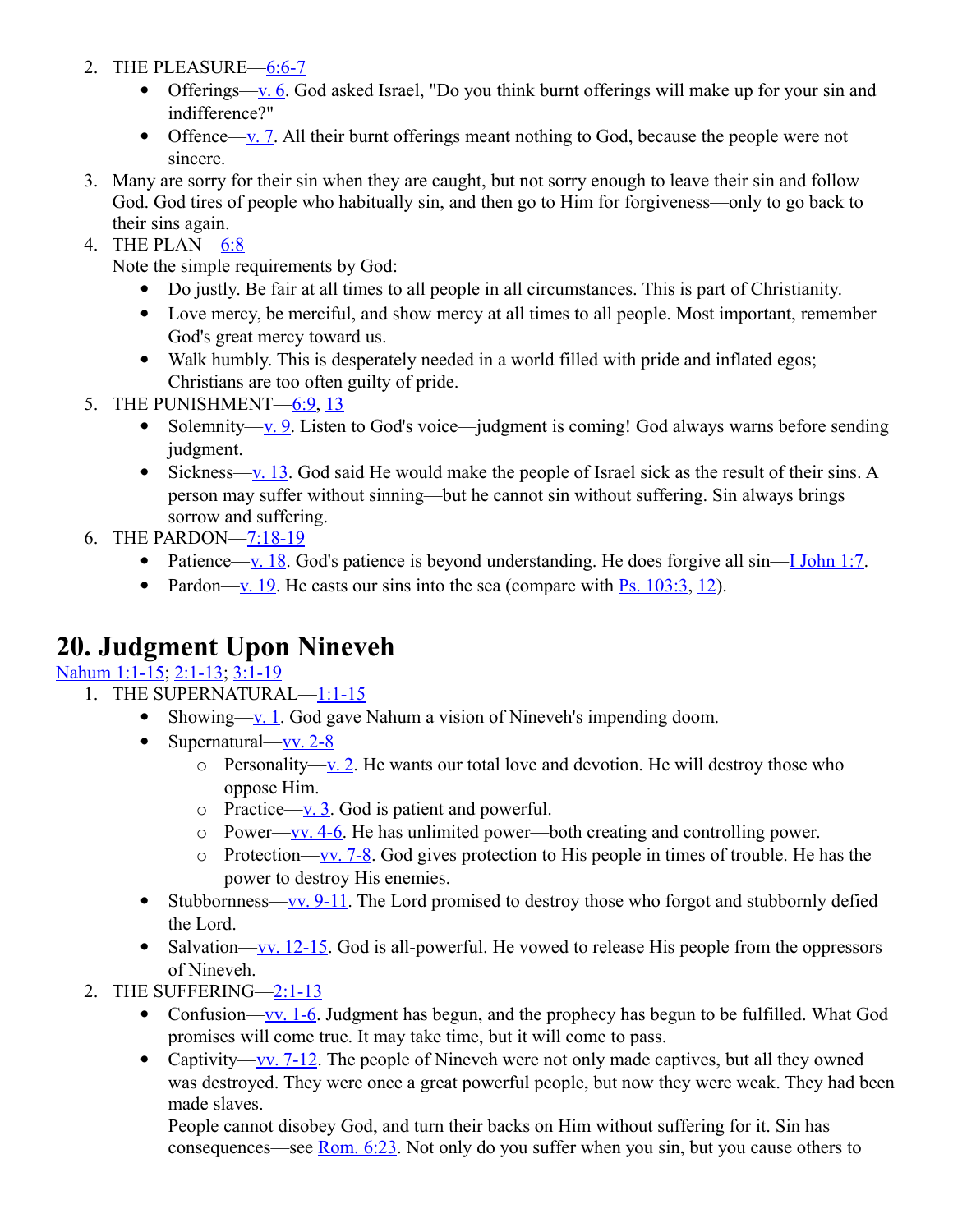2. THE PLEASURE—6:6-7
    - Offerings—v. 6. God asked Israel, "Do you think burnt offerings will make up for your sin and indifference?"
    - Offence—v. 7. All their burnt offerings meant nothing to God, because the people were not sincere.
3. Many are sorry for their sin when they are caught, but not sorry enough to leave their sin and follow God. God tires of people who habitually sin, and then go to Him for forgiveness—only to go back to their sins again.
4. THE PLAN—6:8
   Note the simple requirements by God:
    - Do justly. Be fair at all times to all people in all circumstances. This is part of Christianity.
    - Love mercy, be merciful, and show mercy at all times to all people. Most important, remember God's great mercy toward us.
    - Walk humbly. This is desperately needed in a world filled with pride and inflated egos; Christians are too often guilty of pride.
5. THE PUNISHMENT—6:9, 13
    - Solemnity—v. 9. Listen to God's voice—judgment is coming! God always warns before sending judgment.
    - Sickness—v. 13. God said He would make the people of Israel sick as the result of their sins. A person may suffer without sinning—but he cannot sin without suffering. Sin always brings sorrow and suffering.
6. THE PARDON—7:18-19
    - Patience—v. 18. God's patience is beyond understanding. He does forgive all sin—I John 1:7.
    - Pardon—v. 19. He casts our sins into the sea (compare with Ps. 103:3, 12).

# 20. Judgment Upon Nineveh

Nahum 1:1-15; 2:1-13; 3:1-19

1. THE SUPERNATURAL—1:1-15
    - Showing—v. 1. God gave Nahum a vision of Nineveh's impending doom.
    - Supernatural—vv. 2-8
        - Personality—v. 2. He wants our total love and devotion. He will destroy those who oppose Him.
        - Practice—v. 3. God is patient and powerful.
        - Power—vv. 4-6. He has unlimited power—both creating and controlling power.
        - Protection—vv. 7-8. God gives protection to His people in times of trouble. He has the power to destroy His enemies.
    - Stubbornness—vv. 9-11. The Lord promised to destroy those who forgot and stubbornly defied the Lord.
    - Salvation—vv. 12-15. God is all-powerful. He vowed to release His people from the oppressors of Nineveh.
2. THE SUFFERING—2:1-13
    - Confusion—vv. 1-6. Judgment has begun, and the prophecy has begun to be fulfilled. What God promises will come true. It may take time, but it will come to pass.
    - Captivity—vv. 7-12. The people of Nineveh were not only made captives, but all they owned was destroyed. They were once a great powerful people, but now they were weak. They had been made slaves.
      People cannot disobey God, and turn their backs on Him without suffering for it. Sin has consequences—see Rom. 6:23. Not only do you suffer when you sin, but you cause others to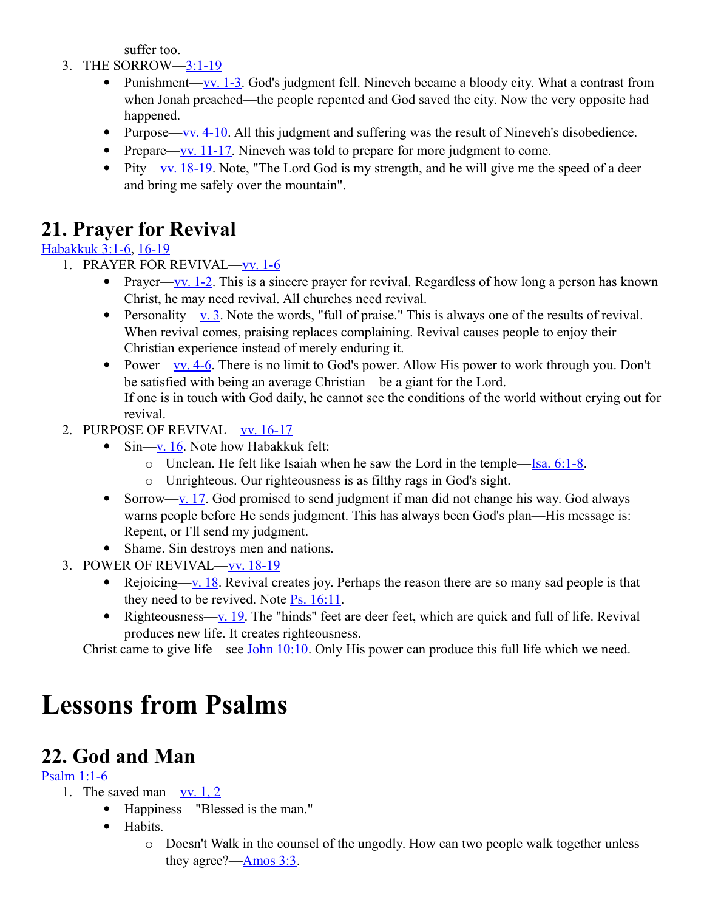suffer too.

3. THE SORROW—3:1-19
    - Punishment—vv. 1-3. God's judgment fell. Nineveh became a bloody city. What a contrast from when Jonah preached—the people repented and God saved the city. Now the very opposite had happened.
    - Purpose—vv. 4-10. All this judgment and suffering was the result of Nineveh's disobedience.
    - Prepare—vv. 11-17. Nineveh was told to prepare for more judgment to come.
    - Pity—vv. 18-19. Note, "The Lord God is my strength, and he will give me the speed of a deer and bring me safely over the mountain".

## 21. Prayer for Revival

Habakkuk 3:1-6, 16-19

1. PRAYER FOR REVIVAL—vv. 1-6
    - Prayer—vv. 1-2. This is a sincere prayer for revival. Regardless of how long a person has known Christ, he may need revival. All churches need revival.
    - Personality—v. 3. Note the words, "full of praise." This is always one of the results of revival. When revival comes, praising replaces complaining. Revival causes people to enjoy their Christian experience instead of merely enduring it.
    - Power—vv. 4-6. There is no limit to God's power. Allow His power to work through you. Don't be satisfied with being an average Christian—be a giant for the Lord.
      If one is in touch with God daily, he cannot see the conditions of the world without crying out for revival.
2. PURPOSE OF REVIVAL—vv. 16-17
    - Sin—v. 16. Note how Habakkuk felt:
        - Unclean. He felt like Isaiah when he saw the Lord in the temple—Isa. 6:1-8.
        - Unrighteous. Our righteousness is as filthy rags in God's sight.
    - Sorrow—v. 17. God promised to send judgment if man did not change his way. God always warns people before He sends judgment. This has always been God's plan—His message is: Repent, or I'll send my judgment.
    - Shame. Sin destroys men and nations.
3. POWER OF REVIVAL—vv. 18-19
    - Rejoicing—v. 18. Revival creates joy. Perhaps the reason there are so many sad people is that they need to be revived. Note Ps. 16:11.
    - Righteousness—v. 19. The "hinds" feet are deer feet, which are quick and full of life. Revival produces new life. It creates righteousness.

   Christ came to give life—see John 10:10. Only His power can produce this full life which we need.

# Lessons from Psalms

## 22. God and Man

Psalm 1:1-6

1. The saved man—vv. 1, 2
    - Happiness—"Blessed is the man."
    - Habits.
        - Doesn't Walk in the counsel of the ungodly. How can two people walk together unless they agree?—Amos 3:3.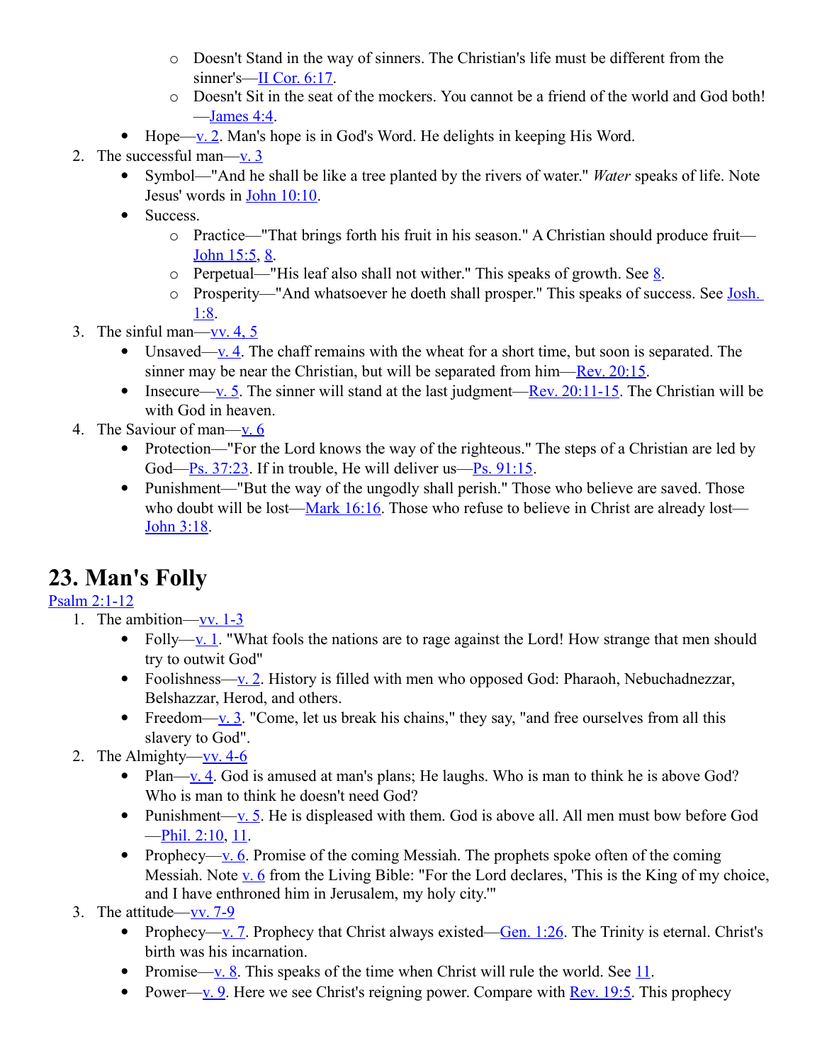- Doesn't Stand in the way of sinners. The Christian's life must be different from the sinner's—II Cor. 6:17.
        - Doesn't Sit in the seat of the mockers. You cannot be a friend of the world and God both! —James 4:4.
    - Hope—v. 2. Man's hope is in God's Word. He delights in keeping His Word.
2. The successful man—v. 3
    - Symbol—"And he shall be like a tree planted by the rivers of water." *Water* speaks of life. Note Jesus' words in John 10:10.
    - Success.
        - Practice—"That brings forth his fruit in his season." A Christian should produce fruit—John 15:5, 8.
        - Perpetual—"His leaf also shall not wither." This speaks of growth. See 8.
        - Prosperity—"And whatsoever he doeth shall prosper." This speaks of success. See Josh. 1:8.
3. The sinful man—vv. 4, 5
    - Unsaved—v. 4. The chaff remains with the wheat for a short time, but soon is separated. The sinner may be near the Christian, but will be separated from him—Rev. 20:15.
    - Insecure—v. 5. The sinner will stand at the last judgment—Rev. 20:11-15. The Christian will be with God in heaven.
4. The Saviour of man—v. 6
    - Protection—"For the Lord knows the way of the righteous." The steps of a Christian are led by God—Ps. 37:23. If in trouble, He will deliver us—Ps. 91:15.
    - Punishment—"But the way of the ungodly shall perish." Those who believe are saved. Those who doubt will be lost—Mark 16:16. Those who refuse to believe in Christ are already lost—John 3:18.

# 23. Man's Folly

Psalm 2:1-12

1. The ambition—vv. 1-3
    - Folly—v. 1. "What fools the nations are to rage against the Lord! How strange that men should try to outwit God"
    - Foolishness—v. 2. History is filled with men who opposed God: Pharaoh, Nebuchadnezzar, Belshazzar, Herod, and others.
    - Freedom—v. 3. "Come, let us break his chains," they say, "and free ourselves from all this slavery to God".
2. The Almighty—vv. 4-6
    - Plan—v. 4. God is amused at man's plans; He laughs. Who is man to think he is above God? Who is man to think he doesn't need God?
    - Punishment—v. 5. He is displeased with them. God is above all. All men must bow before God —Phil. 2:10, 11.
    - Prophecy—v. 6. Promise of the coming Messiah. The prophets spoke often of the coming Messiah. Note v. 6 from the Living Bible: "For the Lord declares, 'This is the King of my choice, and I have enthroned him in Jerusalem, my holy city.'"
3. The attitude—vv. 7-9
    - Prophecy—v. 7. Prophecy that Christ always existed—Gen. 1:26. The Trinity is eternal. Christ's birth was his incarnation.
    - Promise—v. 8. This speaks of the time when Christ will rule the world. See 11.
    - Power—v. 9. Here we see Christ's reigning power. Compare with Rev. 19:5. This prophecy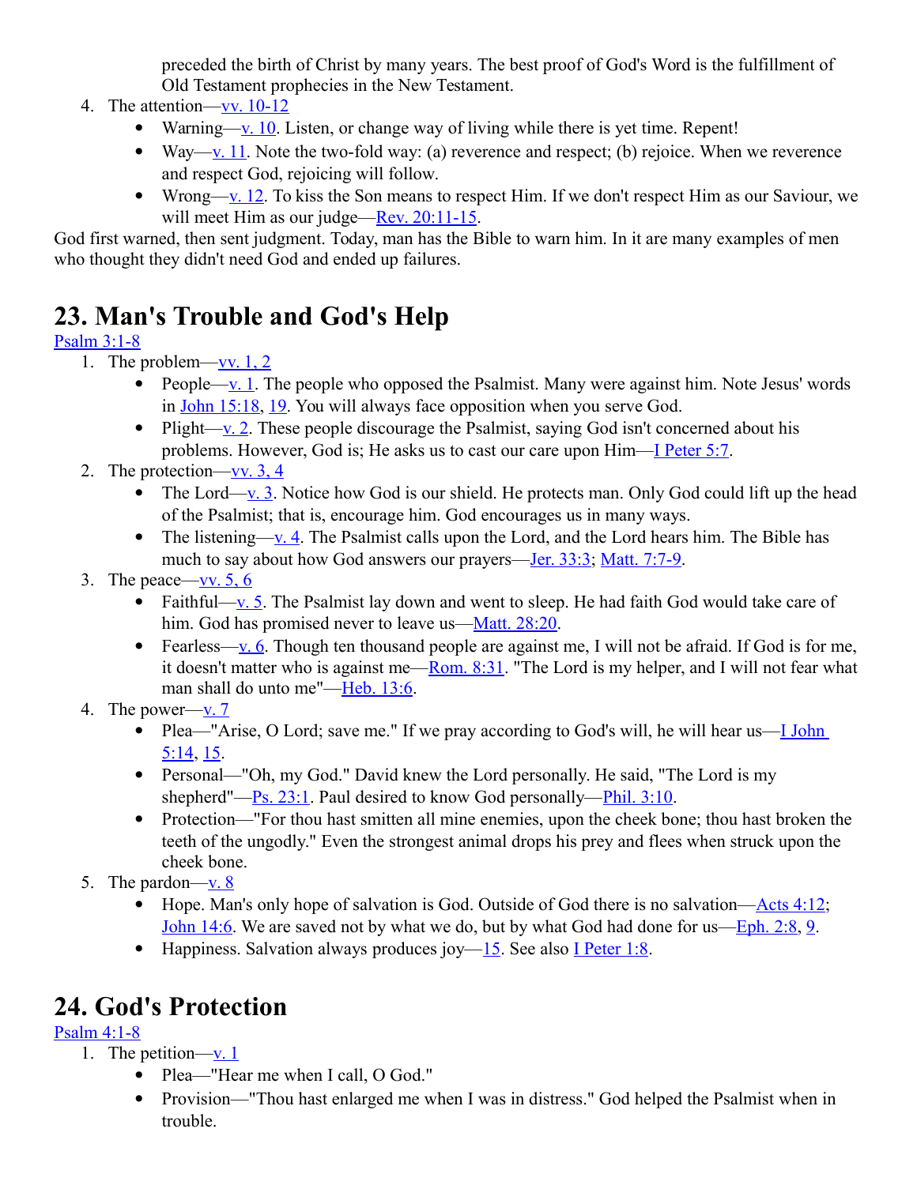preceded the birth of Christ by many years. The best proof of God's Word is the fulfillment of Old Testament prophecies in the New Testament.

4. The attention—vv. 10-12
   - Warning—v. 10. Listen, or change way of living while there is yet time. Repent!
   - Way—v. 11. Note the two-fold way: (a) reverence and respect; (b) rejoice. When we reverence and respect God, rejoicing will follow.
   - Wrong—v. 12. To kiss the Son means to respect Him. If we don't respect Him as our Saviour, we will meet Him as our judge—Rev. 20:11-15.

God first warned, then sent judgment. Today, man has the Bible to warn him. In it are many examples of men who thought they didn't need God and ended up failures.

# 23. Man's Trouble and God's Help

Psalm 3:1-8

1. The problem—vv. 1, 2
   - People—v. 1. The people who opposed the Psalmist. Many were against him. Note Jesus' words in John 15:18, 19. You will always face opposition when you serve God.
   - Plight—v. 2. These people discourage the Psalmist, saying God isn't concerned about his problems. However, God is; He asks us to cast our care upon Him—I Peter 5:7.
2. The protection—vv. 3, 4
   - The Lord—v. 3. Notice how God is our shield. He protects man. Only God could lift up the head of the Psalmist; that is, encourage him. God encourages us in many ways.
   - The listening—v. 4. The Psalmist calls upon the Lord, and the Lord hears him. The Bible has much to say about how God answers our prayers—Jer. 33:3; Matt. 7:7-9.
3. The peace—vv. 5, 6
   - Faithful—v. 5. The Psalmist lay down and went to sleep. He had faith God would take care of him. God has promised never to leave us—Matt. 28:20.
   - Fearless—v. 6. Though ten thousand people are against me, I will not be afraid. If God is for me, it doesn't matter who is against me—Rom. 8:31. "The Lord is my helper, and I will not fear what man shall do unto me"—Heb. 13:6.
4. The power—v. 7
   - Plea—"Arise, O Lord; save me." If we pray according to God's will, he will hear us—I John 5:14, 15.
   - Personal—"Oh, my God." David knew the Lord personally. He said, "The Lord is my shepherd"—Ps. 23:1. Paul desired to know God personally—Phil. 3:10.
   - Protection—"For thou hast smitten all mine enemies, upon the cheek bone; thou hast broken the teeth of the ungodly." Even the strongest animal drops his prey and flees when struck upon the cheek bone.
5. The pardon—v. 8
   - Hope. Man's only hope of salvation is God. Outside of God there is no salvation—Acts 4:12; John 14:6. We are saved not by what we do, but by what God had done for us—Eph. 2:8, 9.
   - Happiness. Salvation always produces joy—15. See also I Peter 1:8.

# 24. God's Protection

Psalm 4:1-8

1. The petition—v. 1
   - Plea—"Hear me when I call, O God."
   - Provision—"Thou hast enlarged me when I was in distress." God helped the Psalmist when in trouble.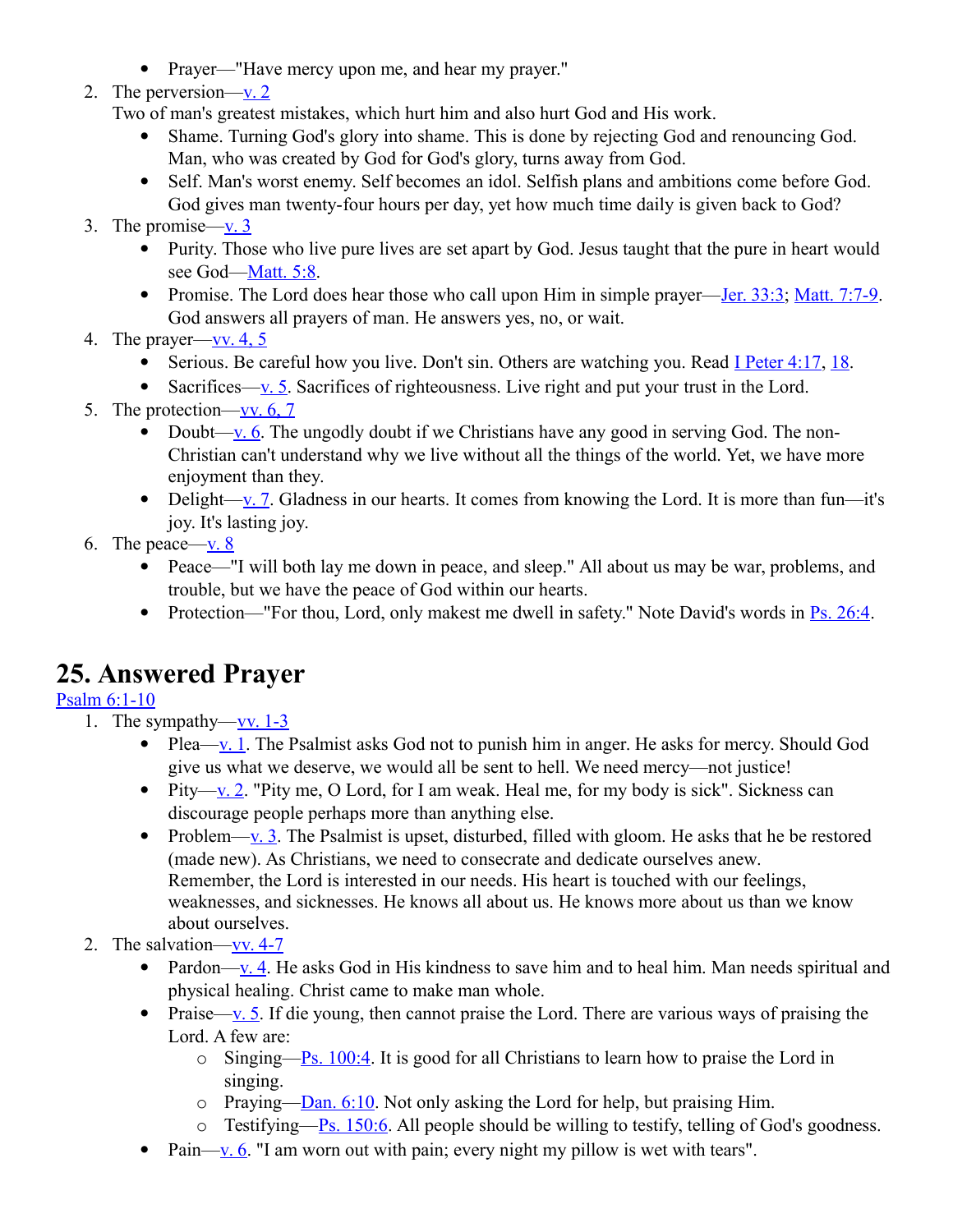- Prayer—"Have mercy upon me, and hear my prayer."

2. The perversion—v. 2
   Two of man's greatest mistakes, which hurt him and also hurt God and His work.
   - Shame. Turning God's glory into shame. This is done by rejecting God and renouncing God. Man, who was created by God for God's glory, turns away from God.
   - Self. Man's worst enemy. Self becomes an idol. Selfish plans and ambitions come before God. God gives man twenty-four hours per day, yet how much time daily is given back to God?
3. The promise—v. 3
   - Purity. Those who live pure lives are set apart by God. Jesus taught that the pure in heart would see God—Matt. 5:8.
   - Promise. The Lord does hear those who call upon Him in simple prayer—Jer. 33:3; Matt. 7:7-9. God answers all prayers of man. He answers yes, no, or wait.
4. The prayer—vv. 4, 5
   - Serious. Be careful how you live. Don't sin. Others are watching you. Read I Peter 4:17, 18.
   - Sacrifices—v. 5. Sacrifices of righteousness. Live right and put your trust in the Lord.
5. The protection—vv. 6, 7
   - Doubt—v. 6. The ungodly doubt if we Christians have any good in serving God. The non-Christian can't understand why we live without all the things of the world. Yet, we have more enjoyment than they.
   - Delight—v. 7. Gladness in our hearts. It comes from knowing the Lord. It is more than fun—it's joy. It's lasting joy.
6. The peace—v. 8
   - Peace—"I will both lay me down in peace, and sleep." All about us may be war, problems, and trouble, but we have the peace of God within our hearts.
   - Protection—"For thou, Lord, only makest me dwell in safety." Note David's words in Ps. 26:4.

# 25. Answered Prayer

Psalm 6:1-10

1. The sympathy—vv. 1-3
   - Plea—v. 1. The Psalmist asks God not to punish him in anger. He asks for mercy. Should God give us what we deserve, we would all be sent to hell. We need mercy—not justice!
   - Pity—v. 2. "Pity me, O Lord, for I am weak. Heal me, for my body is sick". Sickness can discourage people perhaps more than anything else.
   - Problem—v. 3. The Psalmist is upset, disturbed, filled with gloom. He asks that he be restored (made new). As Christians, we need to consecrate and dedicate ourselves anew. Remember, the Lord is interested in our needs. His heart is touched with our feelings, weaknesses, and sicknesses. He knows all about us. He knows more about us than we know about ourselves.
2. The salvation—vv. 4-7
   - Pardon—v. 4. He asks God in His kindness to save him and to heal him. Man needs spiritual and physical healing. Christ came to make man whole.
   - Praise—v. 5. If die young, then cannot praise the Lord. There are various ways of praising the Lord. A few are:
     - Singing—Ps. 100:4. It is good for all Christians to learn how to praise the Lord in singing.
     - Praying—Dan. 6:10. Not only asking the Lord for help, but praising Him.
     - Testifying—Ps. 150:6. All people should be willing to testify, telling of God's goodness.
   - Pain—v. 6. "I am worn out with pain; every night my pillow is wet with tears".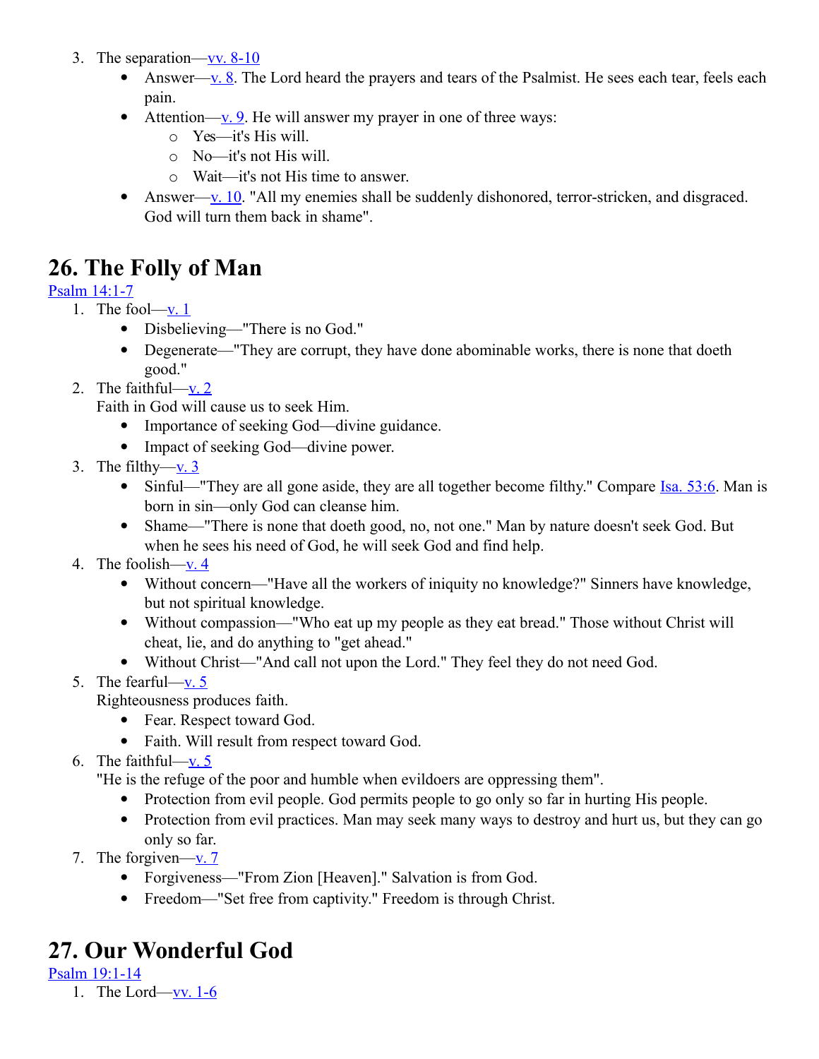3. The separation—vv. 8-10
    - Answer—v. 8. The Lord heard the prayers and tears of the Psalmist. He sees each tear, feels each pain.
    - Attention—v. 9. He will answer my prayer in one of three ways:
        - Yes—it's His will.
        - No—it's not His will.
        - Wait—it's not His time to answer.
    - Answer—v. 10. "All my enemies shall be suddenly dishonored, terror-stricken, and disgraced. God will turn them back in shame".

# 26. The Folly of Man

Psalm 14:1-7

1. The fool—v. 1
    - Disbelieving—"There is no God."
    - Degenerate—"They are corrupt, they have done abominable works, there is none that doeth good."
2. The faithful—v. 2
   Faith in God will cause us to seek Him.
    - Importance of seeking God—divine guidance.
    - Impact of seeking God—divine power.
3. The filthy—v. 3
    - Sinful—"They are all gone aside, they are all together become filthy." Compare Isa. 53:6. Man is born in sin—only God can cleanse him.
    - Shame—"There is none that doeth good, no, not one." Man by nature doesn't seek God. But when he sees his need of God, he will seek God and find help.
4. The foolish—v. 4
    - Without concern—"Have all the workers of iniquity no knowledge?" Sinners have knowledge, but not spiritual knowledge.
    - Without compassion—"Who eat up my people as they eat bread." Those without Christ will cheat, lie, and do anything to "get ahead."
    - Without Christ—"And call not upon the Lord." They feel they do not need God.
5. The fearful—v. 5
   Righteousness produces faith.
    - Fear. Respect toward God.
    - Faith. Will result from respect toward God.
6. The faithful—v. 5
   "He is the refuge of the poor and humble when evildoers are oppressing them".
    - Protection from evil people. God permits people to go only so far in hurting His people.
    - Protection from evil practices. Man may seek many ways to destroy and hurt us, but they can go only so far.
7. The forgiven—v. 7
    - Forgiveness—"From Zion [Heaven]." Salvation is from God.
    - Freedom—"Set free from captivity." Freedom is through Christ.

# 27. Our Wonderful God

Psalm 19:1-14

1. The Lord—vv. 1-6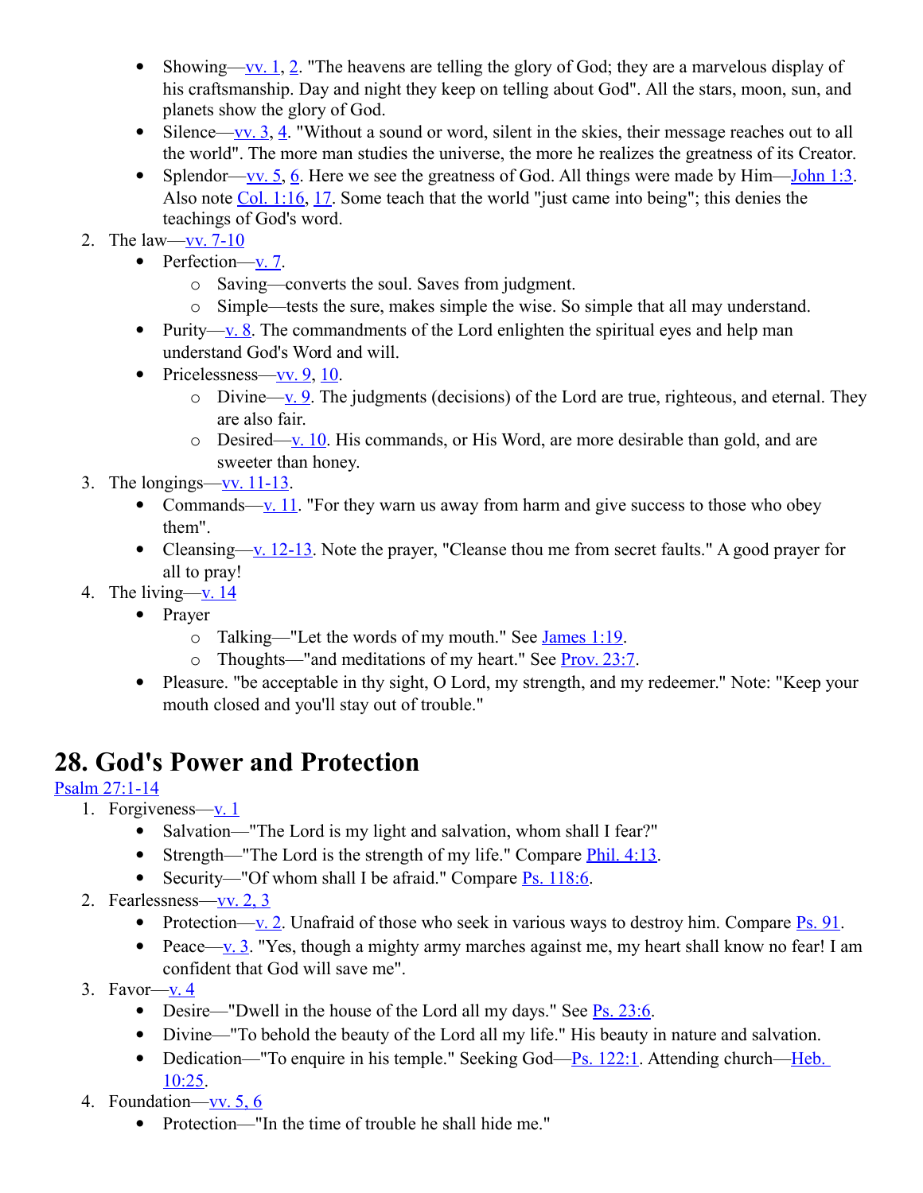- Showing—vv. 1, 2. "The heavens are telling the glory of God; they are a marvelous display of his craftsmanship. Day and night they keep on telling about God". All the stars, moon, sun, and planets show the glory of God.
- Silence—vv. 3, 4. "Without a sound or word, silent in the skies, their message reaches out to all the world". The more man studies the universe, the more he realizes the greatness of its Creator.
- Splendor—vv. 5, 6. Here we see the greatness of God. All things were made by Him—John 1:3. Also note Col. 1:16, 17. Some teach that the world "just came into being"; this denies the teachings of God's word.

2. The law—vv. 7-10
   - Perfection—v. 7.
     - Saving—converts the soul. Saves from judgment.
     - Simple—tests the sure, makes simple the wise. So simple that all may understand.
   - Purity—v. 8. The commandments of the Lord enlighten the spiritual eyes and help man understand God's Word and will.
   - Pricelessness—vv. 9, 10.
     - Divine—v. 9. The judgments (decisions) of the Lord are true, righteous, and eternal. They are also fair.
     - Desired—v. 10. His commands, or His Word, are more desirable than gold, and are sweeter than honey.
3. The longings—vv. 11-13.
   - Commands—v. 11. "For they warn us away from harm and give success to those who obey them".
   - Cleansing—v. 12-13. Note the prayer, "Cleanse thou me from secret faults." A good prayer for all to pray!
4. The living—v. 14
   - Prayer
     - Talking—"Let the words of my mouth." See James 1:19.
     - Thoughts—"and meditations of my heart." See Prov. 23:7.
   - Pleasure. "be acceptable in thy sight, O Lord, my strength, and my redeemer." Note: "Keep your mouth closed and you'll stay out of trouble."

# 28. God's Power and Protection

Psalm 27:1-14

1. Forgiveness—v. 1
   - Salvation—"The Lord is my light and salvation, whom shall I fear?"
   - Strength—"The Lord is the strength of my life." Compare Phil. 4:13.
   - Security—"Of whom shall I be afraid." Compare Ps. 118:6.
2. Fearlessness—vv. 2, 3
   - Protection—v. 2. Unafraid of those who seek in various ways to destroy him. Compare Ps. 91.
   - Peace—v. 3. "Yes, though a mighty army marches against me, my heart shall know no fear! I am confident that God will save me".
3. Favor—v. 4
   - Desire—"Dwell in the house of the Lord all my days." See Ps. 23:6.
   - Divine—"To behold the beauty of the Lord all my life." His beauty in nature and salvation.
   - Dedication—"To enquire in his temple." Seeking God—Ps. 122:1. Attending church—Heb. 10:25.
4. Foundation—vv. 5, 6
   - Protection—"In the time of trouble he shall hide me."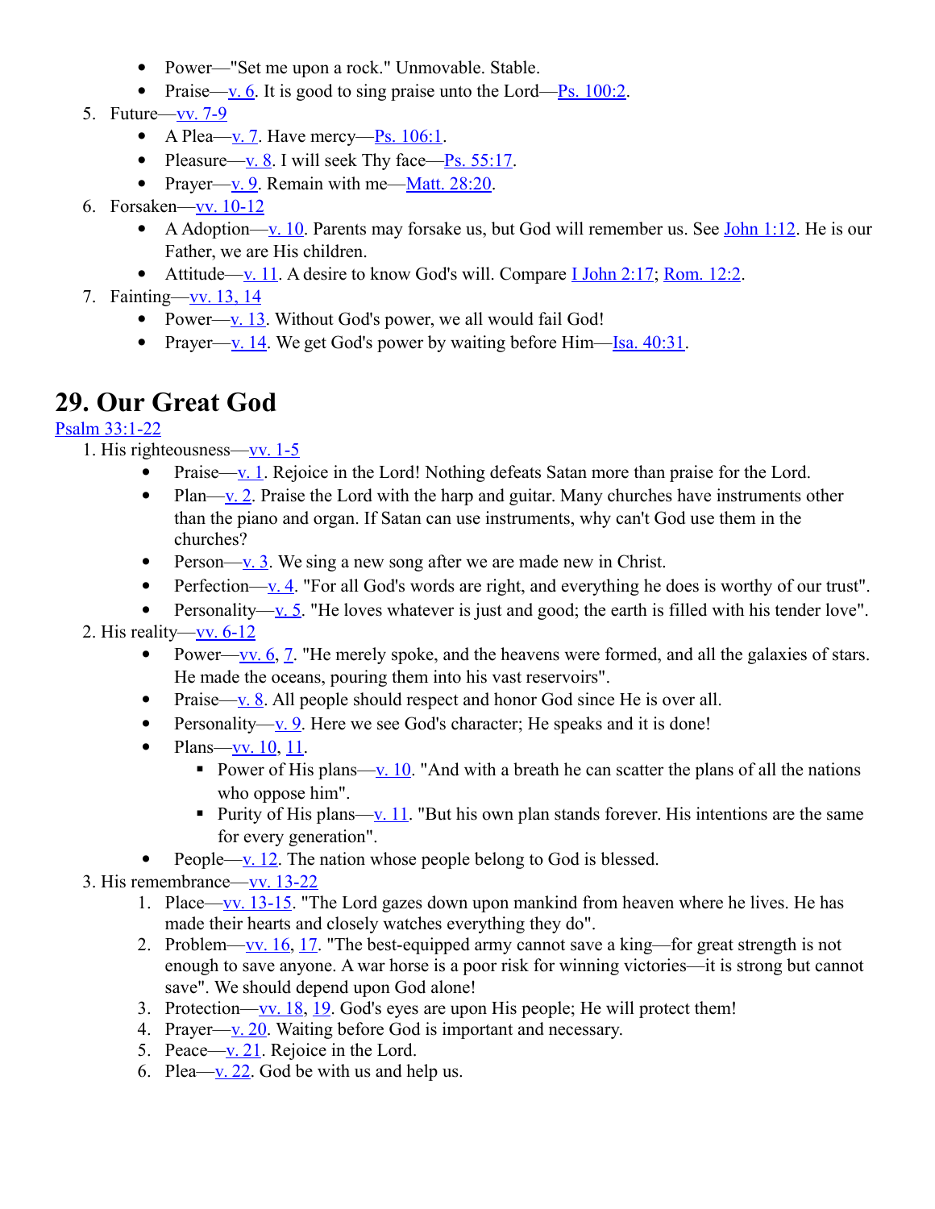- Power—"Set me upon a rock." Unmovable. Stable.
- Praise—v. 6. It is good to sing praise unto the Lord—Ps. 100:2.

5. Future—vv. 7-9
   - A Plea—v. 7. Have mercy—Ps. 106:1.
   - Pleasure—v. 8. I will seek Thy face—Ps. 55:17.
   - Prayer—v. 9. Remain with me—Matt. 28:20.
6. Forsaken—vv. 10-12
   - A Adoption—v. 10. Parents may forsake us, but God will remember us. See John 1:12. He is our Father, we are His children.
   - Attitude—v. 11. A desire to know God's will. Compare I John 2:17; Rom. 12:2.
7. Fainting—vv. 13, 14
   - Power—v. 13. Without God's power, we all would fail God!
   - Prayer—v. 14. We get God's power by waiting before Him—Isa. 40:31.

# 29. Our Great God

Psalm 33:1-22

1. His righteousness—vv. 1-5
   - Praise—v. 1. Rejoice in the Lord! Nothing defeats Satan more than praise for the Lord.
   - Plan—v. 2. Praise the Lord with the harp and guitar. Many churches have instruments other than the piano and organ. If Satan can use instruments, why can't God use them in the churches?
   - Person—v. 3. We sing a new song after we are made new in Christ.
   - Perfection—v. 4. "For all God's words are right, and everything he does is worthy of our trust".
   - Personality—v. 5. "He loves whatever is just and good; the earth is filled with his tender love".
2. His reality—vv. 6-12
   - Power—vv. 6, 7. "He merely spoke, and the heavens were formed, and all the galaxies of stars. He made the oceans, pouring them into his vast reservoirs".
   - Praise—v. 8. All people should respect and honor God since He is over all.
   - Personality—v. 9. Here we see God's character; He speaks and it is done!
   - Plans—vv. 10, 11.
     - Power of His plans—v. 10. "And with a breath he can scatter the plans of all the nations who oppose him".
     - Purity of His plans—v. 11. "But his own plan stands forever. His intentions are the same for every generation".
   - People—v. 12. The nation whose people belong to God is blessed.
3. His remembrance—vv. 13-22
   1. Place—vv. 13-15. "The Lord gazes down upon mankind from heaven where he lives. He has made their hearts and closely watches everything they do".
   2. Problem—vv. 16, 17. "The best-equipped army cannot save a king—for great strength is not enough to save anyone. A war horse is a poor risk for winning victories—it is strong but cannot save". We should depend upon God alone!
   3. Protection—vv. 18, 19. God's eyes are upon His people; He will protect them!
   4. Prayer—v. 20. Waiting before God is important and necessary.
   5. Peace—v. 21. Rejoice in the Lord.
   6. Plea—v. 22. God be with us and help us.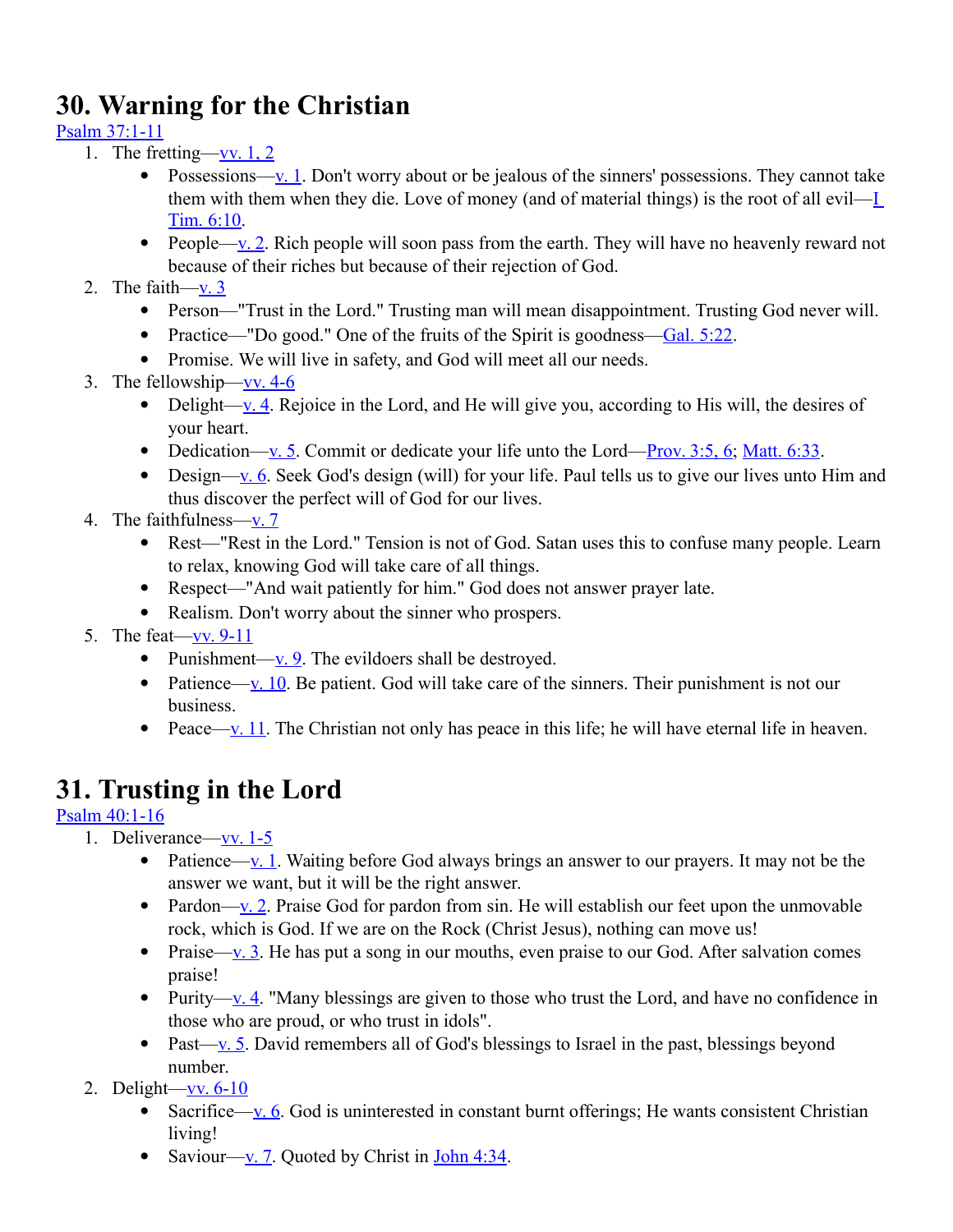# 30. Warning for the Christian

Psalm 37:1-11

1. The fretting—vv. 1, 2
   - Possessions—v. 1. Don't worry about or be jealous of the sinners' possessions. They cannot take them with them when they die. Love of money (and of material things) is the root of all evil—I Tim. 6:10.
   - People—v. 2. Rich people will soon pass from the earth. They will have no heavenly reward not because of their riches but because of their rejection of God.
2. The faith—v. 3
   - Person—"Trust in the Lord." Trusting man will mean disappointment. Trusting God never will.
   - Practice—"Do good." One of the fruits of the Spirit is goodness—Gal. 5:22.
   - Promise. We will live in safety, and God will meet all our needs.
3. The fellowship—vv. 4-6
   - Delight—v. 4. Rejoice in the Lord, and He will give you, according to His will, the desires of your heart.
   - Dedication—v. 5. Commit or dedicate your life unto the Lord—Prov. 3:5, 6; Matt. 6:33.
   - Design—v. 6. Seek God's design (will) for your life. Paul tells us to give our lives unto Him and thus discover the perfect will of God for our lives.
4. The faithfulness—v. 7
   - Rest—"Rest in the Lord." Tension is not of God. Satan uses this to confuse many people. Learn to relax, knowing God will take care of all things.
   - Respect—"And wait patiently for him." God does not answer prayer late.
   - Realism. Don't worry about the sinner who prospers.
5. The feat—vv. 9-11
   - Punishment—v. 9. The evildoers shall be destroyed.
   - Patience—v. 10. Be patient. God will take care of the sinners. Their punishment is not our business.
   - Peace—v. 11. The Christian not only has peace in this life; he will have eternal life in heaven.

# 31. Trusting in the Lord

Psalm 40:1-16

1. Deliverance—vv. 1-5
   - Patience—v. 1. Waiting before God always brings an answer to our prayers. It may not be the answer we want, but it will be the right answer.
   - Pardon—v. 2. Praise God for pardon from sin. He will establish our feet upon the unmovable rock, which is God. If we are on the Rock (Christ Jesus), nothing can move us!
   - Praise—v. 3. He has put a song in our mouths, even praise to our God. After salvation comes praise!
   - Purity—v. 4. "Many blessings are given to those who trust the Lord, and have no confidence in those who are proud, or who trust in idols".
   - Past—v. 5. David remembers all of God's blessings to Israel in the past, blessings beyond number.
2. Delight—vv. 6-10
   - Sacrifice—v. 6. God is uninterested in constant burnt offerings; He wants consistent Christian living!
   - Saviour—v. 7. Quoted by Christ in John 4:34.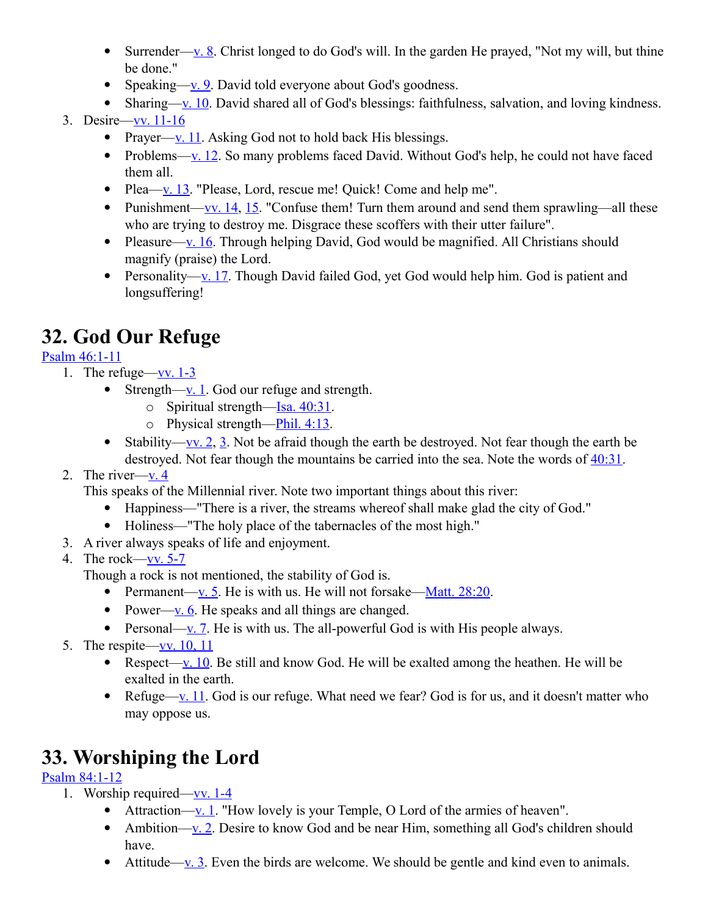- Surrender—v. 8. Christ longed to do God's will. In the garden He prayed, "Not my will, but thine be done."
- Speaking—v. 9. David told everyone about God's goodness.
- Sharing—v. 10. David shared all of God's blessings: faithfulness, salvation, and loving kindness.

3. Desire—vv. 11-16
    - Prayer—v. 11. Asking God not to hold back His blessings.
    - Problems—v. 12. So many problems faced David. Without God's help, he could not have faced them all.
    - Plea—v. 13. "Please, Lord, rescue me! Quick! Come and help me".
    - Punishment—vv. 14, 15. "Confuse them! Turn them around and send them sprawling—all these who are trying to destroy me. Disgrace these scoffers with their utter failure".
    - Pleasure—v. 16. Through helping David, God would be magnified. All Christians should magnify (praise) the Lord.
    - Personality—v. 17. Though David failed God, yet God would help him. God is patient and longsuffering!

# 32. God Our Refuge

Psalm 46:1-11

1. The refuge—vv. 1-3
    - Strength—v. 1. God our refuge and strength.
        - Spiritual strength—Isa. 40:31.
        - Physical strength—Phil. 4:13.
    - Stability—vv. 2, 3. Not be afraid though the earth be destroyed. Not fear though the earth be destroyed. Not fear though the mountains be carried into the sea. Note the words of 40:31.
2. The river—v. 4
   This speaks of the Millennial river. Note two important things about this river:
    - Happiness—"There is a river, the streams whereof shall make glad the city of God."
    - Holiness—"The holy place of the tabernacles of the most high."
3. A river always speaks of life and enjoyment.
4. The rock—vv. 5-7
   Though a rock is not mentioned, the stability of God is.
    - Permanent—v. 5. He is with us. He will not forsake—Matt. 28:20.
    - Power—v. 6. He speaks and all things are changed.
    - Personal—v. 7. He is with us. The all-powerful God is with His people always.
5. The respite—vv. 10, 11
    - Respect—v. 10. Be still and know God. He will be exalted among the heathen. He will be exalted in the earth.
    - Refuge—v. 11. God is our refuge. What need we fear? God is for us, and it doesn't matter who may oppose us.

# 33. Worshiping the Lord

Psalm 84:1-12

1. Worship required—vv. 1-4
    - Attraction—v. 1. "How lovely is your Temple, O Lord of the armies of heaven".
    - Ambition—v. 2. Desire to know God and be near Him, something all God's children should have.
    - Attitude—v. 3. Even the birds are welcome. We should be gentle and kind even to animals.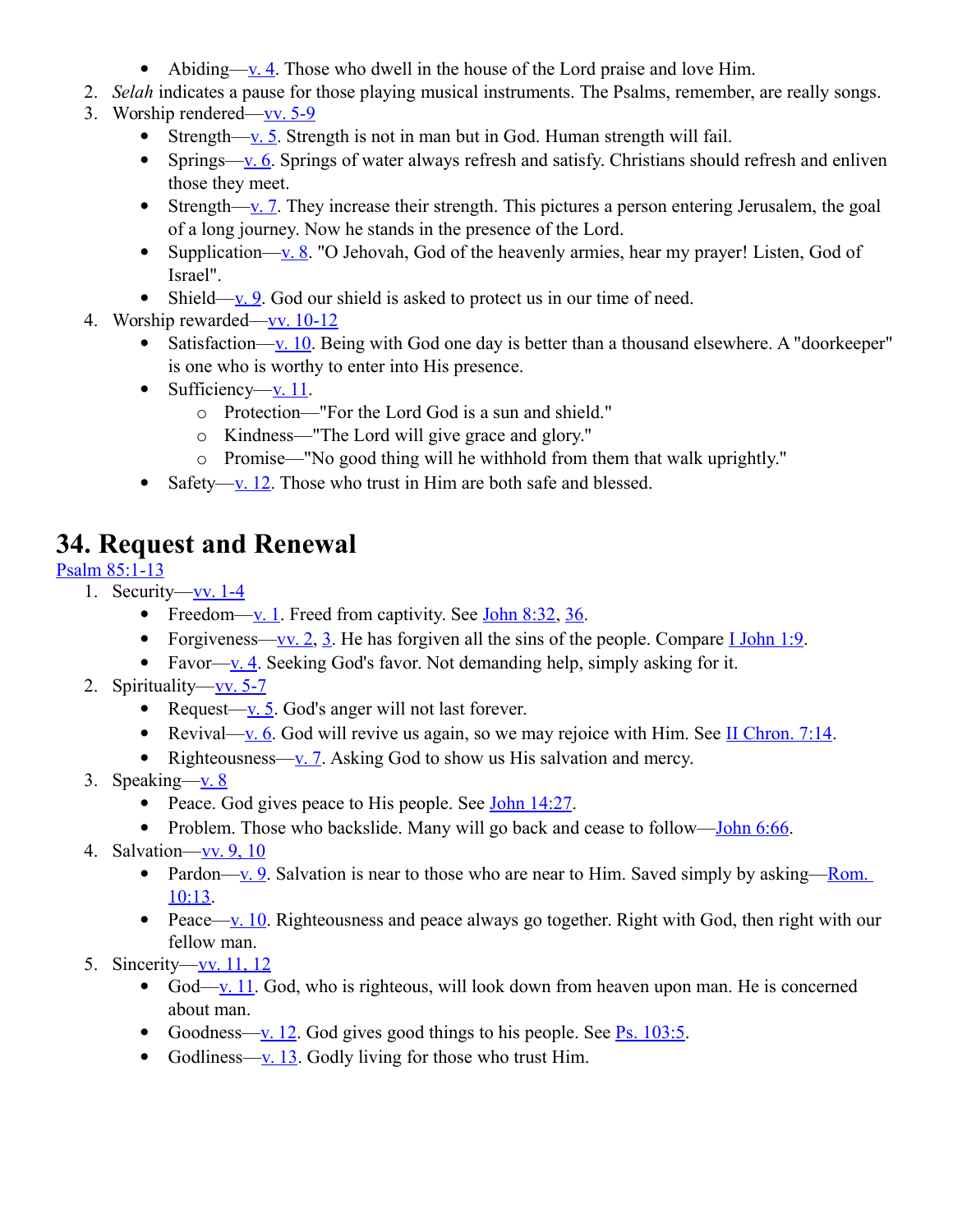- Abiding—v. 4. Those who dwell in the house of the Lord praise and love Him.

2. *Selah* indicates a pause for those playing musical instruments. The Psalms, remember, are really songs.
3. Worship rendered—vv. 5-9
    - Strength—v. 5. Strength is not in man but in God. Human strength will fail.
    - Springs—v. 6. Springs of water always refresh and satisfy. Christians should refresh and enliven those they meet.
    - Strength—v. 7. They increase their strength. This pictures a person entering Jerusalem, the goal of a long journey. Now he stands in the presence of the Lord.
    - Supplication—v. 8. "O Jehovah, God of the heavenly armies, hear my prayer! Listen, God of Israel".
    - Shield—v. 9. God our shield is asked to protect us in our time of need.
4. Worship rewarded—vv. 10-12
    - Satisfaction—v. 10. Being with God one day is better than a thousand elsewhere. A "doorkeeper" is one who is worthy to enter into His presence.
    - Sufficiency—v. 11.
        - Protection—"For the Lord God is a sun and shield."
        - Kindness—"The Lord will give grace and glory."
        - Promise—"No good thing will he withhold from them that walk uprightly."
    - Safety—v. 12. Those who trust in Him are both safe and blessed.

# 34. Request and Renewal

Psalm 85:1-13

1. Security—vv. 1-4
    - Freedom—v. 1. Freed from captivity. See John 8:32, 36.
    - Forgiveness—vv. 2, 3. He has forgiven all the sins of the people. Compare I John 1:9.
    - Favor—v. 4. Seeking God's favor. Not demanding help, simply asking for it.
2. Spirituality—vv. 5-7
    - Request—v. 5. God's anger will not last forever.
    - Revival—v. 6. God will revive us again, so we may rejoice with Him. See II Chron. 7:14.
    - Righteousness—v. 7. Asking God to show us His salvation and mercy.
3. Speaking—v. 8
    - Peace. God gives peace to His people. See John 14:27.
    - Problem. Those who backslide. Many will go back and cease to follow—John 6:66.
4. Salvation—vv. 9, 10
    - Pardon—v. 9. Salvation is near to those who are near to Him. Saved simply by asking—Rom. 10:13.
    - Peace—v. 10. Righteousness and peace always go together. Right with God, then right with our fellow man.
5. Sincerity—vv. 11, 12
    - God—v. 11. God, who is righteous, will look down from heaven upon man. He is concerned about man.
    - Goodness—v. 12. God gives good things to his people. See Ps. 103:5.
    - Godliness—v. 13. Godly living for those who trust Him.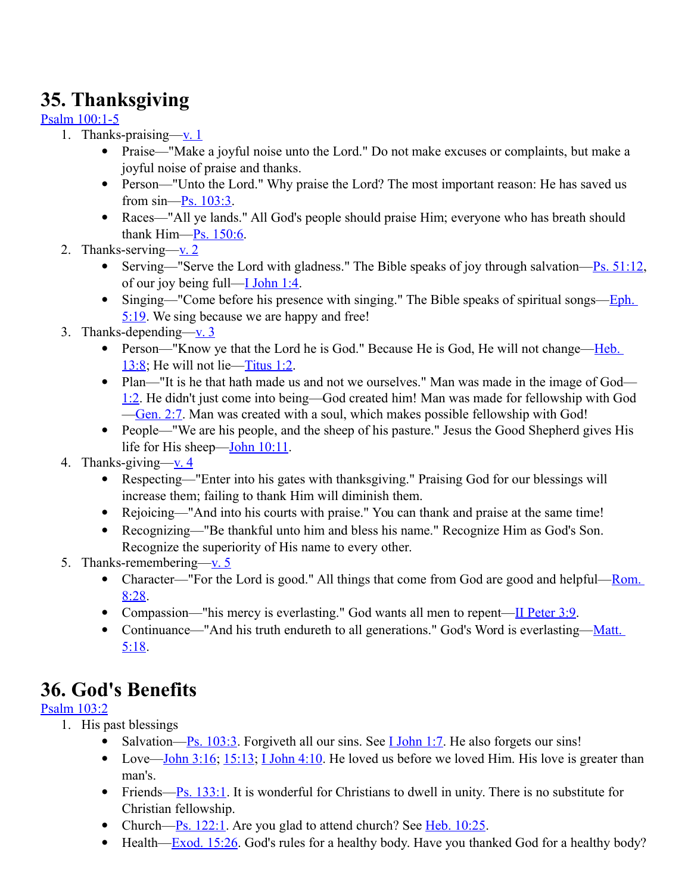# 35. Thanksgiving

Psalm 100:1-5

1. Thanks-praising—v. 1
   - Praise—"Make a joyful noise unto the Lord." Do not make excuses or complaints, but make a joyful noise of praise and thanks.
   - Person—"Unto the Lord." Why praise the Lord? The most important reason: He has saved us from sin—Ps. 103:3.
   - Races—"All ye lands." All God's people should praise Him; everyone who has breath should thank Him—Ps. 150:6.
2. Thanks-serving—v. 2
   - Serving—"Serve the Lord with gladness." The Bible speaks of joy through salvation—Ps. 51:12, of our joy being full—I John 1:4.
   - Singing—"Come before his presence with singing." The Bible speaks of spiritual songs—Eph. 5:19. We sing because we are happy and free!
3. Thanks-depending—v. 3
   - Person—"Know ye that the Lord he is God." Because He is God, He will not change—Heb. 13:8; He will not lie—Titus 1:2.
   - Plan—"It is he that hath made us and not we ourselves." Man was made in the image of God—1:2. He didn't just come into being—God created him! Man was made for fellowship with God—Gen. 2:7. Man was created with a soul, which makes possible fellowship with God!
   - People—"We are his people, and the sheep of his pasture." Jesus the Good Shepherd gives His life for His sheep—John 10:11.
4. Thanks-giving—v. 4
   - Respecting—"Enter into his gates with thanksgiving." Praising God for our blessings will increase them; failing to thank Him will diminish them.
   - Rejoicing—"And into his courts with praise." You can thank and praise at the same time!
   - Recognizing—"Be thankful unto him and bless his name." Recognize Him as God's Son. Recognize the superiority of His name to every other.
5. Thanks-remembering—v. 5
   - Character—"For the Lord is good." All things that come from God are good and helpful—Rom. 8:28.
   - Compassion—"his mercy is everlasting." God wants all men to repent—II Peter 3:9.
   - Continuance—"And his truth endureth to all generations." God's Word is everlasting—Matt. 5:18.

# 36. God's Benefits

Psalm 103:2

1. His past blessings
   - Salvation—Ps. 103:3. Forgiveth all our sins. See I John 1:7. He also forgets our sins!
   - Love—John 3:16; 15:13; I John 4:10. He loved us before we loved Him. His love is greater than man's.
   - Friends—Ps. 133:1. It is wonderful for Christians to dwell in unity. There is no substitute for Christian fellowship.
   - Church—Ps. 122:1. Are you glad to attend church? See Heb. 10:25.
   - Health—Exod. 15:26. God's rules for a healthy body. Have you thanked God for a healthy body?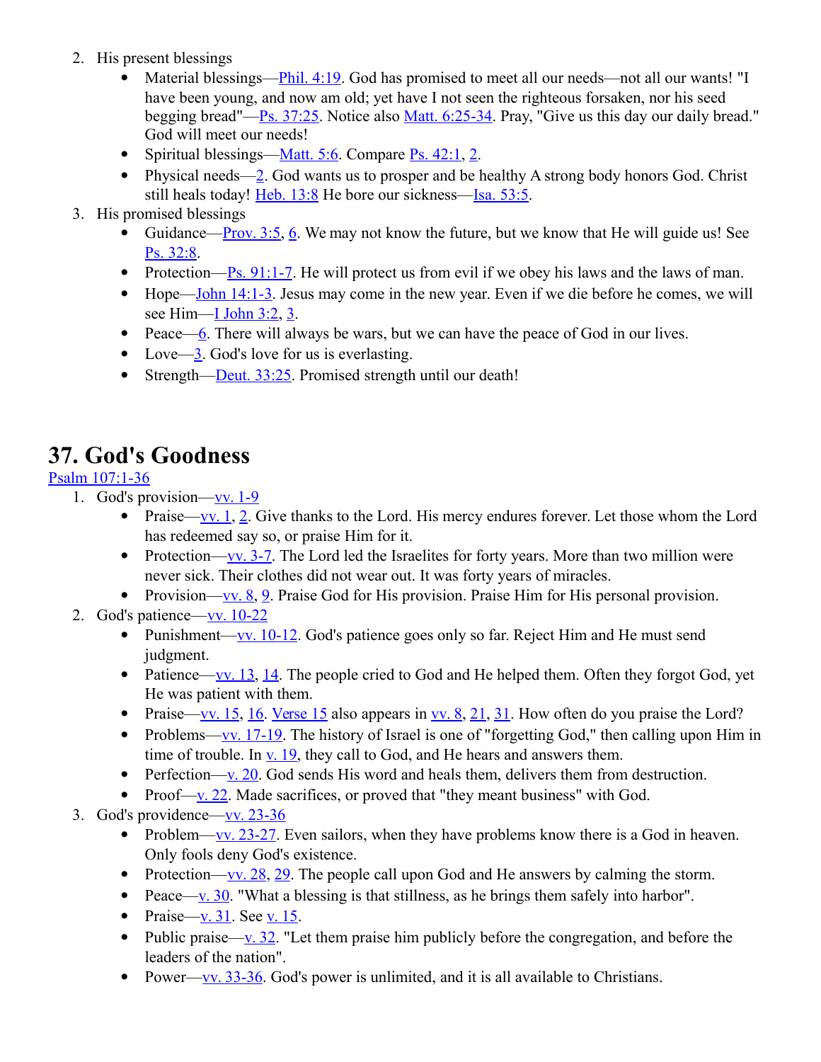2. His present blessings
   - Material blessings—Phil. 4:19. God has promised to meet all our needs—not all our wants! "I have been young, and now am old; yet have I not seen the righteous forsaken, nor his seed begging bread"—Ps. 37:25. Notice also Matt. 6:25-34. Pray, "Give us this day our daily bread." God will meet our needs!
   - Spiritual blessings—Matt. 5:6. Compare Ps. 42:1, 2.
   - Physical needs—2. God wants us to prosper and be healthy A strong body honors God. Christ still heals today! Heb. 13:8 He bore our sickness—Isa. 53:5.
3. His promised blessings
   - Guidance—Prov. 3:5, 6. We may not know the future, but we know that He will guide us! See Ps. 32:8.
   - Protection—Ps. 91:1-7. He will protect us from evil if we obey his laws and the laws of man.
   - Hope—John 14:1-3. Jesus may come in the new year. Even if we die before he comes, we will see Him—I John 3:2, 3.
   - Peace—6. There will always be wars, but we can have the peace of God in our lives.
   - Love—3. God's love for us is everlasting.
   - Strength—Deut. 33:25. Promised strength until our death!

# 37. God's Goodness

Psalm 107:1-36

1. God's provision—vv. 1-9
   - Praise—vv. 1, 2. Give thanks to the Lord. His mercy endures forever. Let those whom the Lord has redeemed say so, or praise Him for it.
   - Protection—vv. 3-7. The Lord led the Israelites for forty years. More than two million were never sick. Their clothes did not wear out. It was forty years of miracles.
   - Provision—vv. 8, 9. Praise God for His provision. Praise Him for His personal provision.
2. God's patience—vv. 10-22
   - Punishment—vv. 10-12. God's patience goes only so far. Reject Him and He must send judgment.
   - Patience—vv. 13, 14. The people cried to God and He helped them. Often they forgot God, yet He was patient with them.
   - Praise—vv. 15, 16. Verse 15 also appears in vv. 8, 21, 31. How often do you praise the Lord?
   - Problems—vv. 17-19. The history of Israel is one of "forgetting God," then calling upon Him in time of trouble. In v. 19, they call to God, and He hears and answers them.
   - Perfection—v. 20. God sends His word and heals them, delivers them from destruction.
   - Proof—v. 22. Made sacrifices, or proved that "they meant business" with God.
3. God's providence—vv. 23-36
   - Problem—vv. 23-27. Even sailors, when they have problems know there is a God in heaven. Only fools deny God's existence.
   - Protection—vv. 28, 29. The people call upon God and He answers by calming the storm.
   - Peace—v. 30. "What a blessing is that stillness, as he brings them safely into harbor".
   - Praise—v. 31. See v. 15.
   - Public praise—v. 32. "Let them praise him publicly before the congregation, and before the leaders of the nation".
   - Power—vv. 33-36. God's power is unlimited, and it is all available to Christians.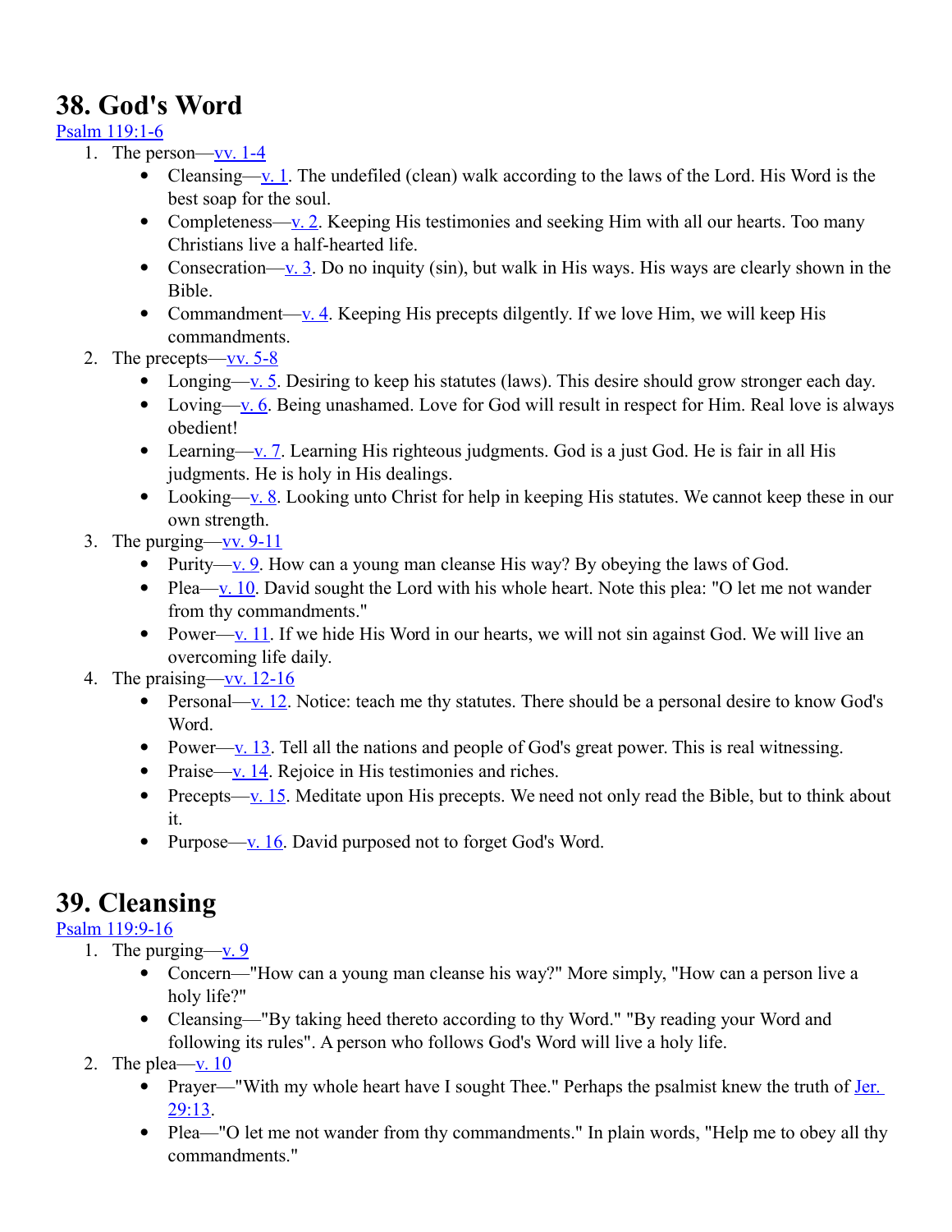# 38. God's Word

Psalm 119:1-6

1. The person—vv. 1-4
   - Cleansing—v. 1. The undefiled (clean) walk according to the laws of the Lord. His Word is the best soap for the soul.
   - Completeness—v. 2. Keeping His testimonies and seeking Him with all our hearts. Too many Christians live a half-hearted life.
   - Consecration—v. 3. Do no inquity (sin), but walk in His ways. His ways are clearly shown in the Bible.
   - Commandment—v. 4. Keeping His precepts dilgently. If we love Him, we will keep His commandments.
2. The precepts—vv. 5-8
   - Longing—v. 5. Desiring to keep his statutes (laws). This desire should grow stronger each day.
   - Loving—v. 6. Being unashamed. Love for God will result in respect for Him. Real love is always obedient!
   - Learning—v. 7. Learning His righteous judgments. God is a just God. He is fair in all His judgments. He is holy in His dealings.
   - Looking—v. 8. Looking unto Christ for help in keeping His statutes. We cannot keep these in our own strength.
3. The purging—vv. 9-11
   - Purity—v. 9. How can a young man cleanse His way? By obeying the laws of God.
   - Plea—v. 10. David sought the Lord with his whole heart. Note this plea: "O let me not wander from thy commandments."
   - Power—v. 11. If we hide His Word in our hearts, we will not sin against God. We will live an overcoming life daily.
4. The praising—vv. 12-16
   - Personal—v. 12. Notice: teach me thy statutes. There should be a personal desire to know God's Word.
   - Power—v. 13. Tell all the nations and people of God's great power. This is real witnessing.
   - Praise—v. 14. Rejoice in His testimonies and riches.
   - Precepts—v. 15. Meditate upon His precepts. We need not only read the Bible, but to think about it.
   - Purpose—v. 16. David purposed not to forget God's Word.

# 39. Cleansing

Psalm 119:9-16

1. The purging—v. 9
   - Concern—"How can a young man cleanse his way?" More simply, "How can a person live a holy life?"
   - Cleansing—"By taking heed thereto according to thy Word." "By reading your Word and following its rules". A person who follows God's Word will live a holy life.
2. The plea—v. 10
   - Prayer—"With my whole heart have I sought Thee." Perhaps the psalmist knew the truth of Jer. 29:13.
   - Plea—"O let me not wander from thy commandments." In plain words, "Help me to obey all thy commandments."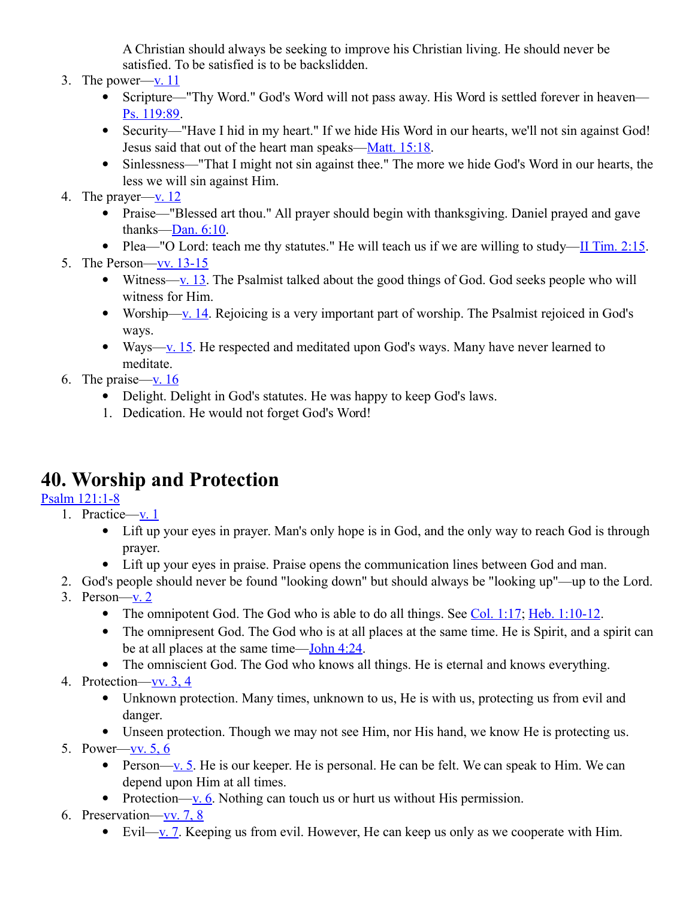A Christian should always be seeking to improve his Christian living. He should never be satisfied. To be satisfied is to be backslidden.

3. The power—v. 11
   - Scripture—"Thy Word." God's Word will not pass away. His Word is settled forever in heaven—Ps. 119:89.
   - Security—"Have I hid in my heart." If we hide His Word in our hearts, we'll not sin against God! Jesus said that out of the heart man speaks—Matt. 15:18.
   - Sinlessness—"That I might not sin against thee." The more we hide God's Word in our hearts, the less we will sin against Him.
4. The prayer—v. 12
   - Praise—"Blessed art thou." All prayer should begin with thanksgiving. Daniel prayed and gave thanks—Dan. 6:10.
   - Plea—"O Lord: teach me thy statutes." He will teach us if we are willing to study—II Tim. 2:15.
5. The Person—vv. 13-15
   - Witness—v. 13. The Psalmist talked about the good things of God. God seeks people who will witness for Him.
   - Worship—v. 14. Rejoicing is a very important part of worship. The Psalmist rejoiced in God's ways.
   - Ways—v. 15. He respected and meditated upon God's ways. Many have never learned to meditate.
6. The praise—v. 16
   - Delight. Delight in God's statutes. He was happy to keep God's laws.
   1. Dedication. He would not forget God's Word!

# 40. Worship and Protection

Psalm 121:1-8

1. Practice—v. 1
   - Lift up your eyes in prayer. Man's only hope is in God, and the only way to reach God is through prayer.
   - Lift up your eyes in praise. Praise opens the communication lines between God and man.
2. God's people should never be found "looking down" but should always be "looking up"—up to the Lord.
3. Person—v. 2
   - The omnipotent God. The God who is able to do all things. See Col. 1:17; Heb. 1:10-12.
   - The omnipresent God. The God who is at all places at the same time. He is Spirit, and a spirit can be at all places at the same time—John 4:24.
   - The omniscient God. The God who knows all things. He is eternal and knows everything.
4. Protection—vv. 3, 4
   - Unknown protection. Many times, unknown to us, He is with us, protecting us from evil and danger.
   - Unseen protection. Though we may not see Him, nor His hand, we know He is protecting us.
5. Power—vv. 5, 6
   - Person—v. 5. He is our keeper. He is personal. He can be felt. We can speak to Him. We can depend upon Him at all times.
   - Protection—v. 6. Nothing can touch us or hurt us without His permission.
6. Preservation—vv. 7, 8
   - Evil—v. 7. Keeping us from evil. However, He can keep us only as we cooperate with Him.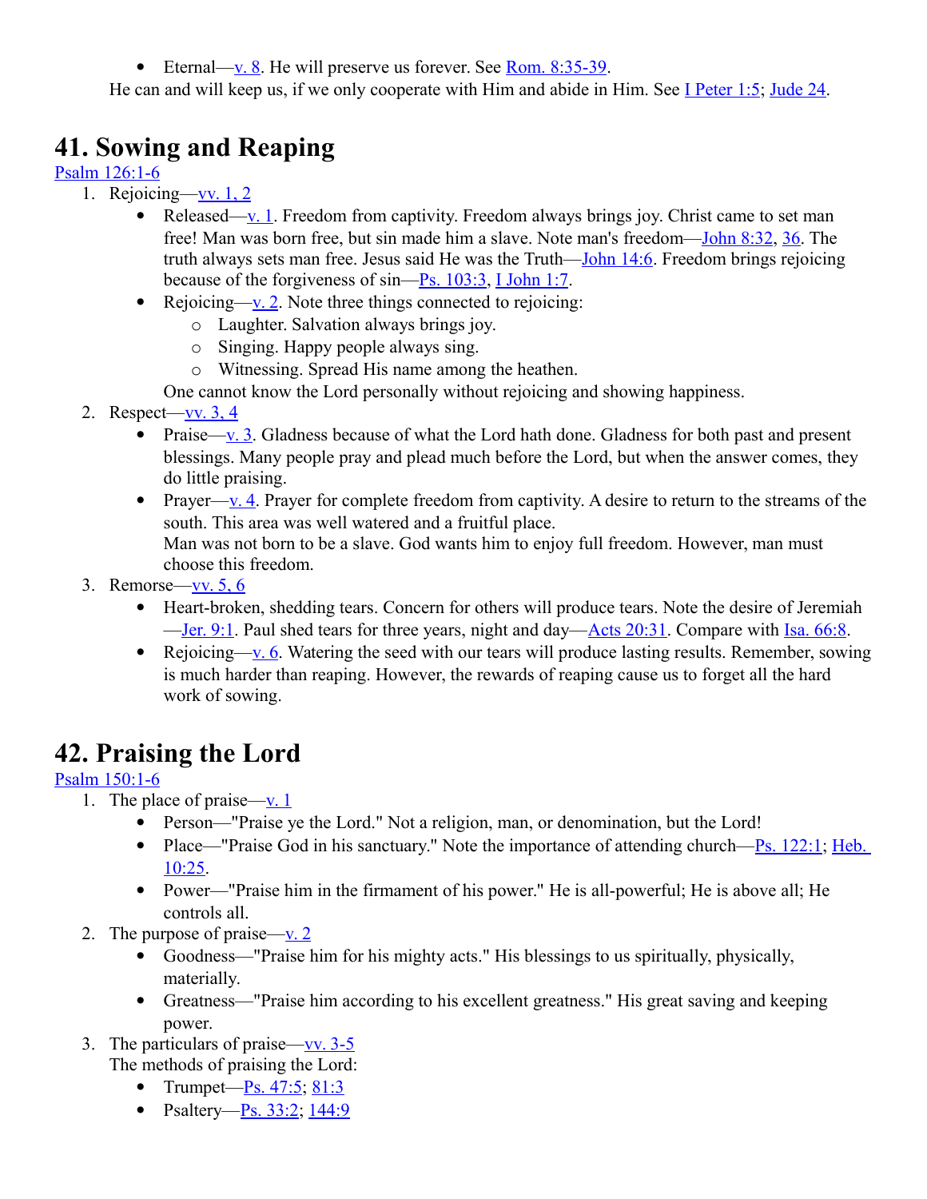- Eternal—v. 8. He will preserve us forever. See Rom. 8:35-39.

He can and will keep us, if we only cooperate with Him and abide in Him. See I Peter 1:5; Jude 24.

## 41. Sowing and Reaping

Psalm 126:1-6

1. Rejoicing—vv. 1, 2
   - Released—v. 1. Freedom from captivity. Freedom always brings joy. Christ came to set man free! Man was born free, but sin made him a slave. Note man's freedom—John 8:32, 36. The truth always sets man free. Jesus said He was the Truth—John 14:6. Freedom brings rejoicing because of the forgiveness of sin—Ps. 103:3, I John 1:7.
   - Rejoicing—v. 2. Note three things connected to rejoicing:
     - Laughter. Salvation always brings joy.
     - Singing. Happy people always sing.
     - Witnessing. Spread His name among the heathen.

   One cannot know the Lord personally without rejoicing and showing happiness.
2. Respect—vv. 3, 4
   - Praise—v. 3. Gladness because of what the Lord hath done. Gladness for both past and present blessings. Many people pray and plead much before the Lord, but when the answer comes, they do little praising.
   - Prayer—v. 4. Prayer for complete freedom from captivity. A desire to return to the streams of the south. This area was well watered and a fruitful place.
     Man was not born to be a slave. God wants him to enjoy full freedom. However, man must choose this freedom.
3. Remorse—vv. 5, 6
   - Heart-broken, shedding tears. Concern for others will produce tears. Note the desire of Jeremiah—Jer. 9:1. Paul shed tears for three years, night and day—Acts 20:31. Compare with Isa. 66:8.
   - Rejoicing—v. 6. Watering the seed with our tears will produce lasting results. Remember, sowing is much harder than reaping. However, the rewards of reaping cause us to forget all the hard work of sowing.

## 42. Praising the Lord

Psalm 150:1-6

1. The place of praise—v. 1
   - Person—"Praise ye the Lord." Not a religion, man, or denomination, but the Lord!
   - Place—"Praise God in his sanctuary." Note the importance of attending church—Ps. 122:1; Heb. 10:25.
   - Power—"Praise him in the firmament of his power." He is all-powerful; He is above all; He controls all.
2. The purpose of praise—v. 2
   - Goodness—"Praise him for his mighty acts." His blessings to us spiritually, physically, materially.
   - Greatness—"Praise him according to his excellent greatness." His great saving and keeping power.
3. The particulars of praise—vv. 3-5

   The methods of praising the Lord:
   - Trumpet—Ps. 47:5; 81:3
   - Psaltery—Ps. 33:2; 144:9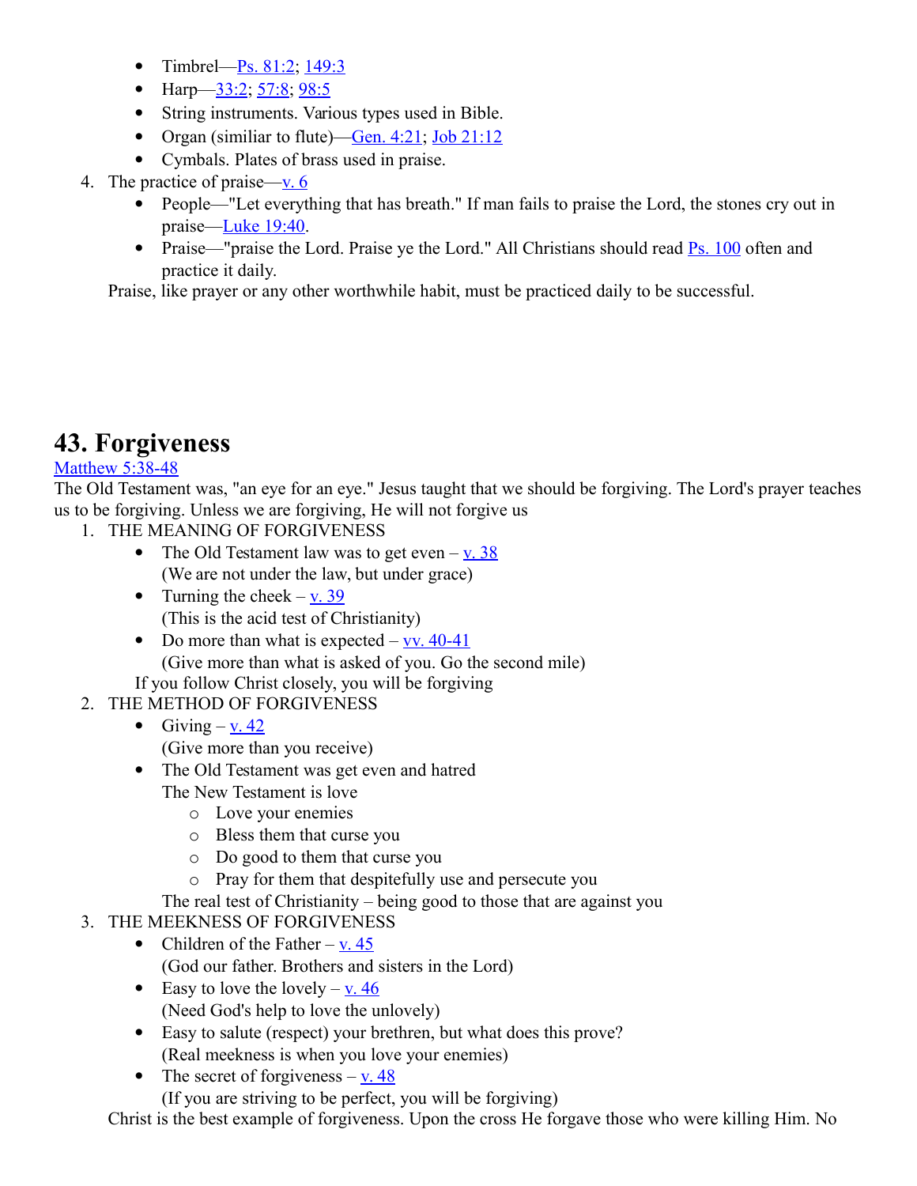- Timbrel—Ps. 81:2; 149:3
- Harp—33:2; 57:8; 98:5
- String instruments. Various types used in Bible.
- Organ (similiar to flute)—Gen. 4:21; Job 21:12
- Cymbals. Plates of brass used in praise.

4. The practice of praise—v. 6
   - People—"Let everything that has breath." If man fails to praise the Lord, the stones cry out in praise—Luke 19:40.
   - Praise—"praise the Lord. Praise ye the Lord." All Christians should read Ps. 100 often and practice it daily.

   Praise, like prayer or any other worthwhile habit, must be practiced daily to be successful.

# 43. Forgiveness

Matthew 5:38-48

The Old Testament was, "an eye for an eye." Jesus taught that we should be forgiving. The Lord's prayer teaches us to be forgiving. Unless we are forgiving, He will not forgive us

1. THE MEANING OF FORGIVENESS
   - The Old Testament law was to get even – v. 38
     (We are not under the law, but under grace)
   - Turning the cheek – v. 39
     (This is the acid test of Christianity)
   - Do more than what is expected – vv. 40-41
     (Give more than what is asked of you. Go the second mile)

   If you follow Christ closely, you will be forgiving
2. THE METHOD OF FORGIVENESS
   - Giving – v. 42
     (Give more than you receive)
   - The Old Testament was get even and hatred
     The New Testament is love
     - Love your enemies
     - Bless them that curse you
     - Do good to them that curse you
     - Pray for them that despitefully use and persecute you

     The real test of Christianity – being good to those that are against you
3. THE MEEKNESS OF FORGIVENESS
   - Children of the Father – v. 45
     (God our father. Brothers and sisters in the Lord)
   - Easy to love the lovely – v. 46
     (Need God's help to love the unlovely)
   - Easy to salute (respect) your brethren, but what does this prove?
     (Real meekness is when you love your enemies)
   - The secret of forgiveness – v. 48
     (If you are striving to be perfect, you will be forgiving)

   Christ is the best example of forgiveness. Upon the cross He forgave those who were killing Him. No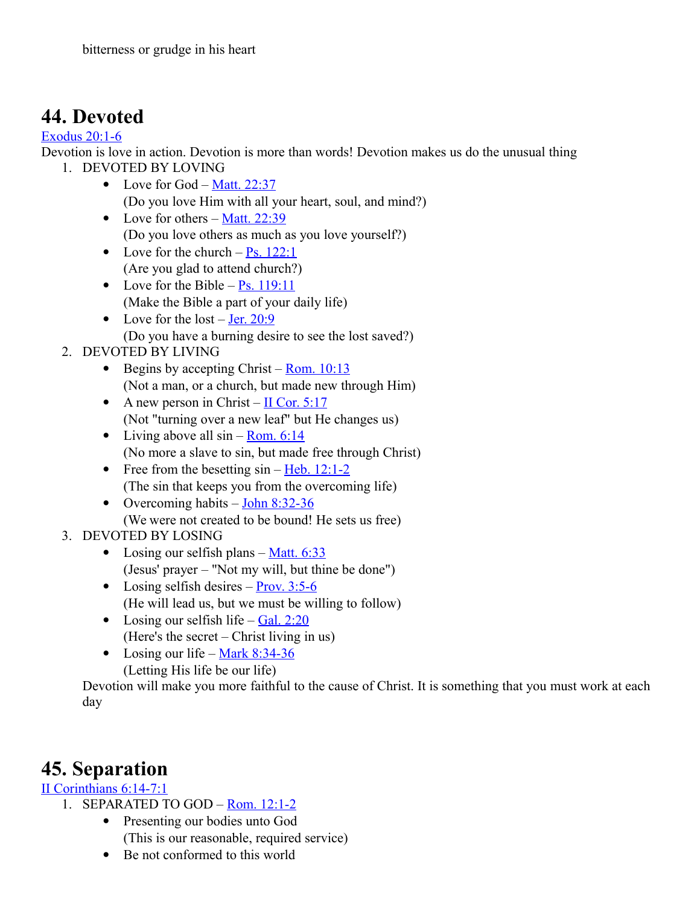bitterness or grudge in his heart

# 44. Devoted

[Exodus 20:1-6](#)

Devotion is love in action. Devotion is more than words! Devotion makes us do the unusual thing

1. DEVOTED BY LOVING
   - Love for God – [Matt. 22:37](#)
     (Do you love Him with all your heart, soul, and mind?)
   - Love for others – [Matt. 22:39](#)
     (Do you love others as much as you love yourself?)
   - Love for the church – [Ps. 122:1](#)
     (Are you glad to attend church?)
   - Love for the Bible – [Ps. 119:11](#)
     (Make the Bible a part of your daily life)
   - Love for the lost – [Jer. 20:9](#)
     (Do you have a burning desire to see the lost saved?)
2. DEVOTED BY LIVING
   - Begins by accepting Christ – [Rom. 10:13](#)
     (Not a man, or a church, but made new through Him)
   - A new person in Christ – [II Cor. 5:17](#)
     (Not "turning over a new leaf" but He changes us)
   - Living above all sin – [Rom. 6:14](#)
     (No more a slave to sin, but made free through Christ)
   - Free from the besetting sin – [Heb. 12:1-2](#)
     (The sin that keeps you from the overcoming life)
   - Overcoming habits – [John 8:32-36](#)
     (We were not created to be bound! He sets us free)
3. DEVOTED BY LOSING
   - Losing our selfish plans – [Matt. 6:33](#)
     (Jesus' prayer – "Not my will, but thine be done")
   - Losing selfish desires – [Prov. 3:5-6](#)
     (He will lead us, but we must be willing to follow)
   - Losing our selfish life – [Gal. 2:20](#)
     (Here's the secret – Christ living in us)
   - Losing our life – [Mark 8:34-36](#)
     (Letting His life be our life)

   Devotion will make you more faithful to the cause of Christ. It is something that you must work at each day

# 45. Separation

[II Corinthians 6:14-7:1](#)

1. SEPARATED TO GOD – [Rom. 12:1-2](#)
   - Presenting our bodies unto God
     (This is our reasonable, required service)
   - Be not conformed to this world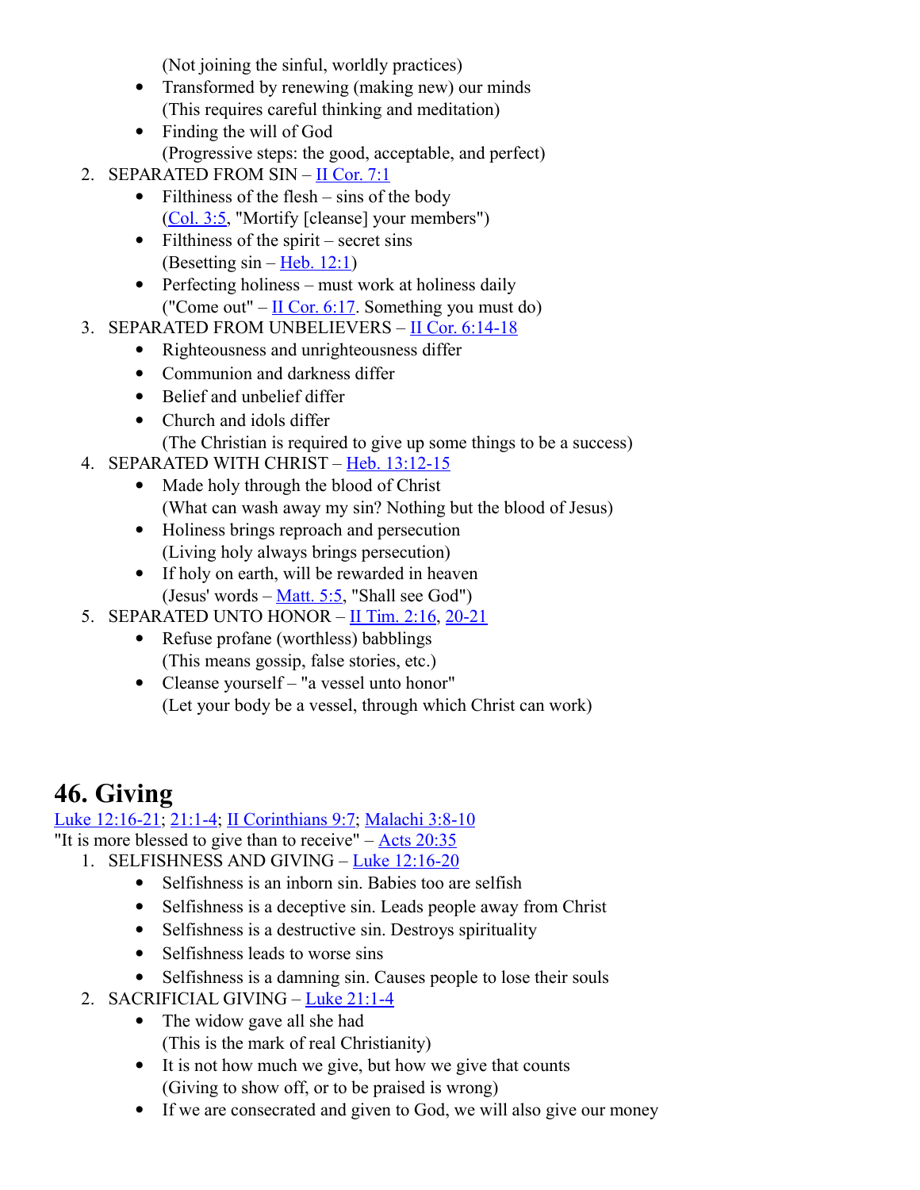(Not joining the sinful, worldly practices)

- Transformed by renewing (making new) our minds
  (This requires careful thinking and meditation)
- Finding the will of God
  (Progressive steps: the good, acceptable, and perfect)

2. SEPARATED FROM SIN – II Cor. 7:1
   - Filthiness of the flesh – sins of the body
     (Col. 3:5, "Mortify [cleanse] your members")
   - Filthiness of the spirit – secret sins
     (Besetting sin – Heb. 12:1)
   - Perfecting holiness – must work at holiness daily
     ("Come out" – II Cor. 6:17. Something you must do)
3. SEPARATED FROM UNBELIEVERS – II Cor. 6:14-18
   - Righteousness and unrighteousness differ
   - Communion and darkness differ
   - Belief and unbelief differ
   - Church and idols differ
     (The Christian is required to give up some things to be a success)
4. SEPARATED WITH CHRIST – Heb. 13:12-15
   - Made holy through the blood of Christ
     (What can wash away my sin? Nothing but the blood of Jesus)
   - Holiness brings reproach and persecution
     (Living holy always brings persecution)
   - If holy on earth, will be rewarded in heaven
     (Jesus' words – Matt. 5:5, "Shall see God")
5. SEPARATED UNTO HONOR – II Tim. 2:16, 20-21
   - Refuse profane (worthless) babblings
     (This means gossip, false stories, etc.)
   - Cleanse yourself – "a vessel unto honor"
     (Let your body be a vessel, through which Christ can work)

# 46. Giving

Luke 12:16-21; 21:1-4; II Corinthians 9:7; Malachi 3:8-10
"It is more blessed to give than to receive" – Acts 20:35

1. SELFISHNESS AND GIVING – Luke 12:16-20
   - Selfishness is an inborn sin. Babies too are selfish
   - Selfishness is a deceptive sin. Leads people away from Christ
   - Selfishness is a destructive sin. Destroys spirituality
   - Selfishness leads to worse sins
   - Selfishness is a damning sin. Causes people to lose their souls
2. SACRIFICIAL GIVING – Luke 21:1-4
   - The widow gave all she had
     (This is the mark of real Christianity)
   - It is not how much we give, but how we give that counts
     (Giving to show off, or to be praised is wrong)
   - If we are consecrated and given to God, we will also give our money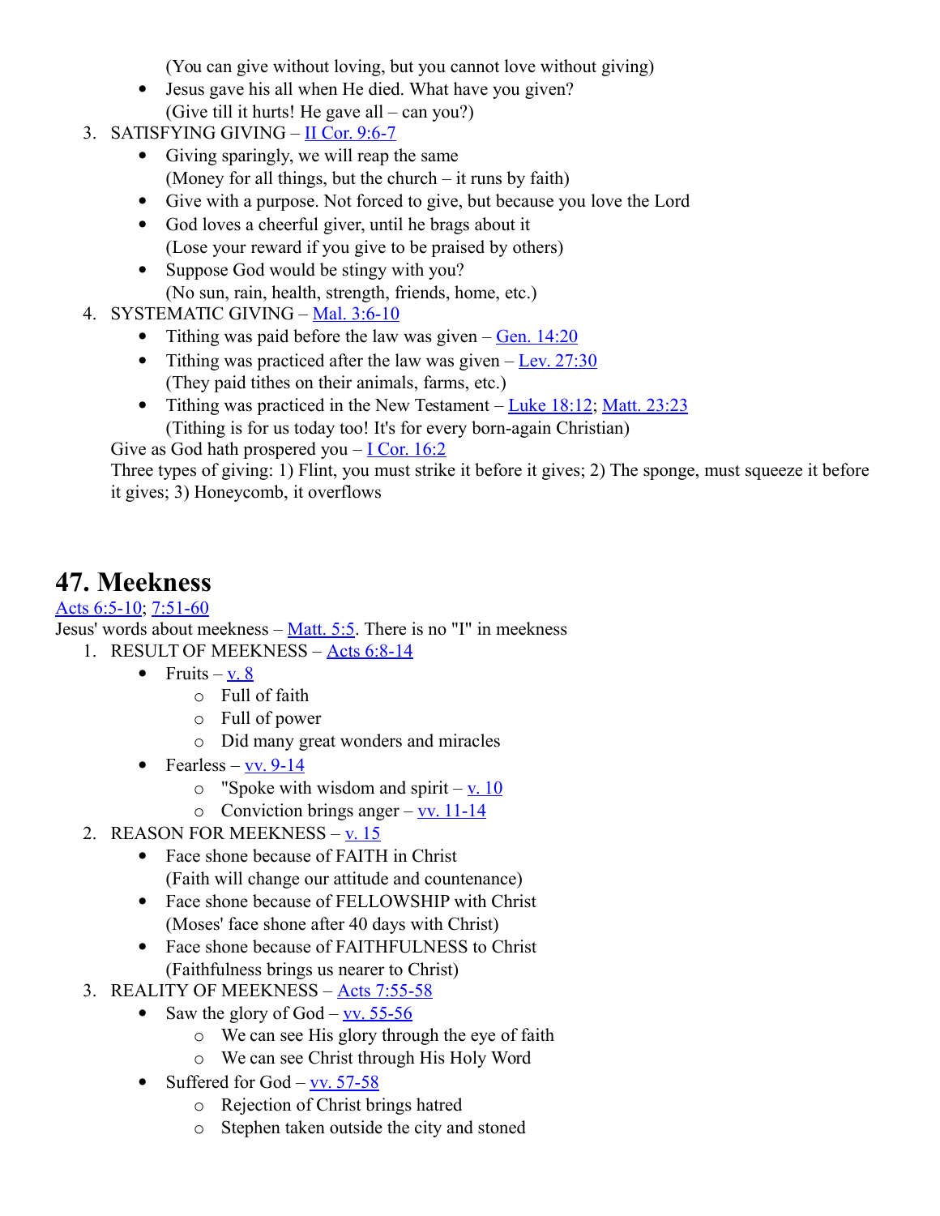(You can give without loving, but you cannot love without giving)

- Jesus gave his all when He died. What have you given?
  (Give till it hurts! He gave all – can you?)

3. SATISFYING GIVING – II Cor. 9:6-7
   - Giving sparingly, we will reap the same
     (Money for all things, but the church – it runs by faith)
   - Give with a purpose. Not forced to give, but because you love the Lord
   - God loves a cheerful giver, until he brags about it
     (Lose your reward if you give to be praised by others)
   - Suppose God would be stingy with you?
     (No sun, rain, health, strength, friends, home, etc.)
4. SYSTEMATIC GIVING – Mal. 3:6-10
   - Tithing was paid before the law was given – Gen. 14:20
   - Tithing was practiced after the law was given – Lev. 27:30
     (They paid tithes on their animals, farms, etc.)
   - Tithing was practiced in the New Testament – Luke 18:12; Matt. 23:23
     (Tithing is for us today too! It's for every born-again Christian)

   Give as God hath prospered you – I Cor. 16:2

   Three types of giving: 1) Flint, you must strike it before it gives; 2) The sponge, must squeeze it before it gives; 3) Honeycomb, it overflows

# 47. Meekness

Acts 6:5-10; 7:51-60

Jesus' words about meekness – Matt. 5:5. There is no "I" in meekness

1. RESULT OF MEEKNESS – Acts 6:8-14
   - Fruits – v. 8
     - Full of faith
     - Full of power
     - Did many great wonders and miracles
   - Fearless – vv. 9-14
     - "Spoke with wisdom and spirit – v. 10
     - Conviction brings anger – vv. 11-14
2. REASON FOR MEEKNESS – v. 15
   - Face shone because of FAITH in Christ
     (Faith will change our attitude and countenance)
   - Face shone because of FELLOWSHIP with Christ
     (Moses' face shone after 40 days with Christ)
   - Face shone because of FAITHFULNESS to Christ
     (Faithfulness brings us nearer to Christ)
3. REALITY OF MEEKNESS – Acts 7:55-58
   - Saw the glory of God – vv. 55-56
     - We can see His glory through the eye of faith
     - We can see Christ through His Holy Word
   - Suffered for God – vv. 57-58
     - Rejection of Christ brings hatred
     - Stephen taken outside the city and stoned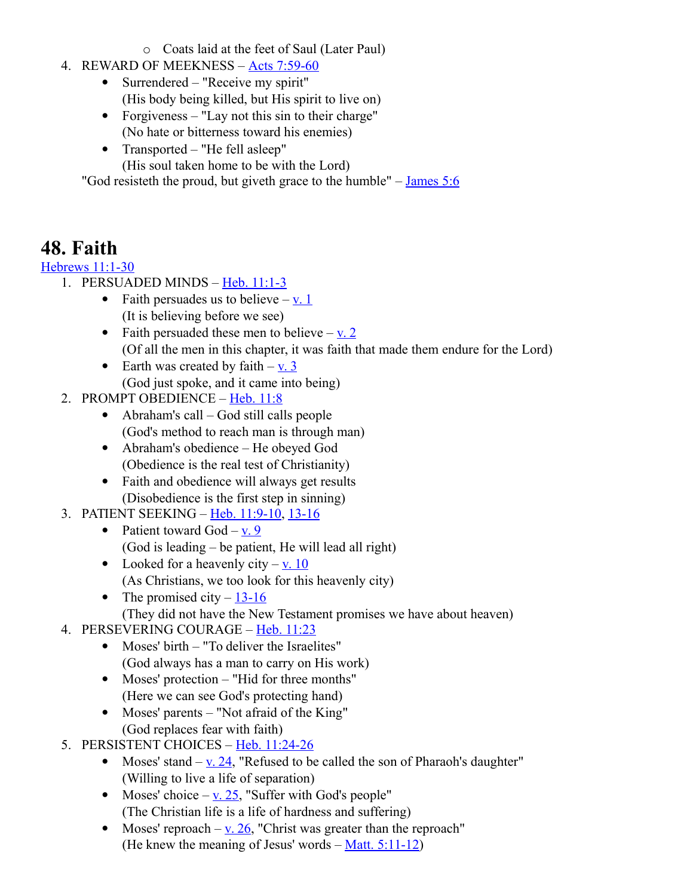- Coats laid at the feet of Saul (Later Paul)

4. REWARD OF MEEKNESS – Acts 7:59-60
   - Surrendered – "Receive my spirit"
     (His body being killed, but His spirit to live on)
   - Forgiveness – "Lay not this sin to their charge"
     (No hate or bitterness toward his enemies)
   - Transported – "He fell asleep"
     (His soul taken home to be with the Lord)

   "God resisteth the proud, but giveth grace to the humble" – James 5:6

# 48. Faith

Hebrews 11:1-30

1. PERSUADED MINDS – Heb. 11:1-3
   - Faith persuades us to believe – v. 1
     (It is believing before we see)
   - Faith persuaded these men to believe – v. 2
     (Of all the men in this chapter, it was faith that made them endure for the Lord)
   - Earth was created by faith – v. 3
     (God just spoke, and it came into being)
2. PROMPT OBEDIENCE – Heb. 11:8
   - Abraham's call – God still calls people
     (God's method to reach man is through man)
   - Abraham's obedience – He obeyed God
     (Obedience is the real test of Christianity)
   - Faith and obedience will always get results
     (Disobedience is the first step in sinning)
3. PATIENT SEEKING – Heb. 11:9-10, 13-16
   - Patient toward God – v. 9
     (God is leading – be patient, He will lead all right)
   - Looked for a heavenly city – v. 10
     (As Christians, we too look for this heavenly city)
   - The promised city – 13-16
     (They did not have the New Testament promises we have about heaven)
4. PERSEVERING COURAGE – Heb. 11:23
   - Moses' birth – "To deliver the Israelites"
     (God always has a man to carry on His work)
   - Moses' protection – "Hid for three months"
     (Here we can see God's protecting hand)
   - Moses' parents – "Not afraid of the King"
     (God replaces fear with faith)
5. PERSISTENT CHOICES – Heb. 11:24-26
   - Moses' stand – v. 24, "Refused to be called the son of Pharaoh's daughter"
     (Willing to live a life of separation)
   - Moses' choice – v. 25, "Suffer with God's people"
     (The Christian life is a life of hardness and suffering)
   - Moses' reproach – v. 26, "Christ was greater than the reproach"
     (He knew the meaning of Jesus' words – Matt. 5:11-12)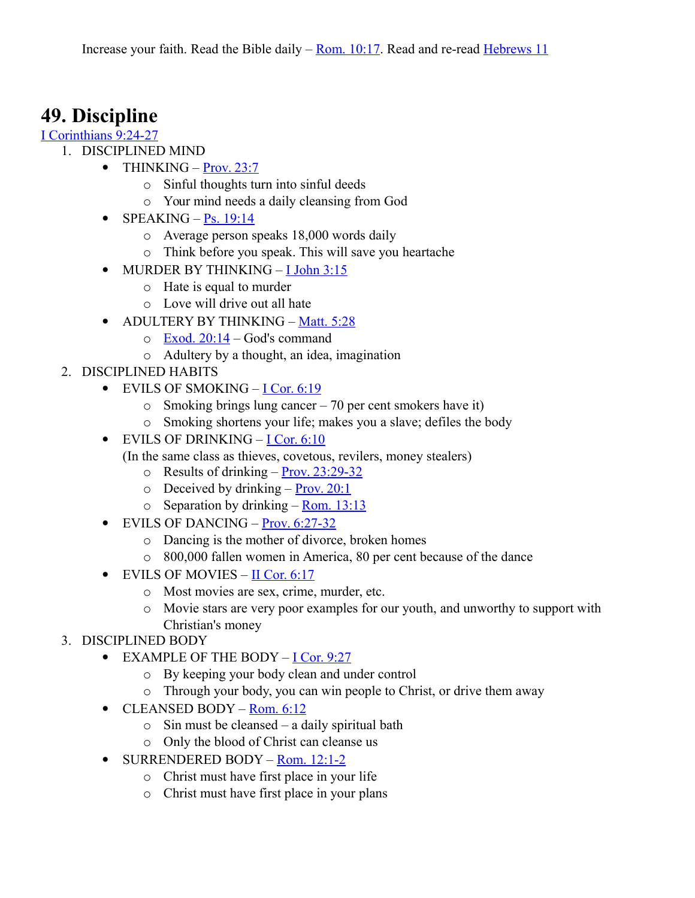Increase your faith. Read the Bible daily – Rom. 10:17. Read and re-read Hebrews 11

# 49. Discipline

I Corinthians 9:24-27

1. DISCIPLINED MIND
   - THINKING – Prov. 23:7
     - Sinful thoughts turn into sinful deeds
     - Your mind needs a daily cleansing from God
   - SPEAKING – Ps. 19:14
     - Average person speaks 18,000 words daily
     - Think before you speak. This will save you heartache
   - MURDER BY THINKING – I John 3:15
     - Hate is equal to murder
     - Love will drive out all hate
   - ADULTERY BY THINKING – Matt. 5:28
     - Exod. 20:14 – God's command
     - Adultery by a thought, an idea, imagination
2. DISCIPLINED HABITS
   - EVILS OF SMOKING – I Cor. 6:19
     - Smoking brings lung cancer – 70 per cent smokers have it)
     - Smoking shortens your life; makes you a slave; defiles the body
   - EVILS OF DRINKING – I Cor. 6:10

     (In the same class as thieves, covetous, revilers, money stealers)
     - Results of drinking – Prov. 23:29-32
     - Deceived by drinking – Prov. 20:1
     - Separation by drinking – Rom. 13:13
   - EVILS OF DANCING – Prov. 6:27-32
     - Dancing is the mother of divorce, broken homes
     - 800,000 fallen women in America, 80 per cent because of the dance
   - EVILS OF MOVIES – II Cor. 6:17
     - Most movies are sex, crime, murder, etc.
     - Movie stars are very poor examples for our youth, and unworthy to support with Christian's money
3. DISCIPLINED BODY
   - EXAMPLE OF THE BODY – I Cor. 9:27
     - By keeping your body clean and under control
     - Through your body, you can win people to Christ, or drive them away
   - CLEANSED BODY – Rom. 6:12
     - Sin must be cleansed – a daily spiritual bath
     - Only the blood of Christ can cleanse us
   - SURRENDERED BODY – Rom. 12:1-2
     - Christ must have first place in your life
     - Christ must have first place in your plans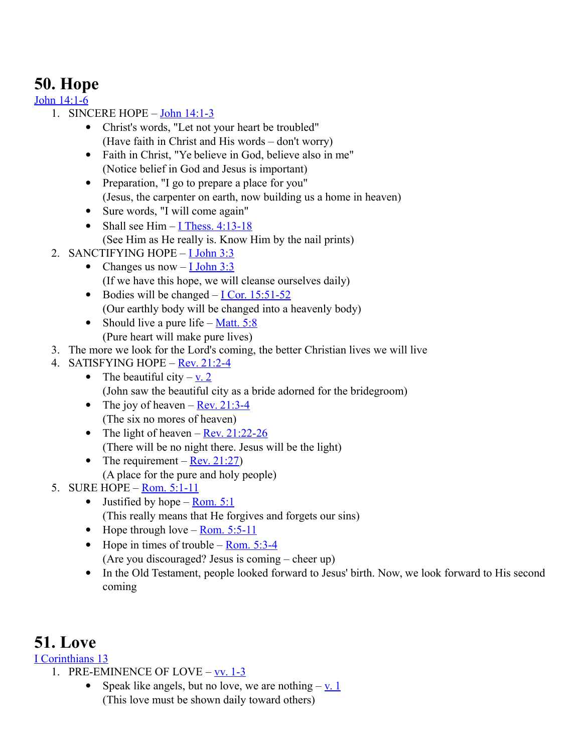# 50. Hope

John 14:1-6

1. SINCERE HOPE – John 14:1-3
    - Christ's words, "Let not your heart be troubled"
      (Have faith in Christ and His words – don't worry)
    - Faith in Christ, "Ye believe in God, believe also in me"
      (Notice belief in God and Jesus is important)
    - Preparation, "I go to prepare a place for you"
      (Jesus, the carpenter on earth, now building us a home in heaven)
    - Sure words, "I will come again"
    - Shall see Him – I Thess. 4:13-18
      (See Him as He really is. Know Him by the nail prints)
2. SANCTIFYING HOPE – I John 3:3
    - Changes us now – I John 3:3
      (If we have this hope, we will cleanse ourselves daily)
    - Bodies will be changed – I Cor. 15:51-52
      (Our earthly body will be changed into a heavenly body)
    - Should live a pure life – Matt. 5:8
      (Pure heart will make pure lives)
3. The more we look for the Lord's coming, the better Christian lives we will live
4. SATISFYING HOPE – Rev. 21:2-4
    - The beautiful city – v. 2
      (John saw the beautiful city as a bride adorned for the bridegroom)
    - The joy of heaven – Rev. 21:3-4
      (The six no mores of heaven)
    - The light of heaven – Rev. 21:22-26
      (There will be no night there. Jesus will be the light)
    - The requirement – Rev. 21:27)
      (A place for the pure and holy people)
5. SURE HOPE – Rom. 5:1-11
    - Justified by hope – Rom. 5:1
      (This really means that He forgives and forgets our sins)
    - Hope through love – Rom. 5:5-11
    - Hope in times of trouble – Rom. 5:3-4
      (Are you discouraged? Jesus is coming – cheer up)
    - In the Old Testament, people looked forward to Jesus' birth. Now, we look forward to His second coming

# 51. Love

I Corinthians 13

1. PRE-EMINENCE OF LOVE – vv. 1-3
    - Speak like angels, but no love, we are nothing – v. 1
      (This love must be shown daily toward others)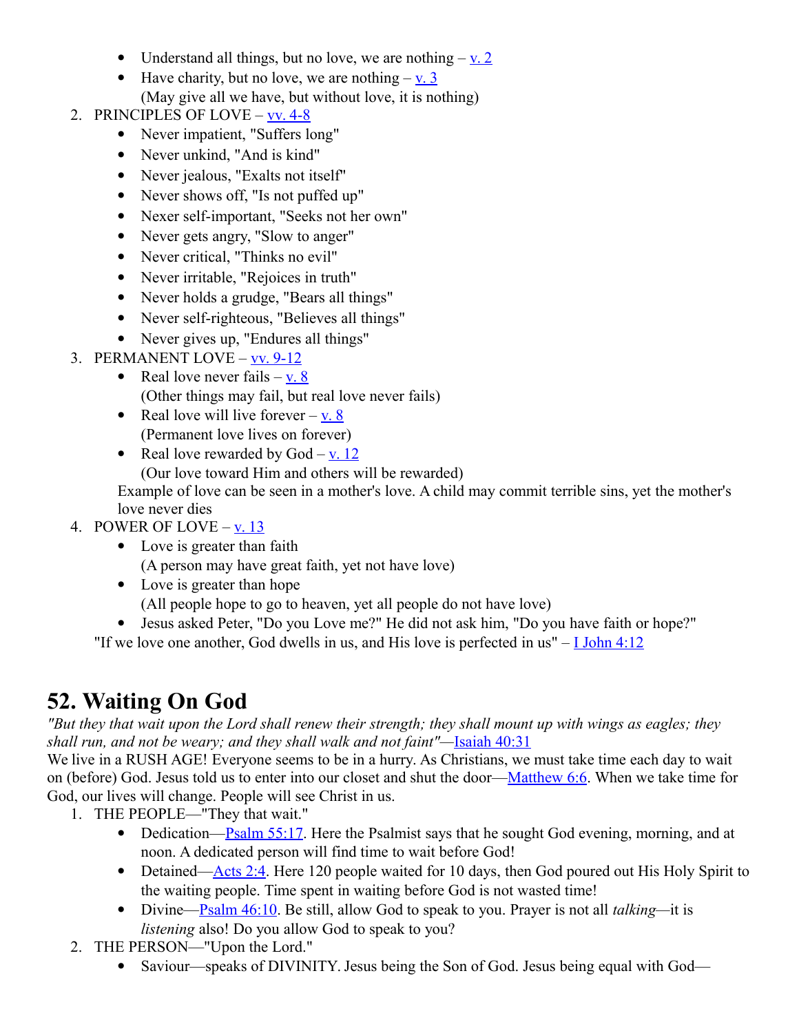- Understand all things, but no love, we are nothing – v. 2
- Have charity, but no love, we are nothing – v. 3
  (May give all we have, but without love, it is nothing)

2. PRINCIPLES OF LOVE – vv. 4-8
   - Never impatient, "Suffers long"
   - Never unkind, "And is kind"
   - Never jealous, "Exalts not itself"
   - Never shows off, "Is not puffed up"
   - Nexer self-important, "Seeks not her own"
   - Never gets angry, "Slow to anger"
   - Never critical, "Thinks no evil"
   - Never irritable, "Rejoices in truth"
   - Never holds a grudge, "Bears all things"
   - Never self-righteous, "Believes all things"
   - Never gives up, "Endures all things"
3. PERMANENT LOVE – vv. 9-12
   - Real love never fails – v. 8
     (Other things may fail, but real love never fails)
   - Real love will live forever – v. 8
     (Permanent love lives on forever)
   - Real love rewarded by God – v. 12
     (Our love toward Him and others will be rewarded)

   Example of love can be seen in a mother's love. A child may commit terrible sins, yet the mother's love never dies
4. POWER OF LOVE – v. 13
   - Love is greater than faith
     (A person may have great faith, yet not have love)
   - Love is greater than hope
     (All people hope to go to heaven, yet all people do not have love)
   - Jesus asked Peter, "Do you Love me?" He did not ask him, "Do you have faith or hope?"

"If we love one another, God dwells in us, and His love is perfected in us" – I John 4:12

## 52. Waiting On God

*"But they that wait upon the Lord shall renew their strength; they shall mount up with wings as eagles; they shall run, and not be weary; and they shall walk and not faint"*—Isaiah 40:31

We live in a RUSH AGE! Everyone seems to be in a hurry. As Christians, we must take time each day to wait on (before) God. Jesus told us to enter into our closet and shut the door—Matthew 6:6. When we take time for God, our lives will change. People will see Christ in us.

1. THE PEOPLE—"They that wait."
   - Dedication—Psalm 55:17. Here the Psalmist says that he sought God evening, morning, and at noon. A dedicated person will find time to wait before God!
   - Detained—Acts 2:4. Here 120 people waited for 10 days, then God poured out His Holy Spirit to the waiting people. Time spent in waiting before God is not wasted time!
   - Divine—Psalm 46:10. Be still, allow God to speak to you. Prayer is not all *talking*—it is *listening* also! Do you allow God to speak to you?
2. THE PERSON—"Upon the Lord."
   - Saviour—speaks of DIVINITY. Jesus being the Son of God. Jesus being equal with God—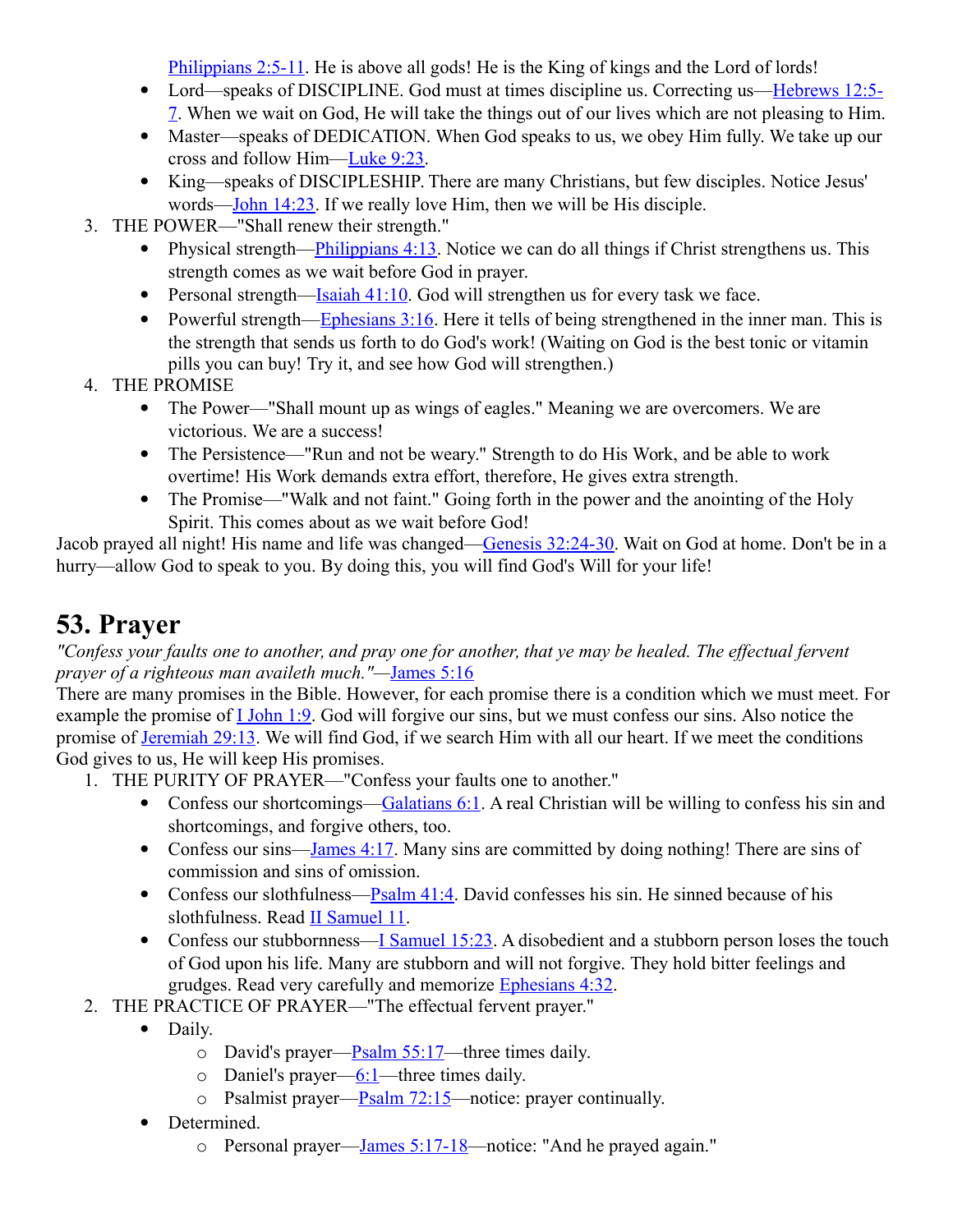[Philippians 2:5-11](). He is above all gods! He is the King of kings and the Lord of lords!

- Lord—speaks of DISCIPLINE. God must at times discipline us. Correcting us—Hebrews 12:5-7. When we wait on God, He will take the things out of our lives which are not pleasing to Him.
- Master—speaks of DEDICATION. When God speaks to us, we obey Him fully. We take up our cross and follow Him—Luke 9:23.
- King—speaks of DISCIPLESHIP. There are many Christians, but few disciples. Notice Jesus' words—John 14:23. If we really love Him, then we will be His disciple.

3. THE POWER—"Shall renew their strength."
   - Physical strength—Philippians 4:13. Notice we can do all things if Christ strengthens us. This strength comes as we wait before God in prayer.
   - Personal strength—Isaiah 41:10. God will strengthen us for every task we face.
   - Powerful strength—Ephesians 3:16. Here it tells of being strengthened in the inner man. This is the strength that sends us forth to do God's work! (Waiting on God is the best tonic or vitamin pills you can buy! Try it, and see how God will strengthen.)
4. THE PROMISE
   - The Power—"Shall mount up as wings of eagles." Meaning we are overcomers. We are victorious. We are a success!
   - The Persistence—"Run and not be weary." Strength to do His Work, and be able to work overtime! His Work demands extra effort, therefore, He gives extra strength.
   - The Promise—"Walk and not faint." Going forth in the power and the anointing of the Holy Spirit. This comes about as we wait before God!

Jacob prayed all night! His name and life was changed—Genesis 32:24-30. Wait on God at home. Don't be in a hurry—allow God to speak to you. By doing this, you will find God's Will for your life!

# 53. Prayer

*"Confess your faults one to another, and pray one for another, that ye may be healed. The effectual fervent prayer of a righteous man availeth much."*—James 5:16

There are many promises in the Bible. However, for each promise there is a condition which we must meet. For example the promise of I John 1:9. God will forgive our sins, but we must confess our sins. Also notice the promise of Jeremiah 29:13. We will find God, if we search Him with all our heart. If we meet the conditions God gives to us, He will keep His promises.

1. THE PURITY OF PRAYER—"Confess your faults one to another."
   - Confess our shortcomings—Galatians 6:1. A real Christian will be willing to confess his sin and shortcomings, and forgive others, too.
   - Confess our sins—James 4:17. Many sins are committed by doing nothing! There are sins of commission and sins of omission.
   - Confess our slothfulness—Psalm 41:4. David confesses his sin. He sinned because of his slothfulness. Read II Samuel 11.
   - Confess our stubbornness—I Samuel 15:23. A disobedient and a stubborn person loses the touch of God upon his life. Many are stubborn and will not forgive. They hold bitter feelings and grudges. Read very carefully and memorize Ephesians 4:32.
2. THE PRACTICE OF PRAYER—"The effectual fervent prayer."
   - Daily.
     - David's prayer—Psalm 55:17—three times daily.
     - Daniel's prayer—6:1—three times daily.
     - Psalmist prayer—Psalm 72:15—notice: prayer continually.
   - Determined.
     - Personal prayer—James 5:17-18—notice: "And he prayed again."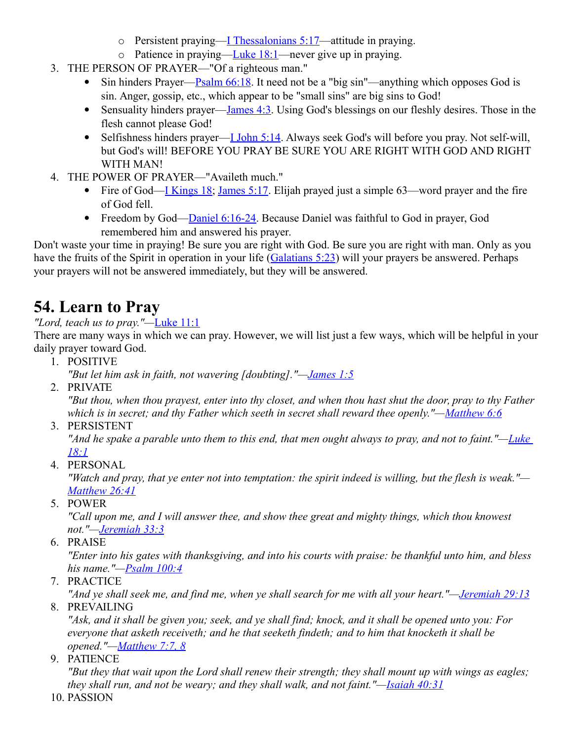- Persistent praying—I Thessalonians 5:17—attitude in praying.
    - Patience in praying—Luke 18:1—never give up in praying.
3. THE PERSON OF PRAYER—"Of a righteous man."
    - Sin hinders Prayer—Psalm 66:18. It need not be a "big sin"—anything which opposes God is sin. Anger, gossip, etc., which appear to be "small sins" are big sins to God!
    - Sensuality hinders prayer—James 4:3. Using God's blessings on our fleshly desires. Those in the flesh cannot please God!
    - Selfishness hinders prayer—I John 5:14. Always seek God's will before you pray. Not self-will, but God's will! BEFORE YOU PRAY BE SURE YOU ARE RIGHT WITH GOD AND RIGHT WITH MAN!
4. THE POWER OF PRAYER—"Availeth much."
    - Fire of God—I Kings 18; James 5:17. Elijah prayed just a simple 63—word prayer and the fire of God fell.
    - Freedom by God—Daniel 6:16-24. Because Daniel was faithful to God in prayer, God remembered him and answered his prayer.

Don't waste your time in praying! Be sure you are right with God. Be sure you are right with man. Only as you have the fruits of the Spirit in operation in your life (Galatians 5:23) will your prayers be answered. Perhaps your prayers will not be answered immediately, but they will be answered.

## 54. Learn to Pray

*"Lord, teach us to pray."*—Luke 11:1

There are many ways in which we can pray. However, we will list just a few ways, which will be helpful in your daily prayer toward God.

1. POSITIVE
   *"But let him ask in faith, not wavering [doubting]."—James 1:5*
2. PRIVATE
   *"But thou, when thou prayest, enter into thy closet, and when thou hast shut the door, pray to thy Father which is in secret; and thy Father which seeth in secret shall reward thee openly."—Matthew 6:6*
3. PERSISTENT
   *"And he spake a parable unto them to this end, that men ought always to pray, and not to faint."—Luke 18:1*
4. PERSONAL
   *"Watch and pray, that ye enter not into temptation: the spirit indeed is willing, but the flesh is weak."—Matthew 26:41*
5. POWER
   *"Call upon me, and I will answer thee, and show thee great and mighty things, which thou knowest not."—Jeremiah 33:3*
6. PRAISE
   *"Enter into his gates with thanksgiving, and into his courts with praise: be thankful unto him, and bless his name."—Psalm 100:4*
7. PRACTICE
   *"And ye shall seek me, and find me, when ye shall search for me with all your heart."—Jeremiah 29:13*
8. PREVAILING
   *"Ask, and it shall be given you; seek, and ye shall find; knock, and it shall be opened unto you: For everyone that asketh receiveth; and he that seeketh findeth; and to him that knocketh it shall be opened."—Matthew 7:7, 8*
9. PATIENCE
   *"But they that wait upon the Lord shall renew their strength; they shall mount up with wings as eagles; they shall run, and not be weary; and they shall walk, and not faint."—Isaiah 40:31*
10. PASSION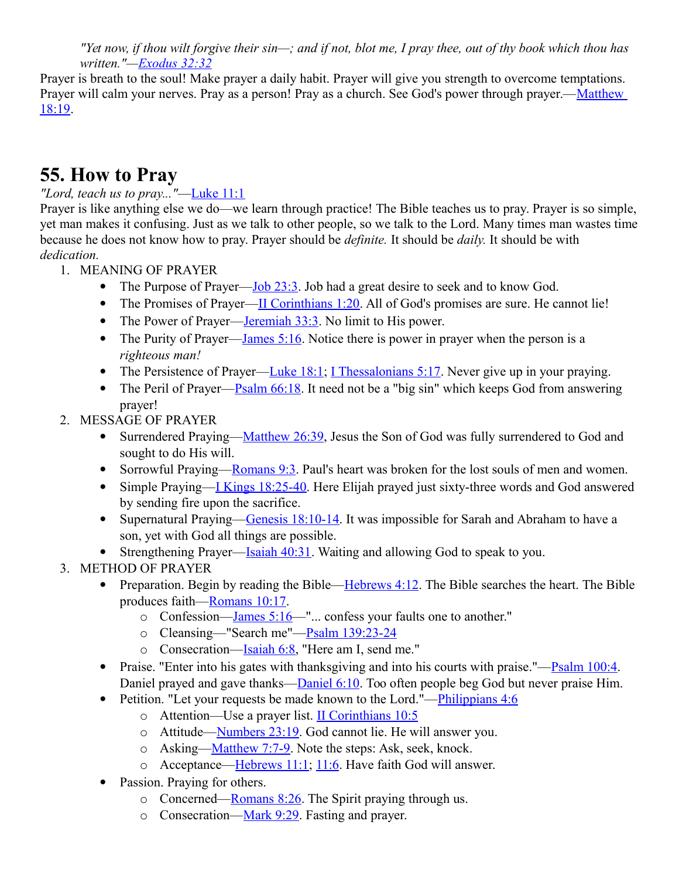*"Yet now, if thou wilt forgive their sin—; and if not, blot me, I pray thee, out of thy book which thou has written."*—Exodus 32:32

Prayer is breath to the soul! Make prayer a daily habit. Prayer will give you strength to overcome temptations. Prayer will calm your nerves. Pray as a person! Pray as a church. See God's power through prayer.—Matthew 18:19.

# 55. How to Pray

*"Lord, teach us to pray..."*—Luke 11:1

Prayer is like anything else we do—we learn through practice! The Bible teaches us to pray. Prayer is so simple, yet man makes it confusing. Just as we talk to other people, so we talk to the Lord. Many times man wastes time because he does not know how to pray. Prayer should be *definite.* It should be *daily.* It should be with *dedication.*

1. MEANING OF PRAYER
   - The Purpose of Prayer—Job 23:3. Job had a great desire to seek and to know God.
   - The Promises of Prayer—II Corinthians 1:20. All of God's promises are sure. He cannot lie!
   - The Power of Prayer—Jeremiah 33:3. No limit to His power.
   - The Purity of Prayer—James 5:16. Notice there is power in prayer when the person is a *righteous man!*
   - The Persistence of Prayer—Luke 18:1; I Thessalonians 5:17. Never give up in your praying.
   - The Peril of Prayer—Psalm 66:18. It need not be a "big sin" which keeps God from answering prayer!
2. MESSAGE OF PRAYER
   - Surrendered Praying—Matthew 26:39, Jesus the Son of God was fully surrendered to God and sought to do His will.
   - Sorrowful Praying—Romans 9:3. Paul's heart was broken for the lost souls of men and women.
   - Simple Praying—I Kings 18:25-40. Here Elijah prayed just sixty-three words and God answered by sending fire upon the sacrifice.
   - Supernatural Praying—Genesis 18:10-14. It was impossible for Sarah and Abraham to have a son, yet with God all things are possible.
   - Strengthening Prayer—Isaiah 40:31. Waiting and allowing God to speak to you.
3. METHOD OF PRAYER
   - Preparation. Begin by reading the Bible—Hebrews 4:12. The Bible searches the heart. The Bible produces faith—Romans 10:17.
     - Confession—James 5:16—"... confess your faults one to another."
     - Cleansing—"Search me"—Psalm 139:23-24
     - Consecration—Isaiah 6:8, "Here am I, send me."
   - Praise. "Enter into his gates with thanksgiving and into his courts with praise."—Psalm 100:4. Daniel prayed and gave thanks—Daniel 6:10. Too often people beg God but never praise Him.
   - Petition. "Let your requests be made known to the Lord."—Philippians 4:6
     - Attention—Use a prayer list. II Corinthians 10:5
     - Attitude—Numbers 23:19. God cannot lie. He will answer you.
     - Asking—Matthew 7:7-9. Note the steps: Ask, seek, knock.
     - Acceptance—Hebrews 11:1; 11:6. Have faith God will answer.
   - Passion. Praying for others.
     - Concerned—Romans 8:26. The Spirit praying through us.
     - Consecration—Mark 9:29. Fasting and prayer.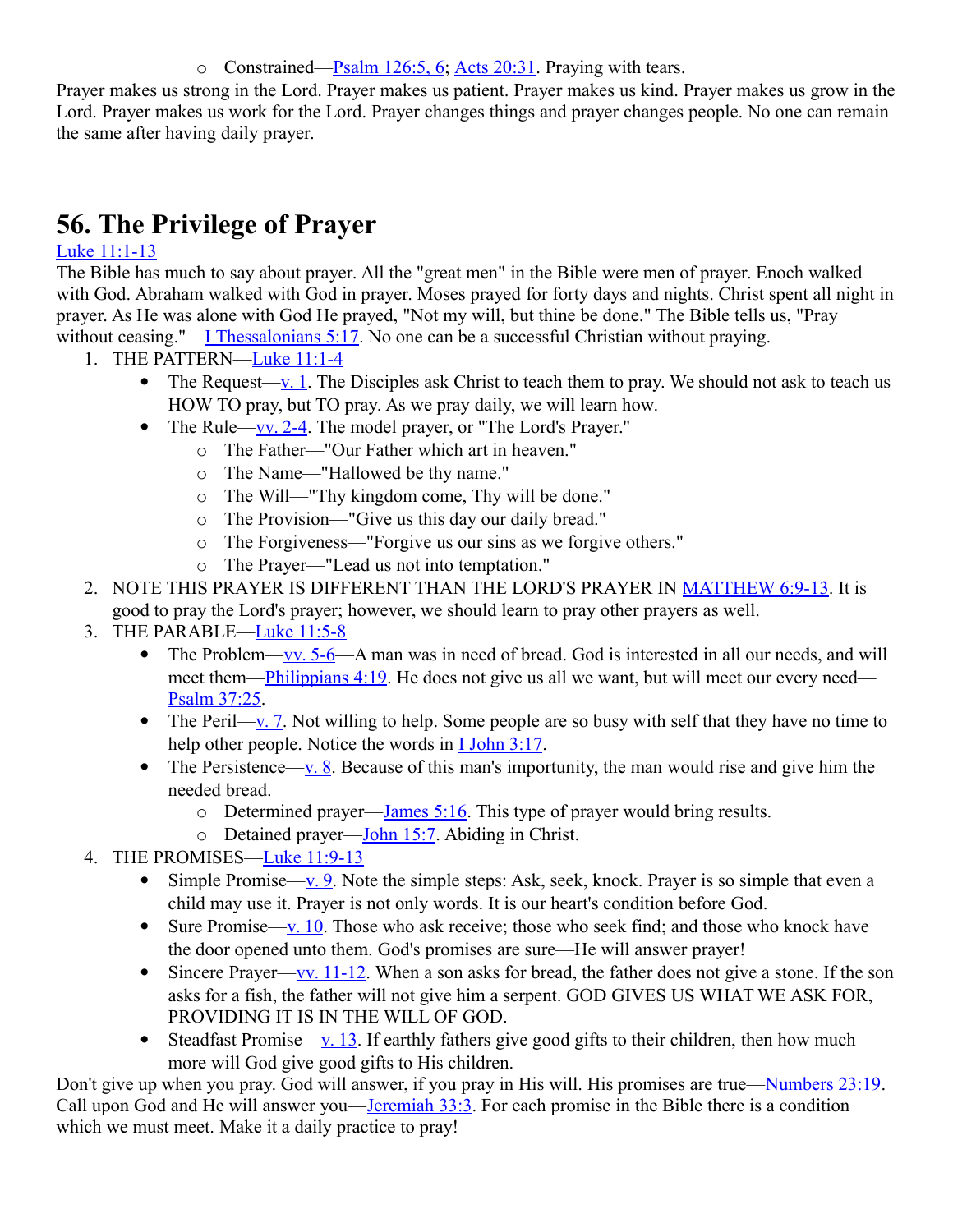- Constrained—Psalm 126:5, 6; Acts 20:31. Praying with tears.

Prayer makes us strong in the Lord. Prayer makes us patient. Prayer makes us kind. Prayer makes us grow in the Lord. Prayer makes us work for the Lord. Prayer changes things and prayer changes people. No one can remain the same after having daily prayer.

# 56. The Privilege of Prayer

Luke 11:1-13

The Bible has much to say about prayer. All the "great men" in the Bible were men of prayer. Enoch walked with God. Abraham walked with God in prayer. Moses prayed for forty days and nights. Christ spent all night in prayer. As He was alone with God He prayed, "Not my will, but thine be done." The Bible tells us, "Pray without ceasing."—I Thessalonians 5:17. No one can be a successful Christian without praying.

1. THE PATTERN—Luke 11:1-4
   - The Request—v. 1. The Disciples ask Christ to teach them to pray. We should not ask to teach us HOW TO pray, but TO pray. As we pray daily, we will learn how.
   - The Rule—vv. 2-4. The model prayer, or "The Lord's Prayer."
     - The Father—"Our Father which art in heaven."
     - The Name—"Hallowed be thy name."
     - The Will—"Thy kingdom come, Thy will be done."
     - The Provision—"Give us this day our daily bread."
     - The Forgiveness—"Forgive us our sins as we forgive others."
     - The Prayer—"Lead us not into temptation."
2. NOTE THIS PRAYER IS DIFFERENT THAN THE LORD'S PRAYER IN MATTHEW 6:9-13. It is good to pray the Lord's prayer; however, we should learn to pray other prayers as well.
3. THE PARABLE—Luke 11:5-8
   - The Problem—vv. 5-6—A man was in need of bread. God is interested in all our needs, and will meet them—Philippians 4:19. He does not give us all we want, but will meet our every need—Psalm 37:25.
   - The Peril—v. 7. Not willing to help. Some people are so busy with self that they have no time to help other people. Notice the words in I John 3:17.
   - The Persistence—v. 8. Because of this man's importunity, the man would rise and give him the needed bread.
     - Determined prayer—James 5:16. This type of prayer would bring results.
     - Detained prayer—John 15:7. Abiding in Christ.
4. THE PROMISES—Luke 11:9-13
   - Simple Promise—v. 9. Note the simple steps: Ask, seek, knock. Prayer is so simple that even a child may use it. Prayer is not only words. It is our heart's condition before God.
   - Sure Promise—v. 10. Those who ask receive; those who seek find; and those who knock have the door opened unto them. God's promises are sure—He will answer prayer!
   - Sincere Prayer—vv. 11-12. When a son asks for bread, the father does not give a stone. If the son asks for a fish, the father will not give him a serpent. GOD GIVES US WHAT WE ASK FOR, PROVIDING IT IS IN THE WILL OF GOD.
   - Steadfast Promise—v. 13. If earthly fathers give good gifts to their children, then how much more will God give good gifts to His children.

Don't give up when you pray. God will answer, if you pray in His will. His promises are true—Numbers 23:19. Call upon God and He will answer you—Jeremiah 33:3. For each promise in the Bible there is a condition which we must meet. Make it a daily practice to pray!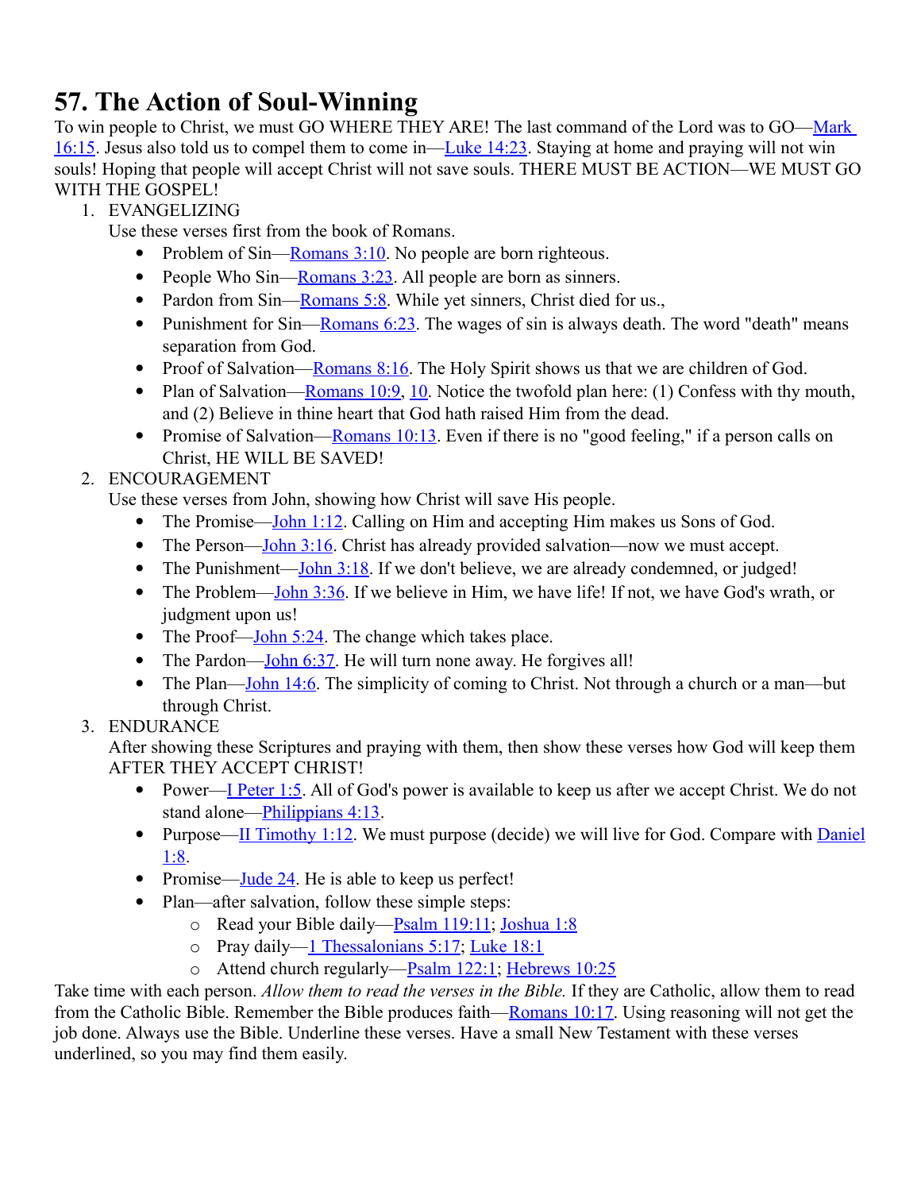# 57. The Action of Soul-Winning

To win people to Christ, we must GO WHERE THEY ARE! The last command of the Lord was to GO—Mark 16:15. Jesus also told us to compel them to come in—Luke 14:23. Staying at home and praying will not win souls! Hoping that people will accept Christ will not save souls. THERE MUST BE ACTION—WE MUST GO WITH THE GOSPEL!

1. EVANGELIZING
   Use these verses first from the book of Romans.
   - Problem of Sin—Romans 3:10. No people are born righteous.
   - People Who Sin—Romans 3:23. All people are born as sinners.
   - Pardon from Sin—Romans 5:8. While yet sinners, Christ died for us.,
   - Punishment for Sin—Romans 6:23. The wages of sin is always death. The word "death" means separation from God.
   - Proof of Salvation—Romans 8:16. The Holy Spirit shows us that we are children of God.
   - Plan of Salvation—Romans 10:9, 10. Notice the twofold plan here: (1) Confess with thy mouth, and (2) Believe in thine heart that God hath raised Him from the dead.
   - Promise of Salvation—Romans 10:13. Even if there is no "good feeling," if a person calls on Christ, HE WILL BE SAVED!
2. ENCOURAGEMENT
   Use these verses from John, showing how Christ will save His people.
   - The Promise—John 1:12. Calling on Him and accepting Him makes us Sons of God.
   - The Person—John 3:16. Christ has already provided salvation—now we must accept.
   - The Punishment—John 3:18. If we don't believe, we are already condemned, or judged!
   - The Problem—John 3:36. If we believe in Him, we have life! If not, we have God's wrath, or judgment upon us!
   - The Proof—John 5:24. The change which takes place.
   - The Pardon—John 6:37. He will turn none away. He forgives all!
   - The Plan—John 14:6. The simplicity of coming to Christ. Not through a church or a man—but through Christ.
3. ENDURANCE
   After showing these Scriptures and praying with them, then show these verses how God will keep them AFTER THEY ACCEPT CHRIST!
   - Power—I Peter 1:5. All of God's power is available to keep us after we accept Christ. We do not stand alone—Philippians 4:13.
   - Purpose—II Timothy 1:12. We must purpose (decide) we will live for God. Compare with Daniel 1:8.
   - Promise—Jude 24. He is able to keep us perfect!
   - Plan—after salvation, follow these simple steps:
     - Read your Bible daily—Psalm 119:11; Joshua 1:8
     - Pray daily—1 Thessalonians 5:17; Luke 18:1
     - Attend church regularly—Psalm 122:1; Hebrews 10:25

Take time with each person. *Allow them to read the verses in the Bible.* If they are Catholic, allow them to read from the Catholic Bible. Remember the Bible produces faith—Romans 10:17. Using reasoning will not get the job done. Always use the Bible. Underline these verses. Have a small New Testament with these verses underlined, so you may find them easily.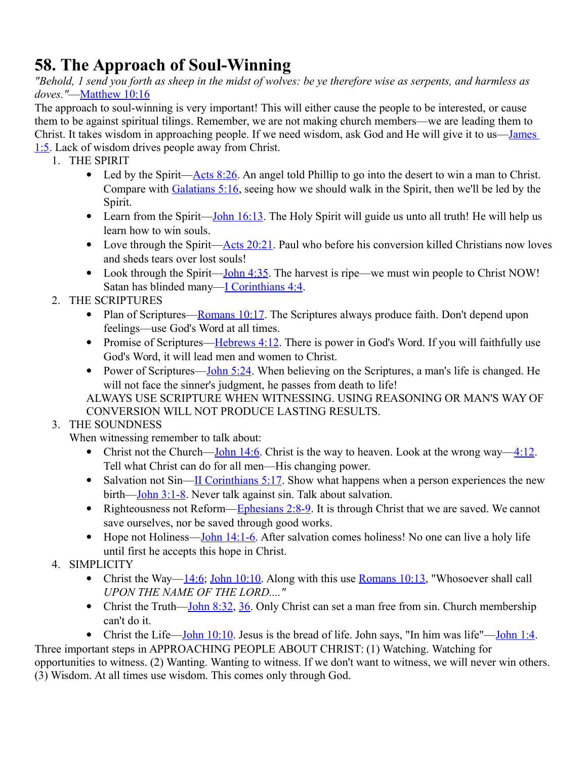# 58. The Approach of Soul-Winning

*"Behold, I send you forth as sheep in the midst of wolves: be ye therefore wise as serpents, and harmless as doves."*—Matthew 10:16

The approach to soul-winning is very important! This will either cause the people to be interested, or cause them to be against spiritual tilings. Remember, we are not making church members—we are leading them to Christ. It takes wisdom in approaching people. If we need wisdom, ask God and He will give it to us—James 1:5. Lack of wisdom drives people away from Christ.

1. THE SPIRIT
   - Led by the Spirit—Acts 8:26. An angel told Phillip to go into the desert to win a man to Christ. Compare with Galatians 5:16, seeing how we should walk in the Spirit, then we'll be led by the Spirit.
   - Learn from the Spirit—John 16:13. The Holy Spirit will guide us unto all truth! He will help us learn how to win souls.
   - Love through the Spirit—Acts 20:21. Paul who before his conversion killed Christians now loves and sheds tears over lost souls!
   - Look through the Spirit—John 4:35. The harvest is ripe—we must win people to Christ NOW! Satan has blinded many—I Corinthians 4:4.
2. THE SCRIPTURES
   - Plan of Scriptures—Romans 10:17. The Scriptures always produce faith. Don't depend upon feelings—use God's Word at all times.
   - Promise of Scriptures—Hebrews 4:12. There is power in God's Word. If you will faithfully use God's Word, it will lead men and women to Christ.
   - Power of Scriptures—John 5:24. When believing on the Scriptures, a man's life is changed. He will not face the sinner's judgment, he passes from death to life!

   ALWAYS USE SCRIPTURE WHEN WITNESSING. USING REASONING OR MAN'S WAY OF CONVERSION WILL NOT PRODUCE LASTING RESULTS.
3. THE SOUNDNESS

   When witnessing remember to talk about:
   - Christ not the Church—John 14:6. Christ is the way to heaven. Look at the wrong way—4:12. Tell what Christ can do for all men—His changing power.
   - Salvation not Sin—II Corinthians 5:17. Show what happens when a person experiences the new birth—John 3:1-8. Never talk against sin. Talk about salvation.
   - Righteousness not Reform—Ephesians 2:8-9. It is through Christ that we are saved. We cannot save ourselves, nor be saved through good works.
   - Hope not Holiness—John 14:1-6. After salvation comes holiness! No one can live a holy life until first he accepts this hope in Christ.
4. SIMPLICITY
   - Christ the Way—14:6; John 10:10. Along with this use Romans 10:13, "Whosoever shall call *UPON THE NAME OF THE LORD...."*
   - Christ the Truth—John 8:32, 36. Only Christ can set a man free from sin. Church membership can't do it.
   - Christ the Life—John 10:10. Jesus is the bread of life. John says, "In him was life"—John 1:4.

Three important steps in APPROACHING PEOPLE ABOUT CHRIST: (1) Watching. Watching for opportunities to witness. (2) Wanting. Wanting to witness. If we don't want to witness, we will never win others. (3) Wisdom. At all times use wisdom. This comes only through God.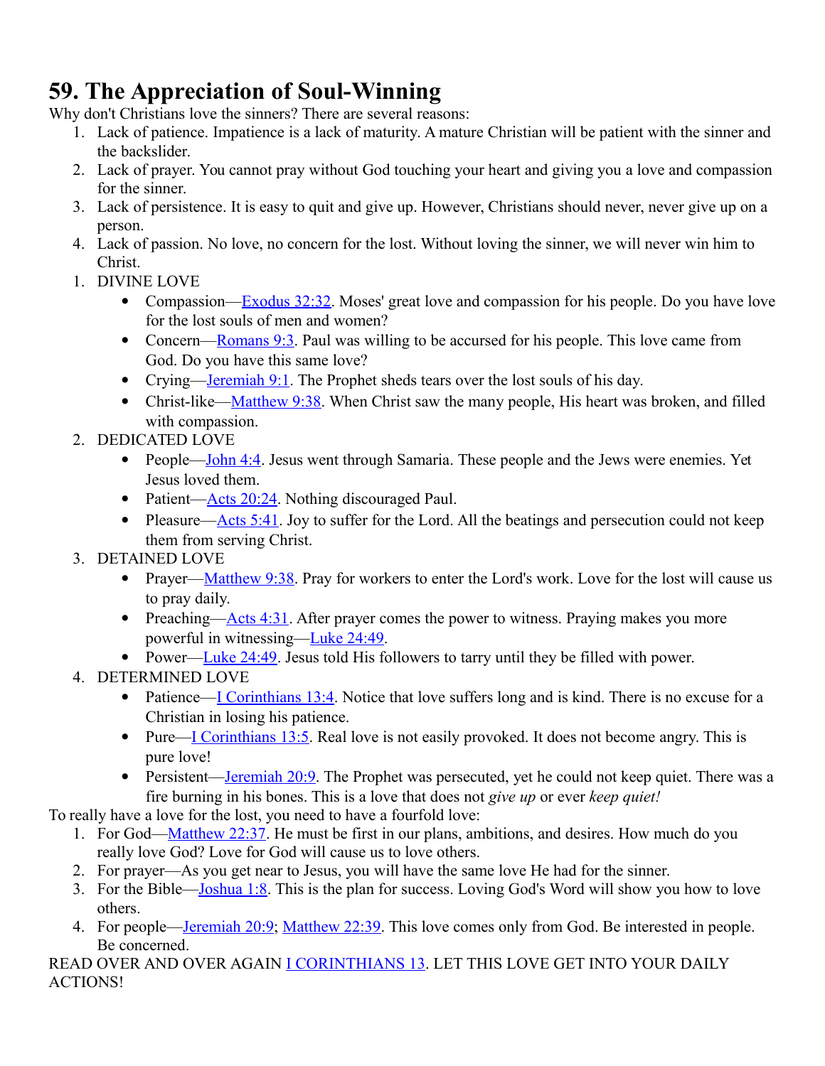# 59. The Appreciation of Soul-Winning

Why don't Christians love the sinners? There are several reasons:

1. Lack of patience. Impatience is a lack of maturity. A mature Christian will be patient with the sinner and the backslider.
2. Lack of prayer. You cannot pray without God touching your heart and giving you a love and compassion for the sinner.
3. Lack of persistence. It is easy to quit and give up. However, Christians should never, never give up on a person.
4. Lack of passion. No love, no concern for the lost. Without loving the sinner, we will never win him to Christ.

1. DIVINE LOVE
   - Compassion—Exodus 32:32. Moses' great love and compassion for his people. Do you have love for the lost souls of men and women?
   - Concern—Romans 9:3. Paul was willing to be accursed for his people. This love came from God. Do you have this same love?
   - Crying—Jeremiah 9:1. The Prophet sheds tears over the lost souls of his day.
   - Christ-like—Matthew 9:38. When Christ saw the many people, His heart was broken, and filled with compassion.
2. DEDICATED LOVE
   - People—John 4:4. Jesus went through Samaria. These people and the Jews were enemies. Yet Jesus loved them.
   - Patient—Acts 20:24. Nothing discouraged Paul.
   - Pleasure—Acts 5:41. Joy to suffer for the Lord. All the beatings and persecution could not keep them from serving Christ.
3. DETAINED LOVE
   - Prayer—Matthew 9:38. Pray for workers to enter the Lord's work. Love for the lost will cause us to pray daily.
   - Preaching—Acts 4:31. After prayer comes the power to witness. Praying makes you more powerful in witnessing—Luke 24:49.
   - Power—Luke 24:49. Jesus told His followers to tarry until they be filled with power.
4. DETERMINED LOVE
   - Patience—I Corinthians 13:4. Notice that love suffers long and is kind. There is no excuse for a Christian in losing his patience.
   - Pure—I Corinthians 13:5. Real love is not easily provoked. It does not become angry. This is pure love!
   - Persistent—Jeremiah 20:9. The Prophet was persecuted, yet he could not keep quiet. There was a fire burning in his bones. This is a love that does not *give up* or ever *keep quiet!*

To really have a love for the lost, you need to have a fourfold love:

1. For God—Matthew 22:37. He must be first in our plans, ambitions, and desires. How much do you really love God? Love for God will cause us to love others.
2. For prayer—As you get near to Jesus, you will have the same love He had for the sinner.
3. For the Bible—Joshua 1:8. This is the plan for success. Loving God's Word will show you how to love others.
4. For people—Jeremiah 20:9; Matthew 22:39. This love comes only from God. Be interested in people. Be concerned.

READ OVER AND OVER AGAIN I CORINTHIANS 13. LET THIS LOVE GET INTO YOUR DAILY ACTIONS!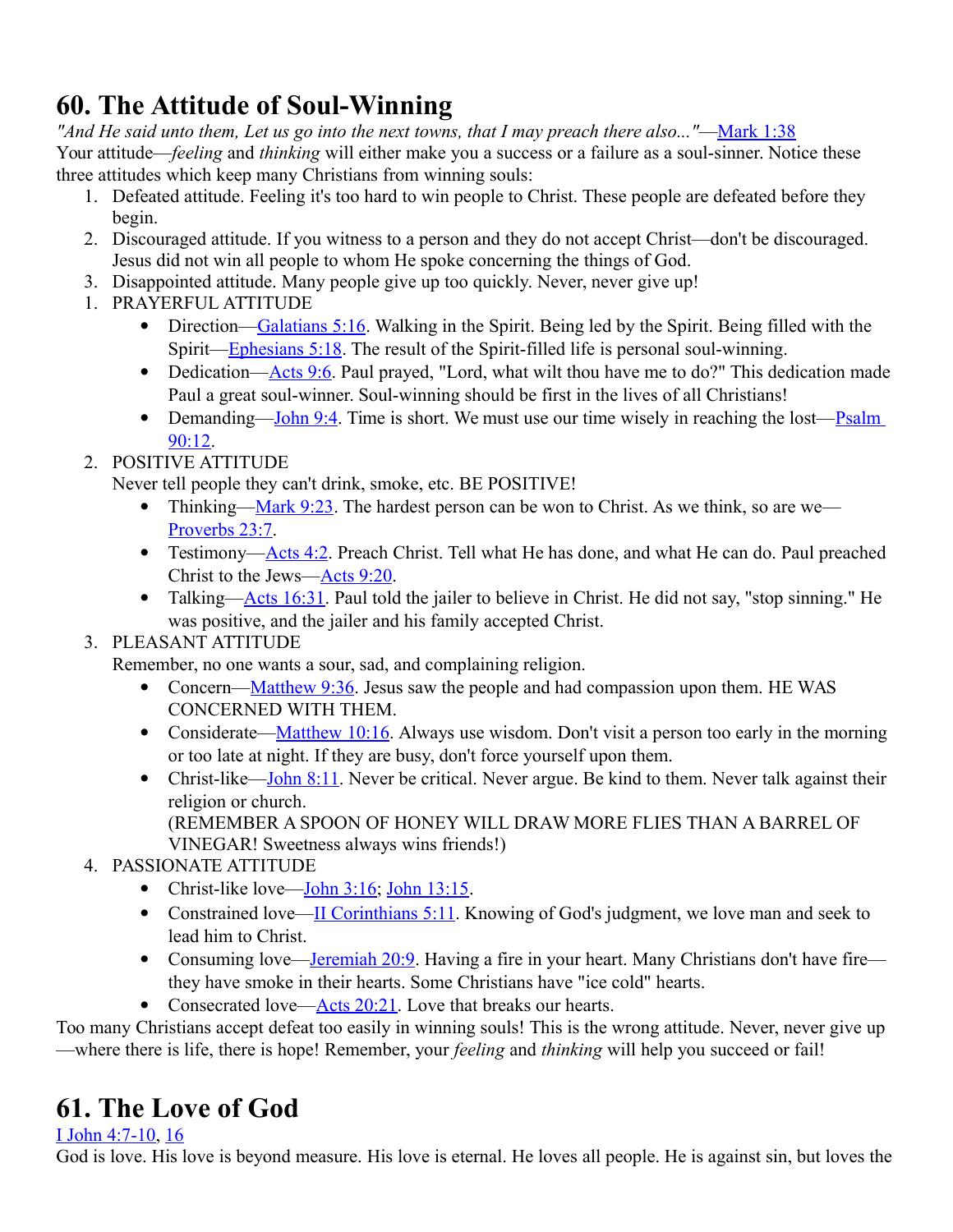# 60. The Attitude of Soul-Winning

*"And He said unto them, Let us go into the next towns, that I may preach there also..."*—Mark 1:38

Your attitude—*feeling* and *thinking* will either make you a success or a failure as a soul-sinner. Notice these three attitudes which keep many Christians from winning souls:

1. Defeated attitude. Feeling it's too hard to win people to Christ. These people are defeated before they begin.
2. Discouraged attitude. If you witness to a person and they do not accept Christ—don't be discouraged. Jesus did not win all people to whom He spoke concerning the things of God.
3. Disappointed attitude. Many people give up too quickly. Never, never give up!

1. PRAYERFUL ATTITUDE
    - Direction—Galatians 5:16. Walking in the Spirit. Being led by the Spirit. Being filled with the Spirit—Ephesians 5:18. The result of the Spirit-filled life is personal soul-winning.
    - Dedication—Acts 9:6. Paul prayed, "Lord, what wilt thou have me to do?" This dedication made Paul a great soul-winner. Soul-winning should be first in the lives of all Christians!
    - Demanding—John 9:4. Time is short. We must use our time wisely in reaching the lost—Psalm 90:12.
2. POSITIVE ATTITUDE
   Never tell people they can't drink, smoke, etc. BE POSITIVE!
    - Thinking—Mark 9:23. The hardest person can be won to Christ. As we think, so are we—Proverbs 23:7.
    - Testimony—Acts 4:2. Preach Christ. Tell what He has done, and what He can do. Paul preached Christ to the Jews—Acts 9:20.
    - Talking—Acts 16:31. Paul told the jailer to believe in Christ. He did not say, "stop sinning." He was positive, and the jailer and his family accepted Christ.
3. PLEASANT ATTITUDE
   Remember, no one wants a sour, sad, and complaining religion.
    - Concern—Matthew 9:36. Jesus saw the people and had compassion upon them. HE WAS CONCERNED WITH THEM.
    - Considerate—Matthew 10:16. Always use wisdom. Don't visit a person too early in the morning or too late at night. If they are busy, don't force yourself upon them.
    - Christ-like—John 8:11. Never be critical. Never argue. Be kind to them. Never talk against their religion or church.
      (REMEMBER A SPOON OF HONEY WILL DRAW MORE FLIES THAN A BARREL OF VINEGAR! Sweetness always wins friends!)
4. PASSIONATE ATTITUDE
    - Christ-like love—John 3:16; John 13:15.
    - Constrained love—II Corinthians 5:11. Knowing of God's judgment, we love man and seek to lead him to Christ.
    - Consuming love—Jeremiah 20:9. Having a fire in your heart. Many Christians don't have fire—they have smoke in their hearts. Some Christians have "ice cold" hearts.
    - Consecrated love—Acts 20:21. Love that breaks our hearts.

Too many Christians accept defeat too easily in winning souls! This is the wrong attitude. Never, never give up—where there is life, there is hope! Remember, your *feeling* and *thinking* will help you succeed or fail!

# 61. The Love of God

I John 4:7-10, 16

God is love. His love is beyond measure. His love is eternal. He loves all people. He is against sin, but loves the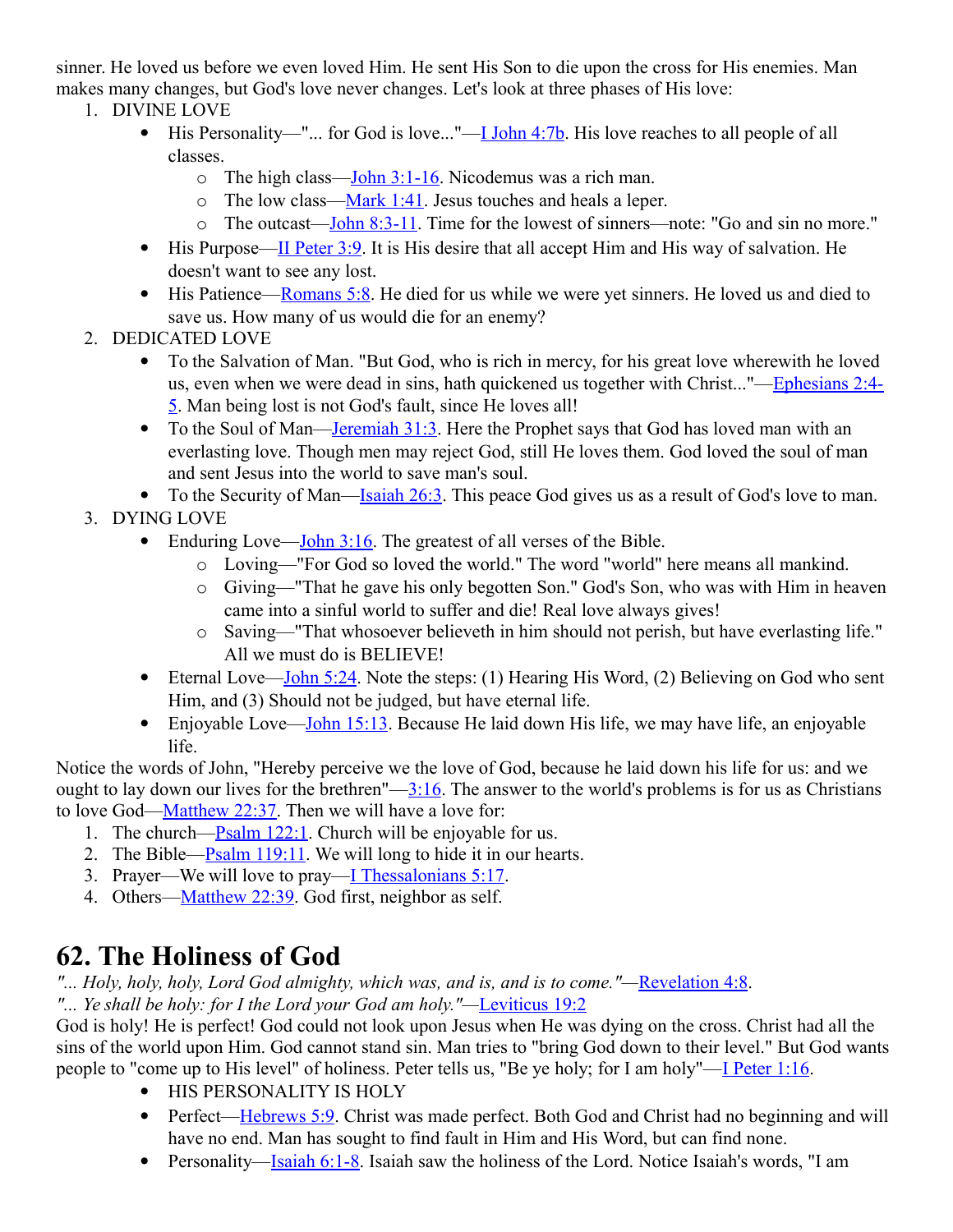sinner. He loved us before we even loved Him. He sent His Son to die upon the cross for His enemies. Man makes many changes, but God's love never changes. Let's look at three phases of His love:

1. DIVINE LOVE
   - His Personality—"... for God is love..."—I John 4:7b. His love reaches to all people of all classes.
     - The high class—John 3:1-16. Nicodemus was a rich man.
     - The low class—Mark 1:41. Jesus touches and heals a leper.
     - The outcast—John 8:3-11. Time for the lowest of sinners—note: "Go and sin no more."
   - His Purpose—II Peter 3:9. It is His desire that all accept Him and His way of salvation. He doesn't want to see any lost.
   - His Patience—Romans 5:8. He died for us while we were yet sinners. He loved us and died to save us. How many of us would die for an enemy?
2. DEDICATED LOVE
   - To the Salvation of Man. "But God, who is rich in mercy, for his great love wherewith he loved us, even when we were dead in sins, hath quickened us together with Christ..."—Ephesians 2:4-5. Man being lost is not God's fault, since He loves all!
   - To the Soul of Man—Jeremiah 31:3. Here the Prophet says that God has loved man with an everlasting love. Though men may reject God, still He loves them. God loved the soul of man and sent Jesus into the world to save man's soul.
   - To the Security of Man—Isaiah 26:3. This peace God gives us as a result of God's love to man.
3. DYING LOVE
   - Enduring Love—John 3:16. The greatest of all verses of the Bible.
     - Loving—"For God so loved the world." The word "world" here means all mankind.
     - Giving—"That he gave his only begotten Son." God's Son, who was with Him in heaven came into a sinful world to suffer and die! Real love always gives!
     - Saving—"That whosoever believeth in him should not perish, but have everlasting life." All we must do is BELIEVE!
   - Eternal Love—John 5:24. Note the steps: (1) Hearing His Word, (2) Believing on God who sent Him, and (3) Should not be judged, but have eternal life.
   - Enjoyable Love—John 15:13. Because He laid down His life, we may have life, an enjoyable life.

Notice the words of John, "Hereby perceive we the love of God, because he laid down his life for us: and we ought to lay down our lives for the brethren"—3:16. The answer to the world's problems is for us as Christians to love God—Matthew 22:37. Then we will have a love for:

1. The church—Psalm 122:1. Church will be enjoyable for us.
2. The Bible—Psalm 119:11. We will long to hide it in our hearts.
3. Prayer—We will love to pray—I Thessalonians 5:17.
4. Others—Matthew 22:39. God first, neighbor as self.

# 62. The Holiness of God

*"... Holy, holy, holy, Lord God almighty, which was, and is, and is to come."*—Revelation 4:8.
*"... Ye shall be holy: for I the Lord your God am holy."*—Leviticus 19:2

God is holy! He is perfect! God could not look upon Jesus when He was dying on the cross. Christ had all the sins of the world upon Him. God cannot stand sin. Man tries to "bring God down to their level." But God wants people to "come up to His level" of holiness. Peter tells us, "Be ye holy; for I am holy"—I Peter 1:16.

- HIS PERSONALITY IS HOLY
- Perfect—Hebrews 5:9. Christ was made perfect. Both God and Christ had no beginning and will have no end. Man has sought to find fault in Him and His Word, but can find none.
- Personality—Isaiah 6:1-8. Isaiah saw the holiness of the Lord. Notice Isaiah's words, "I am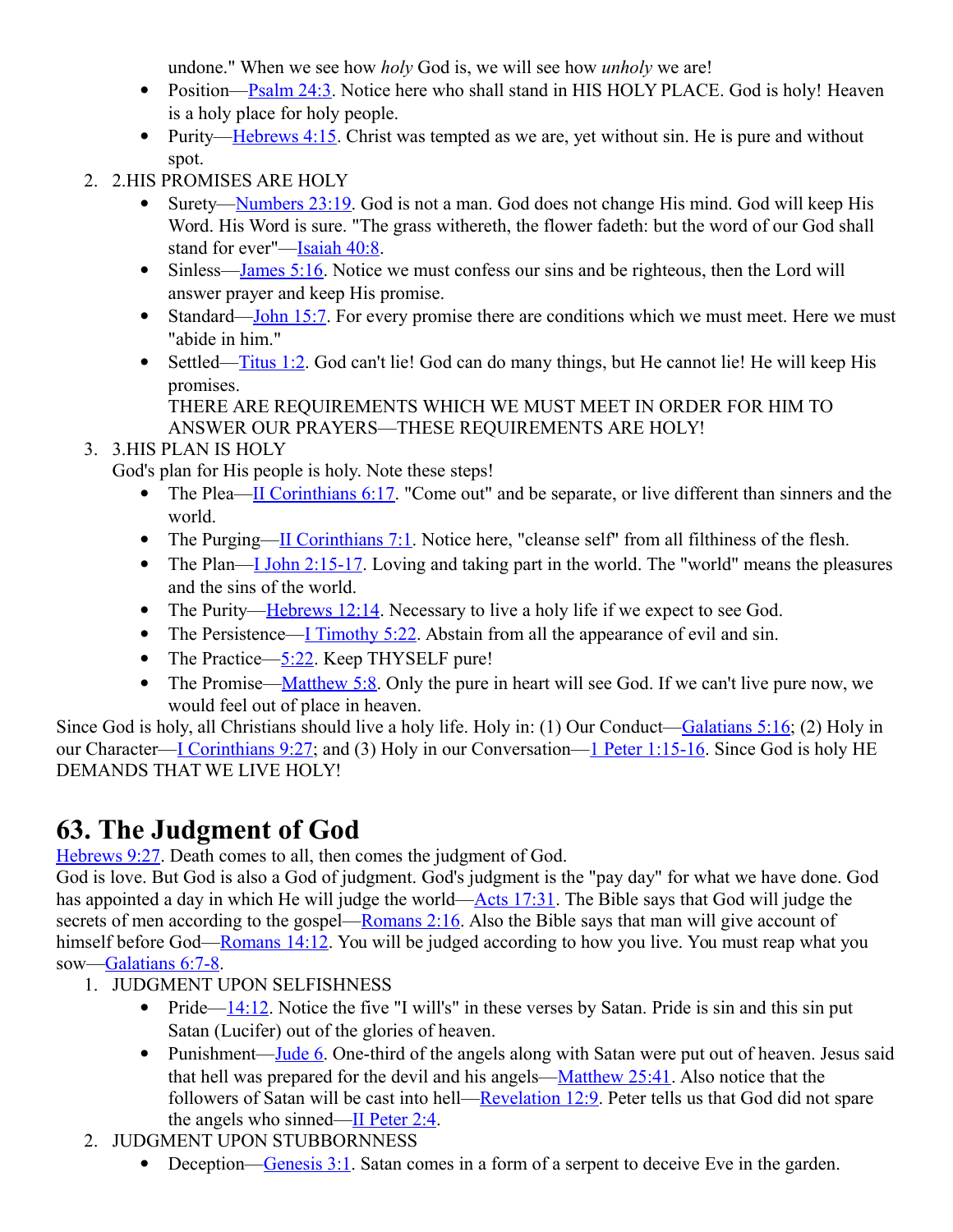undone." When we see how *holy* God is, we will see how *unholy* we are!

- Position—Psalm 24:3. Notice here who shall stand in HIS HOLY PLACE. God is holy! Heaven is a holy place for holy people.
- Purity—Hebrews 4:15. Christ was tempted as we are, yet without sin. He is pure and without spot.

2. 2.HIS PROMISES ARE HOLY
   - Surety—Numbers 23:19. God is not a man. God does not change His mind. God will keep His Word. His Word is sure. "The grass withereth, the flower fadeth: but the word of our God shall stand for ever"—Isaiah 40:8.
   - Sinless—James 5:16. Notice we must confess our sins and be righteous, then the Lord will answer prayer and keep His promise.
   - Standard—John 15:7. For every promise there are conditions which we must meet. Here we must "abide in him."
   - Settled—Titus 1:2. God can't lie! God can do many things, but He cannot lie! He will keep His promises.
     THERE ARE REQUIREMENTS WHICH WE MUST MEET IN ORDER FOR HIM TO ANSWER OUR PRAYERS—THESE REQUIREMENTS ARE HOLY!
3. 3.HIS PLAN IS HOLY
   God's plan for His people is holy. Note these steps!
   - The Plea—II Corinthians 6:17. "Come out" and be separate, or live different than sinners and the world.
   - The Purging—II Corinthians 7:1. Notice here, "cleanse self" from all filthiness of the flesh.
   - The Plan—I John 2:15-17. Loving and taking part in the world. The "world" means the pleasures and the sins of the world.
   - The Purity—Hebrews 12:14. Necessary to live a holy life if we expect to see God.
   - The Persistence—I Timothy 5:22. Abstain from all the appearance of evil and sin.
   - The Practice—5:22. Keep THYSELF pure!
   - The Promise—Matthew 5:8. Only the pure in heart will see God. If we can't live pure now, we would feel out of place in heaven.

Since God is holy, all Christians should live a holy life. Holy in: (1) Our Conduct—Galatians 5:16; (2) Holy in our Character—I Corinthians 9:27; and (3) Holy in our Conversation—1 Peter 1:15-16. Since God is holy HE DEMANDS THAT WE LIVE HOLY!

## 63. The Judgment of God

Hebrews 9:27. Death comes to all, then comes the judgment of God.
God is love. But God is also a God of judgment. God's judgment is the "pay day" for what we have done. God has appointed a day in which He will judge the world—Acts 17:31. The Bible says that God will judge the secrets of men according to the gospel—Romans 2:16. Also the Bible says that man will give account of himself before God—Romans 14:12. You will be judged according to how you live. You must reap what you sow—Galatians 6:7-8.

1. JUDGMENT UPON SELFISHNESS
   - Pride—14:12. Notice the five "I will's" in these verses by Satan. Pride is sin and this sin put Satan (Lucifer) out of the glories of heaven.
   - Punishment—Jude 6. One-third of the angels along with Satan were put out of heaven. Jesus said that hell was prepared for the devil and his angels—Matthew 25:41. Also notice that the followers of Satan will be cast into hell—Revelation 12:9. Peter tells us that God did not spare the angels who sinned—II Peter 2:4.
2. JUDGMENT UPON STUBBORNNESS
   - Deception—Genesis 3:1. Satan comes in a form of a serpent to deceive Eve in the garden.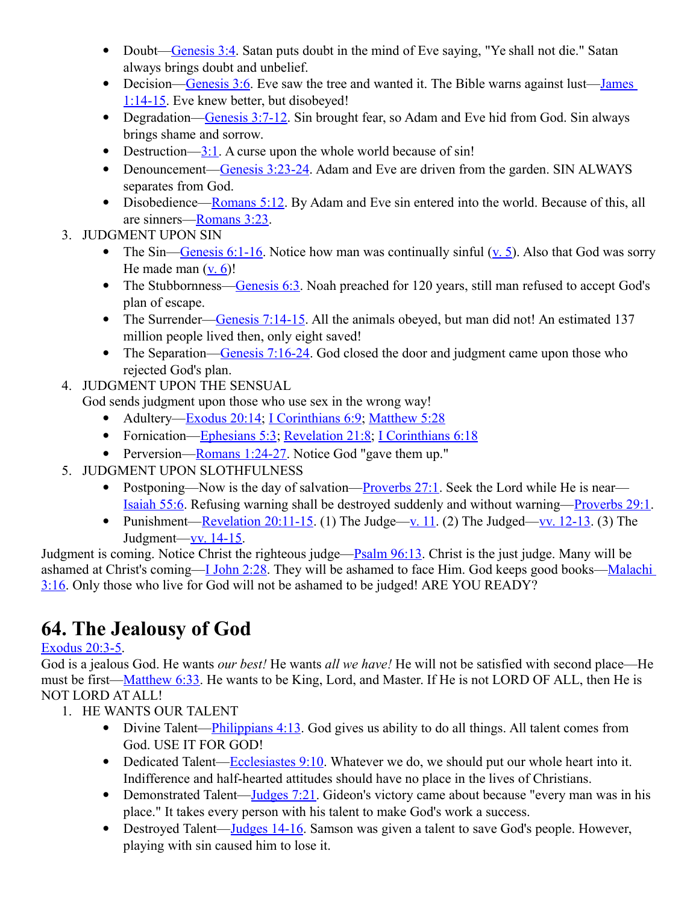- Doubt—Genesis 3:4. Satan puts doubt in the mind of Eve saying, "Ye shall not die." Satan always brings doubt and unbelief.
- Decision—Genesis 3:6. Eve saw the tree and wanted it. The Bible warns against lust—James 1:14-15. Eve knew better, but disobeyed!
- Degradation—Genesis 3:7-12. Sin brought fear, so Adam and Eve hid from God. Sin always brings shame and sorrow.
- Destruction—3:1. A curse upon the whole world because of sin!
- Denouncement—Genesis 3:23-24. Adam and Eve are driven from the garden. SIN ALWAYS separates from God.
- Disobedience—Romans 5:12. By Adam and Eve sin entered into the world. Because of this, all are sinners—Romans 3:23.

3. JUDGMENT UPON SIN
   - The Sin—Genesis 6:1-16. Notice how man was continually sinful (v. 5). Also that God was sorry He made man (v. 6)!
   - The Stubbornness—Genesis 6:3. Noah preached for 120 years, still man refused to accept God's plan of escape.
   - The Surrender—Genesis 7:14-15. All the animals obeyed, but man did not! An estimated 137 million people lived then, only eight saved!
   - The Separation—Genesis 7:16-24. God closed the door and judgment came upon those who rejected God's plan.
4. JUDGMENT UPON THE SENSUAL
   God sends judgment upon those who use sex in the wrong way!
   - Adultery—Exodus 20:14; I Corinthians 6:9; Matthew 5:28
   - Fornication—Ephesians 5:3; Revelation 21:8; I Corinthians 6:18
   - Perversion—Romans 1:24-27. Notice God "gave them up."
5. JUDGMENT UPON SLOTHFULNESS
   - Postponing—Now is the day of salvation—Proverbs 27:1. Seek the Lord while He is near—Isaiah 55:6. Refusing warning shall be destroyed suddenly and without warning—Proverbs 29:1.
   - Punishment—Revelation 20:11-15. (1) The Judge—v. 11. (2) The Judged—vv. 12-13. (3) The Judgment—vv. 14-15.

Judgment is coming. Notice Christ the righteous judge—Psalm 96:13. Christ is the just judge. Many will be ashamed at Christ's coming—I John 2:28. They will be ashamed to face Him. God keeps good books—Malachi 3:16. Only those who live for God will not be ashamed to be judged! ARE YOU READY?

# 64. The Jealousy of God

Exodus 20:3-5.

God is a jealous God. He wants *our best!* He wants *all we have!* He will not be satisfied with second place—He must be first—Matthew 6:33. He wants to be King, Lord, and Master. If He is not LORD OF ALL, then He is NOT LORD AT ALL!

1. HE WANTS OUR TALENT
   - Divine Talent—Philippians 4:13. God gives us ability to do all things. All talent comes from God. USE IT FOR GOD!
   - Dedicated Talent—Ecclesiastes 9:10. Whatever we do, we should put our whole heart into it. Indifference and half-hearted attitudes should have no place in the lives of Christians.
   - Demonstrated Talent—Judges 7:21. Gideon's victory came about because "every man was in his place." It takes every person with his talent to make God's work a success.
   - Destroyed Talent—Judges 14-16. Samson was given a talent to save God's people. However, playing with sin caused him to lose it.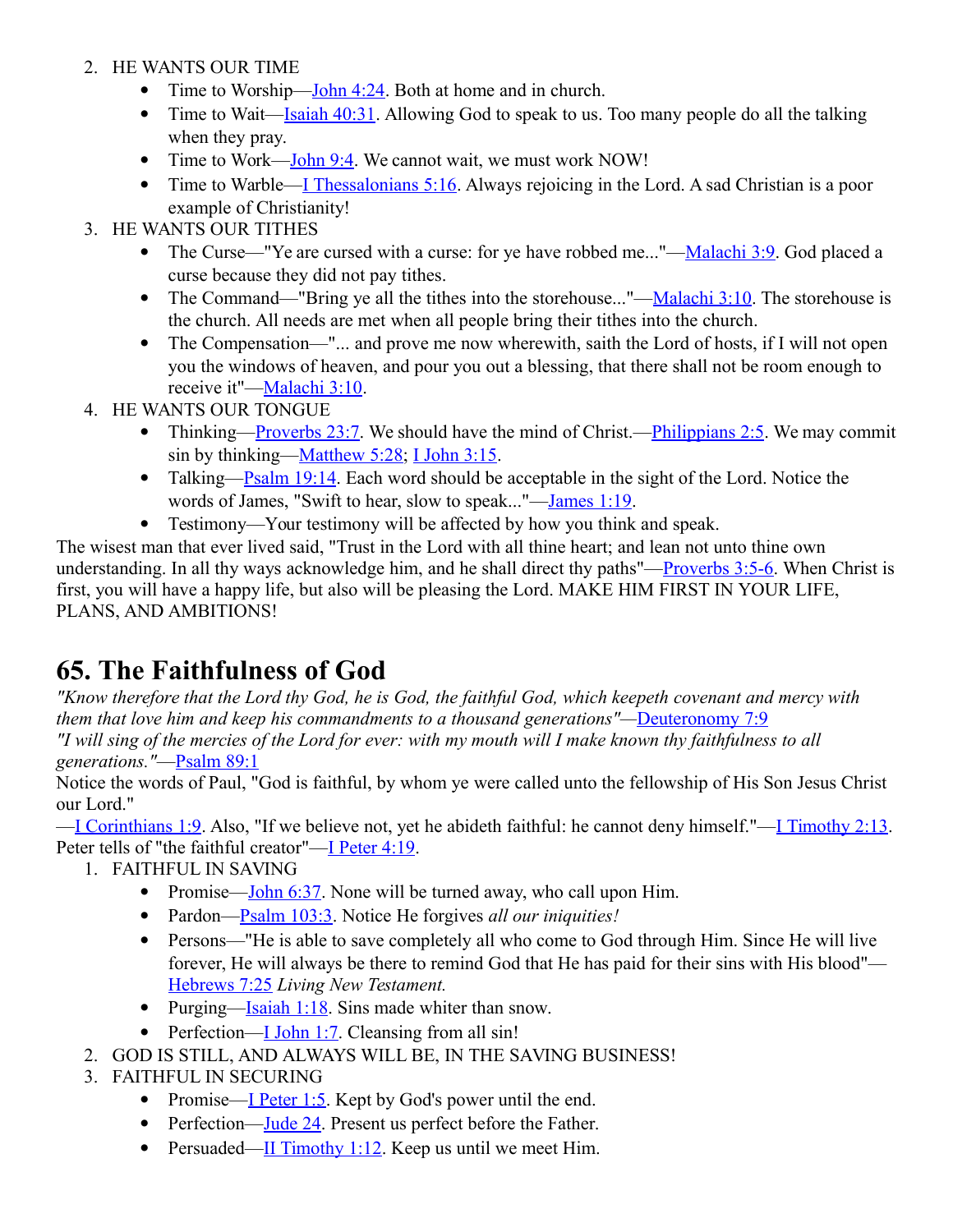2. HE WANTS OUR TIME
    - Time to Worship—John 4:24. Both at home and in church.
    - Time to Wait—Isaiah 40:31. Allowing God to speak to us. Too many people do all the talking when they pray.
    - Time to Work—John 9:4. We cannot wait, we must work NOW!
    - Time to Warble—I Thessalonians 5:16. Always rejoicing in the Lord. A sad Christian is a poor example of Christianity!
3. HE WANTS OUR TITHES
    - The Curse—"Ye are cursed with a curse: for ye have robbed me..."—Malachi 3:9. God placed a curse because they did not pay tithes.
    - The Command—"Bring ye all the tithes into the storehouse..."—Malachi 3:10. The storehouse is the church. All needs are met when all people bring their tithes into the church.
    - The Compensation—"... and prove me now wherewith, saith the Lord of hosts, if I will not open you the windows of heaven, and pour you out a blessing, that there shall not be room enough to receive it"—Malachi 3:10.
4. HE WANTS OUR TONGUE
    - Thinking—Proverbs 23:7. We should have the mind of Christ.—Philippians 2:5. We may commit sin by thinking—Matthew 5:28; I John 3:15.
    - Talking—Psalm 19:14. Each word should be acceptable in the sight of the Lord. Notice the words of James, "Swift to hear, slow to speak..."—James 1:19.
    - Testimony—Your testimony will be affected by how you think and speak.

The wisest man that ever lived said, "Trust in the Lord with all thine heart; and lean not unto thine own understanding. In all thy ways acknowledge him, and he shall direct thy paths"—Proverbs 3:5-6. When Christ is first, you will have a happy life, but also will be pleasing the Lord. MAKE HIM FIRST IN YOUR LIFE, PLANS, AND AMBITIONS!

# 65. The Faithfulness of God

*"Know therefore that the Lord thy God, he is God, the faithful God, which keepeth covenant and mercy with them that love him and keep his commandments to a thousand generations"*—Deuteronomy 7:9
*"I will sing of the mercies of the Lord for ever: with my mouth will I make known thy faithfulness to all generations."*—Psalm 89:1
Notice the words of Paul, "God is faithful, by whom ye were called unto the fellowship of His Son Jesus Christ our Lord."
—I Corinthians 1:9. Also, "If we believe not, yet he abideth faithful: he cannot deny himself."—I Timothy 2:13. Peter tells of "the faithful creator"—I Peter 4:19.

1. FAITHFUL IN SAVING
    - Promise—John 6:37. None will be turned away, who call upon Him.
    - Pardon—Psalm 103:3. Notice He forgives *all our iniquities!*
    - Persons—"He is able to save completely all who come to God through Him. Since He will live forever, He will always be there to remind God that He has paid for their sins with His blood"—Hebrews 7:25 *Living New Testament.*
    - Purging—Isaiah 1:18. Sins made whiter than snow.
    - Perfection—I John 1:7. Cleansing from all sin!
2. GOD IS STILL, AND ALWAYS WILL BE, IN THE SAVING BUSINESS!
3. FAITHFUL IN SECURING
    - Promise—I Peter 1:5. Kept by God's power until the end.
    - Perfection—Jude 24. Present us perfect before the Father.
    - Persuaded—II Timothy 1:12. Keep us until we meet Him.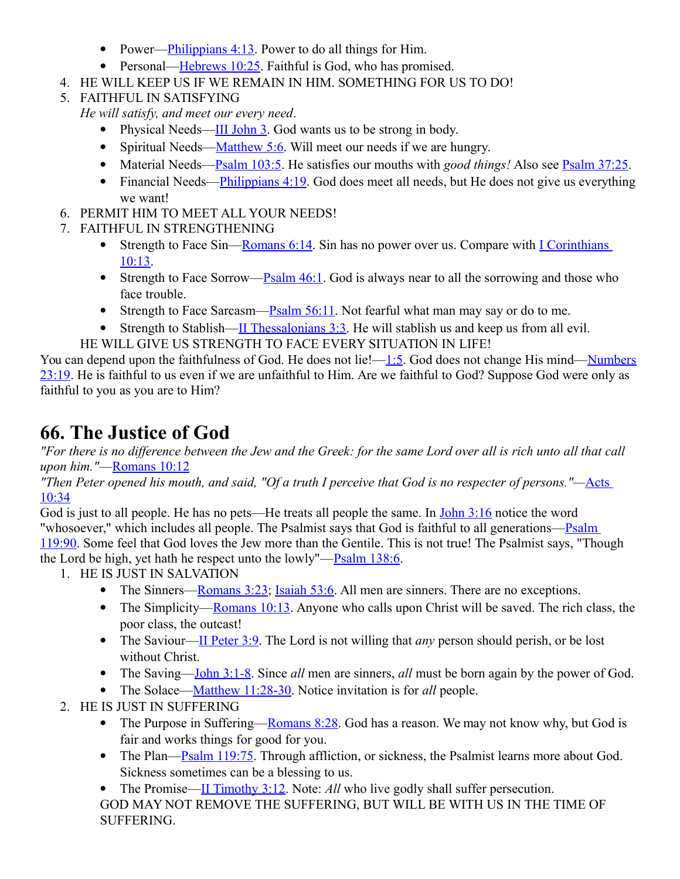- Power—Philippians 4:13. Power to do all things for Him.
- Personal—Hebrews 10:25. Faithful is God, who has promised.

4. HE WILL KEEP US IF WE REMAIN IN HIM. SOMETHING FOR US TO DO!
5. FAITHFUL IN SATISFYING
   *He will satisfy, and meet our every need*.
   - Physical Needs—III John 3. God wants us to be strong in body.
   - Spiritual Needs—Matthew 5:6. Will meet our needs if we are hungry.
   - Material Needs—Psalm 103:5. He satisfies our mouths with *good things!* Also see Psalm 37:25.
   - Financial Needs—Philippians 4:19. God does meet all needs, but He does not give us everything we want!
6. PERMIT HIM TO MEET ALL YOUR NEEDS!
7. FAITHFUL IN STRENGTHENING
   - Strength to Face Sin—Romans 6:14. Sin has no power over us. Compare with I Corinthians 10:13.
   - Strength to Face Sorrow—Psalm 46:1. God is always near to all the sorrowing and those who face trouble.
   - Strength to Face Sarcasm—Psalm 56:11. Not fearful what man may say or do to me.
   - Strength to Stablish—II Thessalonians 3:3. He will stablish us and keep us from all evil.

   HE WILL GIVE US STRENGTH TO FACE EVERY SITUATION IN LIFE!

You can depend upon the faithfulness of God. He does not lie!—1:5. God does not change His mind—Numbers 23:19. He is faithful to us even if we are unfaithful to Him. Are we faithful to God? Suppose God were only as faithful to you as you are to Him?

## 66. The Justice of God

*"For there is no difference between the Jew and the Greek: for the same Lord over all is rich unto all that call upon him."*—Romans 10:12

*"Then Peter opened his mouth, and said, "Of a truth I perceive that God is no respecter of persons."*—Acts 10:34

God is just to all people. He has no pets—He treats all people the same. In John 3:16 notice the word "whosoever," which includes all people. The Psalmist says that God is faithful to all generations—Psalm 119:90. Some feel that God loves the Jew more than the Gentile. This is not true! The Psalmist says, "Though the Lord be high, yet hath he respect unto the lowly"—Psalm 138:6.

1. HE IS JUST IN SALVATION
   - The Sinners—Romans 3:23; Isaiah 53:6. All men are sinners. There are no exceptions.
   - The Simplicity—Romans 10:13. Anyone who calls upon Christ will be saved. The rich class, the poor class, the outcast!
   - The Saviour—II Peter 3:9. The Lord is not willing that *any* person should perish, or be lost without Christ.
   - The Saving—John 3:1-8. Since *all* men are sinners, *all* must be born again by the power of God.
   - The Solace—Matthew 11:28-30. Notice invitation is for *all* people.
2. HE IS JUST IN SUFFERING
   - The Purpose in Suffering—Romans 8:28. God has a reason. We may not know why, but God is fair and works things for good for you.
   - The Plan—Psalm 119:75. Through affliction, or sickness, the Psalmist learns more about God. Sickness sometimes can be a blessing to us.
   - The Promise—II Timothy 3:12. Note: *All* who live godly shall suffer persecution.

   GOD MAY NOT REMOVE THE SUFFERING, BUT WILL BE WITH US IN THE TIME OF SUFFERING.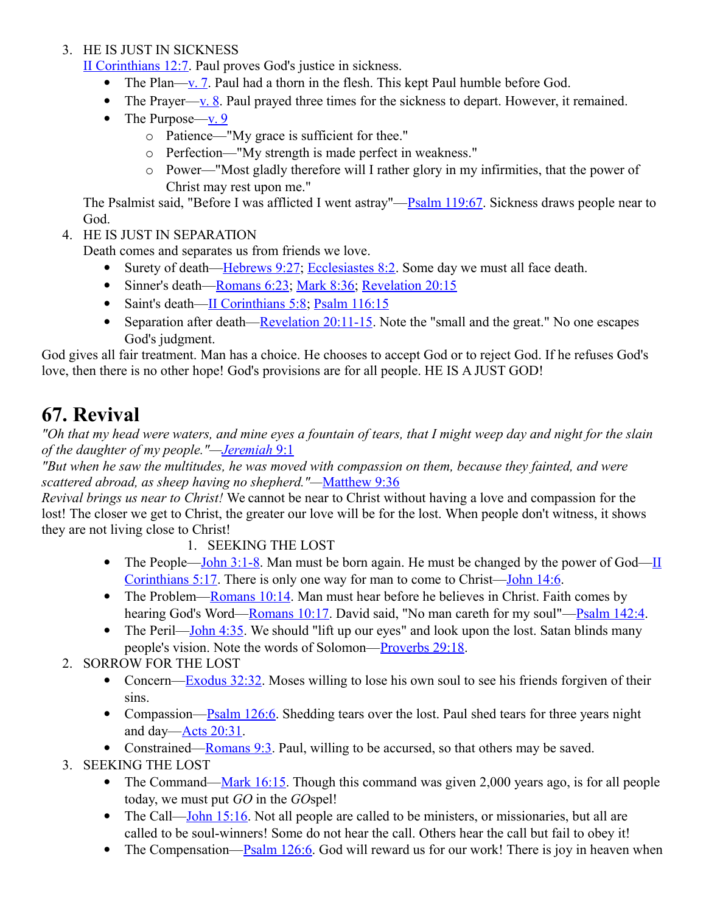3. HE IS JUST IN SICKNESS
   II Corinthians 12:7. Paul proves God's justice in sickness.
   - The Plan—v. 7. Paul had a thorn in the flesh. This kept Paul humble before God.
   - The Prayer—v. 8. Paul prayed three times for the sickness to depart. However, it remained.
   - The Purpose—v. 9
     - Patience—"My grace is sufficient for thee."
     - Perfection—"My strength is made perfect in weakness."
     - Power—"Most gladly therefore will I rather glory in my infirmities, that the power of Christ may rest upon me."

   The Psalmist said, "Before I was afflicted I went astray"—Psalm 119:67. Sickness draws people near to God.
4. HE IS JUST IN SEPARATION
   Death comes and separates us from friends we love.
   - Surety of death—Hebrews 9:27; Ecclesiastes 8:2. Some day we must all face death.
   - Sinner's death—Romans 6:23; Mark 8:36; Revelation 20:15
   - Saint's death—II Corinthians 5:8; Psalm 116:15
   - Separation after death—Revelation 20:11-15. Note the "small and the great." No one escapes God's judgment.

God gives all fair treatment. Man has a choice. He chooses to accept God or to reject God. If he refuses God's love, then there is no other hope! God's provisions are for all people. HE IS A JUST GOD!

# 67. Revival

*"Oh that my head were waters, and mine eyes a fountain of tears, that I might weep day and night for the slain of the daughter of my people."—Jeremiah 9:1*

*"But when he saw the multitudes, he was moved with compassion on them, because they fainted, and were scattered abroad, as sheep having no shepherd."—Matthew 9:36*

*Revival brings us near to Christ!* We cannot be near to Christ without having a love and compassion for the lost! The closer we get to Christ, the greater our love will be for the lost. When people don't witness, it shows they are not living close to Christ!

1. SEEKING THE LOST
   - The People—John 3:1-8. Man must be born again. He must be changed by the power of God—II Corinthians 5:17. There is only one way for man to come to Christ—John 14:6.
   - The Problem—Romans 10:14. Man must hear before he believes in Christ. Faith comes by hearing God's Word—Romans 10:17. David said, "No man careth for my soul"—Psalm 142:4.
   - The Peril—John 4:35. We should "lift up our eyes" and look upon the lost. Satan blinds many people's vision. Note the words of Solomon—Proverbs 29:18.
2. SORROW FOR THE LOST
   - Concern—Exodus 32:32. Moses willing to lose his own soul to see his friends forgiven of their sins.
   - Compassion—Psalm 126:6. Shedding tears over the lost. Paul shed tears for three years night and day—Acts 20:31.
   - Constrained—Romans 9:3. Paul, willing to be accursed, so that others may be saved.
3. SEEKING THE LOST
   - The Command—Mark 16:15. Though this command was given 2,000 years ago, is for all people today, we must put *GO* in the *GO*spel!
   - The Call—John 15:16. Not all people are called to be ministers, or missionaries, but all are called to be soul-winners! Some do not hear the call. Others hear the call but fail to obey it!
   - The Compensation—Psalm 126:6. God will reward us for our work! There is joy in heaven when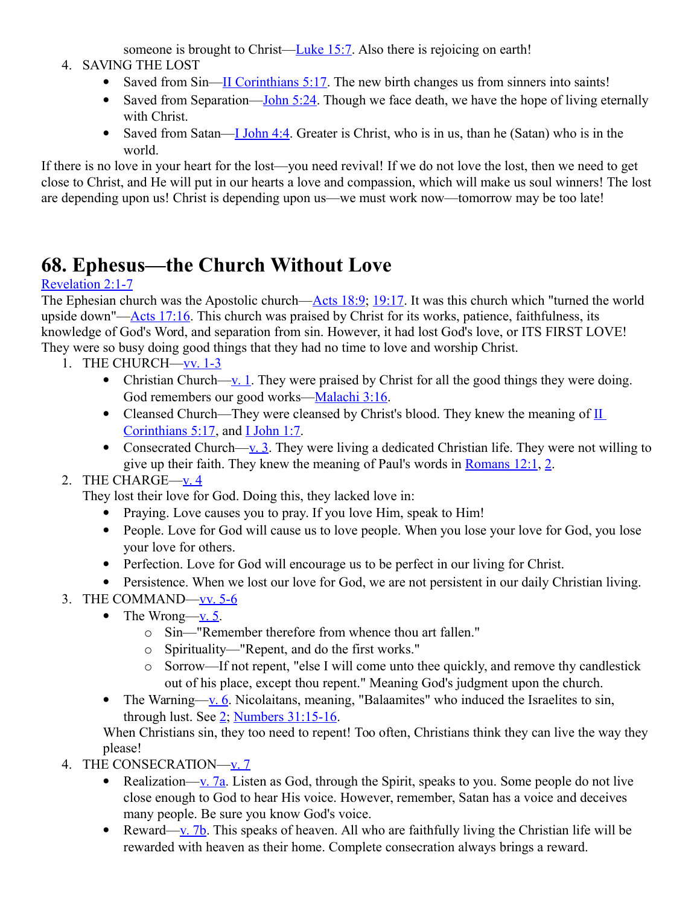someone is brought to Christ—Luke 15:7. Also there is rejoicing on earth!

4. SAVING THE LOST
   - Saved from Sin—II Corinthians 5:17. The new birth changes us from sinners into saints!
   - Saved from Separation—John 5:24. Though we face death, we have the hope of living eternally with Christ.
   - Saved from Satan—I John 4:4. Greater is Christ, who is in us, than he (Satan) who is in the world.

If there is no love in your heart for the lost—you need revival! If we do not love the lost, then we need to get close to Christ, and He will put in our hearts a love and compassion, which will make us soul winners! The lost are depending upon us! Christ is depending upon us—we must work now—tomorrow may be too late!

# 68. Ephesus—the Church Without Love

Revelation 2:1-7

The Ephesian church was the Apostolic church—Acts 18:9; 19:17. It was this church which "turned the world upside down"—Acts 17:16. This church was praised by Christ for its works, patience, faithfulness, its knowledge of God's Word, and separation from sin. However, it had lost God's love, or ITS FIRST LOVE! They were so busy doing good things that they had no time to love and worship Christ.

1. THE CHURCH—vv. 1-3
   - Christian Church—v. 1. They were praised by Christ for all the good things they were doing. God remembers our good works—Malachi 3:16.
   - Cleansed Church—They were cleansed by Christ's blood. They knew the meaning of II Corinthians 5:17, and I John 1:7.
   - Consecrated Church—v. 3. They were living a dedicated Christian life. They were not willing to give up their faith. They knew the meaning of Paul's words in Romans 12:1, 2.
2. THE CHARGE—v. 4

   They lost their love for God. Doing this, they lacked love in:
   - Praying. Love causes you to pray. If you love Him, speak to Him!
   - People. Love for God will cause us to love people. When you lose your love for God, you lose your love for others.
   - Perfection. Love for God will encourage us to be perfect in our living for Christ.
   - Persistence. When we lost our love for God, we are not persistent in our daily Christian living.
3. THE COMMAND—vv. 5-6
   - The Wrong—v. 5.
     - Sin—"Remember therefore from whence thou art fallen."
     - Spirituality—"Repent, and do the first works."
     - Sorrow—If not repent, "else I will come unto thee quickly, and remove thy candlestick out of his place, except thou repent." Meaning God's judgment upon the church.
   - The Warning—v. 6. Nicolaitans, meaning, "Balaamites" who induced the Israelites to sin, through lust. See 2; Numbers 31:15-16.

   When Christians sin, they too need to repent! Too often, Christians think they can live the way they please!
4. THE CONSECRATION—v. 7
   - Realization—v. 7a. Listen as God, through the Spirit, speaks to you. Some people do not live close enough to God to hear His voice. However, remember, Satan has a voice and deceives many people. Be sure you know God's voice.
   - Reward—v. 7b. This speaks of heaven. All who are faithfully living the Christian life will be rewarded with heaven as their home. Complete consecration always brings a reward.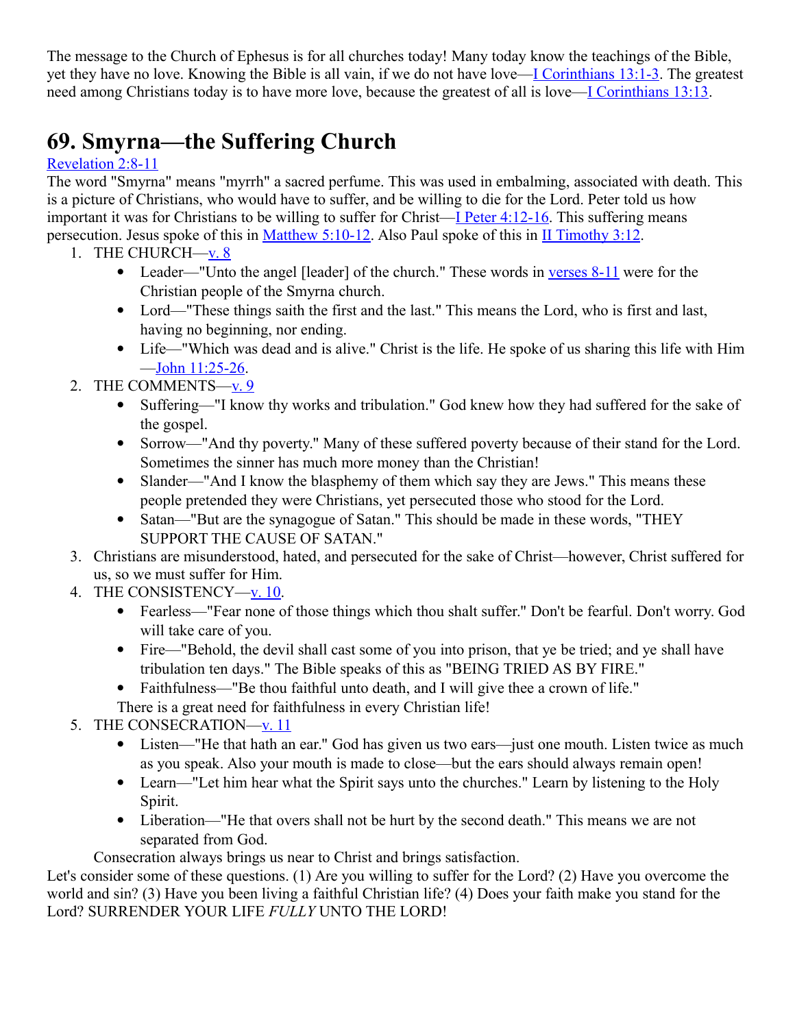The message to the Church of Ephesus is for all churches today! Many today know the teachings of the Bible, yet they have no love. Knowing the Bible is all vain, if we do not have love—I Corinthians 13:1-3. The greatest need among Christians today is to have more love, because the greatest of all is love—I Corinthians 13:13.

# 69. Smyrna—the Suffering Church

Revelation 2:8-11

The word "Smyrna" means "myrrh" a sacred perfume. This was used in embalming, associated with death. This is a picture of Christians, who would have to suffer, and be willing to die for the Lord. Peter told us how important it was for Christians to be willing to suffer for Christ—I Peter 4:12-16. This suffering means persecution. Jesus spoke of this in Matthew 5:10-12. Also Paul spoke of this in II Timothy 3:12.

1. THE CHURCH—v. 8
   - Leader—"Unto the angel [leader] of the church." These words in verses 8-11 were for the Christian people of the Smyrna church.
   - Lord—"These things saith the first and the last." This means the Lord, who is first and last, having no beginning, nor ending.
   - Life—"Which was dead and is alive." Christ is the life. He spoke of us sharing this life with Him—John 11:25-26.
2. THE COMMENTS—v. 9
   - Suffering—"I know thy works and tribulation." God knew how they had suffered for the sake of the gospel.
   - Sorrow—"And thy poverty." Many of these suffered poverty because of their stand for the Lord. Sometimes the sinner has much more money than the Christian!
   - Slander—"And I know the blasphemy of them which say they are Jews." This means these people pretended they were Christians, yet persecuted those who stood for the Lord.
   - Satan—"But are the synagogue of Satan." This should be made in these words, "THEY SUPPORT THE CAUSE OF SATAN."
3. Christians are misunderstood, hated, and persecuted for the sake of Christ—however, Christ suffered for us, so we must suffer for Him.
4. THE CONSISTENCY—v. 10.
   - Fearless—"Fear none of those things which thou shalt suffer." Don't be fearful. Don't worry. God will take care of you.
   - Fire—"Behold, the devil shall cast some of you into prison, that ye be tried; and ye shall have tribulation ten days." The Bible speaks of this as "BEING TRIED AS BY FIRE."
   - Faithfulness—"Be thou faithful unto death, and I will give thee a crown of life."

   There is a great need for faithfulness in every Christian life!
5. THE CONSECRATION—v. 11
   - Listen—"He that hath an ear." God has given us two ears—just one mouth. Listen twice as much as you speak. Also your mouth is made to close—but the ears should always remain open!
   - Learn—"Let him hear what the Spirit says unto the churches." Learn by listening to the Holy Spirit.
   - Liberation—"He that overs shall not be hurt by the second death." This means we are not separated from God.

   Consecration always brings us near to Christ and brings satisfaction.

Let's consider some of these questions. (1) Are you willing to suffer for the Lord? (2) Have you overcome the world and sin? (3) Have you been living a faithful Christian life? (4) Does your faith make you stand for the Lord? SURRENDER YOUR LIFE *FULLY* UNTO THE LORD!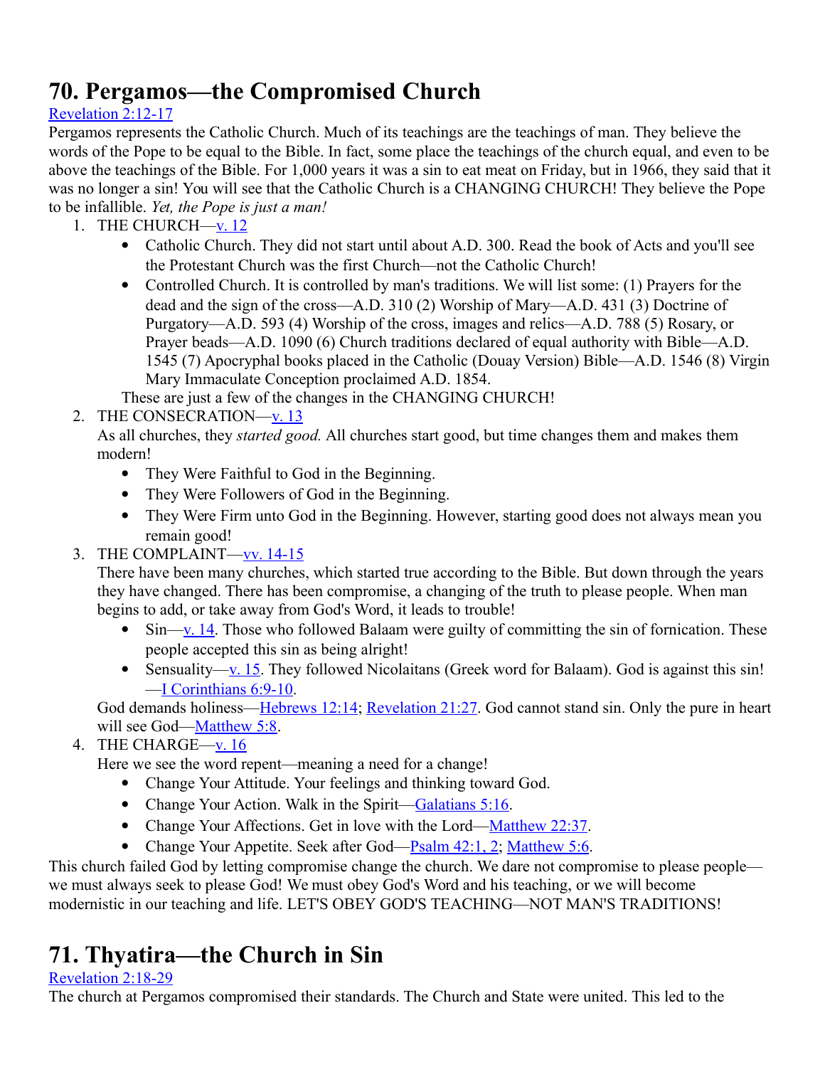# 70. Pergamos—the Compromised Church

[Revelation 2:12-17](#)

Pergamos represents the Catholic Church. Much of its teachings are the teachings of man. They believe the words of the Pope to be equal to the Bible. In fact, some place the teachings of the church equal, and even to be above the teachings of the Bible. For 1,000 years it was a sin to eat meat on Friday, but in 1966, they said that it was no longer a sin! You will see that the Catholic Church is a CHANGING CHURCH! They believe the Pope to be infallible. *Yet, the Pope is just a man!*

1. THE CHURCH—v. 12
   - Catholic Church. They did not start until about A.D. 300. Read the book of Acts and you'll see the Protestant Church was the first Church—not the Catholic Church!
   - Controlled Church. It is controlled by man's traditions. We will list some: (1) Prayers for the dead and the sign of the cross—A.D. 310 (2) Worship of Mary—A.D. 431 (3) Doctrine of Purgatory—A.D. 593 (4) Worship of the cross, images and relics—A.D. 788 (5) Rosary, or Prayer beads—A.D. 1090 (6) Church traditions declared of equal authority with Bible—A.D. 1545 (7) Apocryphal books placed in the Catholic (Douay Version) Bible—A.D. 1546 (8) Virgin Mary Immaculate Conception proclaimed A.D. 1854.

   These are just a few of the changes in the CHANGING CHURCH!
2. THE CONSECRATION—v. 13

   As all churches, they *started good.* All churches start good, but time changes them and makes them modern!
   - They Were Faithful to God in the Beginning.
   - They Were Followers of God in the Beginning.
   - They Were Firm unto God in the Beginning. However, starting good does not always mean you remain good!
3. THE COMPLAINT—vv. 14-15

   There have been many churches, which started true according to the Bible. But down through the years they have changed. There has been compromise, a changing of the truth to please people. When man begins to add, or take away from God's Word, it leads to trouble!
   - Sin—v. 14. Those who followed Balaam were guilty of committing the sin of fornication. These people accepted this sin as being alright!
   - Sensuality—v. 15. They followed Nicolaitans (Greek word for Balaam). God is against this sin!—I Corinthians 6:9-10.

   God demands holiness—Hebrews 12:14; Revelation 21:27. God cannot stand sin. Only the pure in heart will see God—Matthew 5:8.
4. THE CHARGE—v. 16

   Here we see the word repent—meaning a need for a change!
   - Change Your Attitude. Your feelings and thinking toward God.
   - Change Your Action. Walk in the Spirit—Galatians 5:16.
   - Change Your Affections. Get in love with the Lord—Matthew 22:37.
   - Change Your Appetite. Seek after God—Psalm 42:1, 2; Matthew 5:6.

This church failed God by letting compromise change the church. We dare not compromise to please people—we must always seek to please God! We must obey God's Word and his teaching, or we will become modernistic in our teaching and life. LET'S OBEY GOD'S TEACHING—NOT MAN'S TRADITIONS!

# 71. Thyatira—the Church in Sin

Revelation 2:18-29

The church at Pergamos compromised their standards. The Church and State were united. This led to the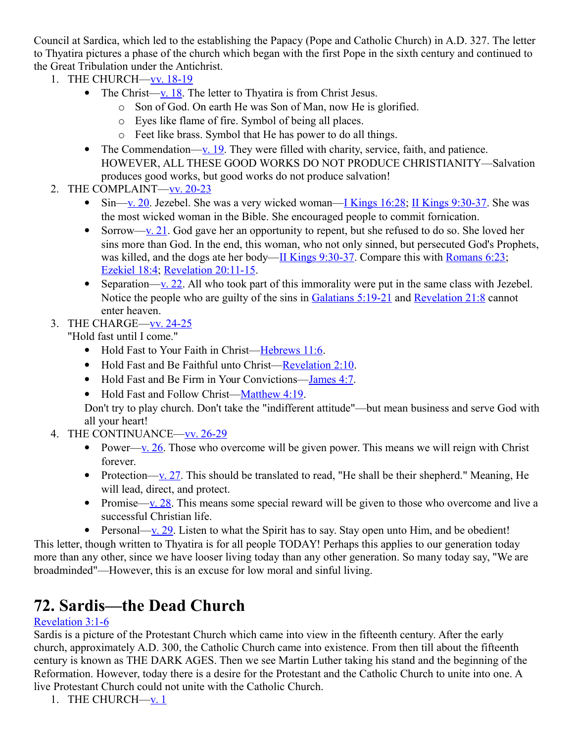Council at Sardica, which led to the establishing the Papacy (Pope and Catholic Church) in A.D. 327. The letter to Thyatira pictures a phase of the church which began with the first Pope in the sixth century and continued to the Great Tribulation under the Antichrist.

1. THE CHURCH—vv. 18-19
   - The Christ—v. 18. The letter to Thyatira is from Christ Jesus.
     - Son of God. On earth He was Son of Man, now He is glorified.
     - Eyes like flame of fire. Symbol of being all places.
     - Feet like brass. Symbol that He has power to do all things.
   - The Commendation—v. 19. They were filled with charity, service, faith, and patience. HOWEVER, ALL THESE GOOD WORKS DO NOT PRODUCE CHRISTIANITY—Salvation produces good works, but good works do not produce salvation!
2. THE COMPLAINT—vv. 20-23
   - Sin—v. 20. Jezebel. She was a very wicked woman—I Kings 16:28; II Kings 9:30-37. She was the most wicked woman in the Bible. She encouraged people to commit fornication.
   - Sorrow—v. 21. God gave her an opportunity to repent, but she refused to do so. She loved her sins more than God. In the end, this woman, who not only sinned, but persecuted God's Prophets, was killed, and the dogs ate her body—II Kings 9:30-37. Compare this with Romans 6:23; Ezekiel 18:4; Revelation 20:11-15.
   - Separation—v. 22. All who took part of this immorality were put in the same class with Jezebel. Notice the people who are guilty of the sins in Galatians 5:19-21 and Revelation 21:8 cannot enter heaven.
3. THE CHARGE—vv. 24-25
   "Hold fast until I come."
   - Hold Fast to Your Faith in Christ—Hebrews 11:6.
   - Hold Fast and Be Faithful unto Christ—Revelation 2:10.
   - Hold Fast and Be Firm in Your Convictions—James 4:7.
   - Hold Fast and Follow Christ—Matthew 4:19.

   Don't try to play church. Don't take the "indifferent attitude"—but mean business and serve God with all your heart!
4. THE CONTINUANCE—vv. 26-29
   - Power—v. 26. Those who overcome will be given power. This means we will reign with Christ forever.
   - Protection—v. 27. This should be translated to read, "He shall be their shepherd." Meaning, He will lead, direct, and protect.
   - Promise—v. 28. This means some special reward will be given to those who overcome and live a successful Christian life.
   - Personal—v. 29. Listen to what the Spirit has to say. Stay open unto Him, and be obedient!

This letter, though written to Thyatira is for all people TODAY! Perhaps this applies to our generation today more than any other, since we have looser living today than any other generation. So many today say, "We are broadminded"—However, this is an excuse for low moral and sinful living.

# 72. Sardis—the Dead Church

Revelation 3:1-6

Sardis is a picture of the Protestant Church which came into view in the fifteenth century. After the early church, approximately A.D. 300, the Catholic Church came into existence. From then till about the fifteenth century is known as THE DARK AGES. Then we see Martin Luther taking his stand and the beginning of the Reformation. However, today there is a desire for the Protestant and the Catholic Church to unite into one. A live Protestant Church could not unite with the Catholic Church.

1. THE CHURCH—v. 1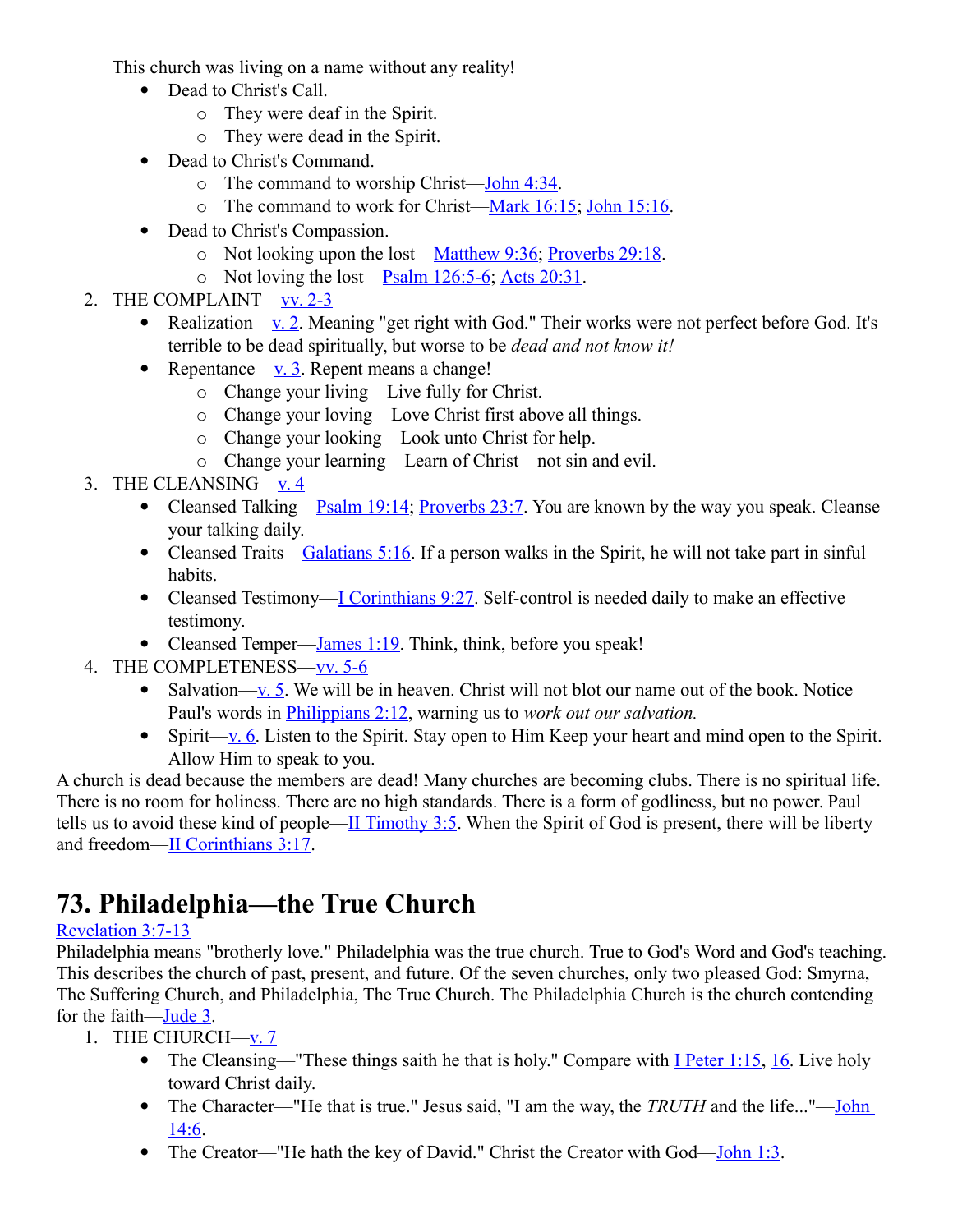This church was living on a name without any reality!

- Dead to Christ's Call.
  - They were deaf in the Spirit.
  - They were dead in the Spirit.
- Dead to Christ's Command.
  - The command to worship Christ—John 4:34.
  - The command to work for Christ—Mark 16:15; John 15:16.
- Dead to Christ's Compassion.
  - Not looking upon the lost—Matthew 9:36; Proverbs 29:18.
  - Not loving the lost—Psalm 126:5-6; Acts 20:31.

2. THE COMPLAINT—vv. 2-3
   - Realization—v. 2. Meaning "get right with God." Their works were not perfect before God. It's terrible to be dead spiritually, but worse to be *dead and not know it!*
   - Repentance—v. 3. Repent means a change!
     - Change your living—Live fully for Christ.
     - Change your loving—Love Christ first above all things.
     - Change your looking—Look unto Christ for help.
     - Change your learning—Learn of Christ—not sin and evil.
3. THE CLEANSING—v. 4
   - Cleansed Talking—Psalm 19:14; Proverbs 23:7. You are known by the way you speak. Cleanse your talking daily.
   - Cleansed Traits—Galatians 5:16. If a person walks in the Spirit, he will not take part in sinful habits.
   - Cleansed Testimony—I Corinthians 9:27. Self-control is needed daily to make an effective testimony.
   - Cleansed Temper—James 1:19. Think, think, before you speak!
4. THE COMPLETENESS—vv. 5-6
   - Salvation—v. 5. We will be in heaven. Christ will not blot our name out of the book. Notice Paul's words in Philippians 2:12, warning us to *work out our salvation.*
   - Spirit—v. 6. Listen to the Spirit. Stay open to Him Keep your heart and mind open to the Spirit. Allow Him to speak to you.

A church is dead because the members are dead! Many churches are becoming clubs. There is no spiritual life. There is no room for holiness. There are no high standards. There is a form of godliness, but no power. Paul tells us to avoid these kind of people—II Timothy 3:5. When the Spirit of God is present, there will be liberty and freedom—II Corinthians 3:17.

# 73. Philadelphia—the True Church

Revelation 3:7-13

Philadelphia means "brotherly love." Philadelphia was the true church. True to God's Word and God's teaching. This describes the church of past, present, and future. Of the seven churches, only two pleased God: Smyrna, The Suffering Church, and Philadelphia, The True Church. The Philadelphia Church is the church contending for the faith—Jude 3.

1. THE CHURCH—v. 7
   - The Cleansing—"These things saith he that is holy." Compare with I Peter 1:15, 16. Live holy toward Christ daily.
   - The Character—"He that is true." Jesus said, "I am the way, the *TRUTH* and the life..."—John 14:6.
   - The Creator—"He hath the key of David." Christ the Creator with God—John 1:3.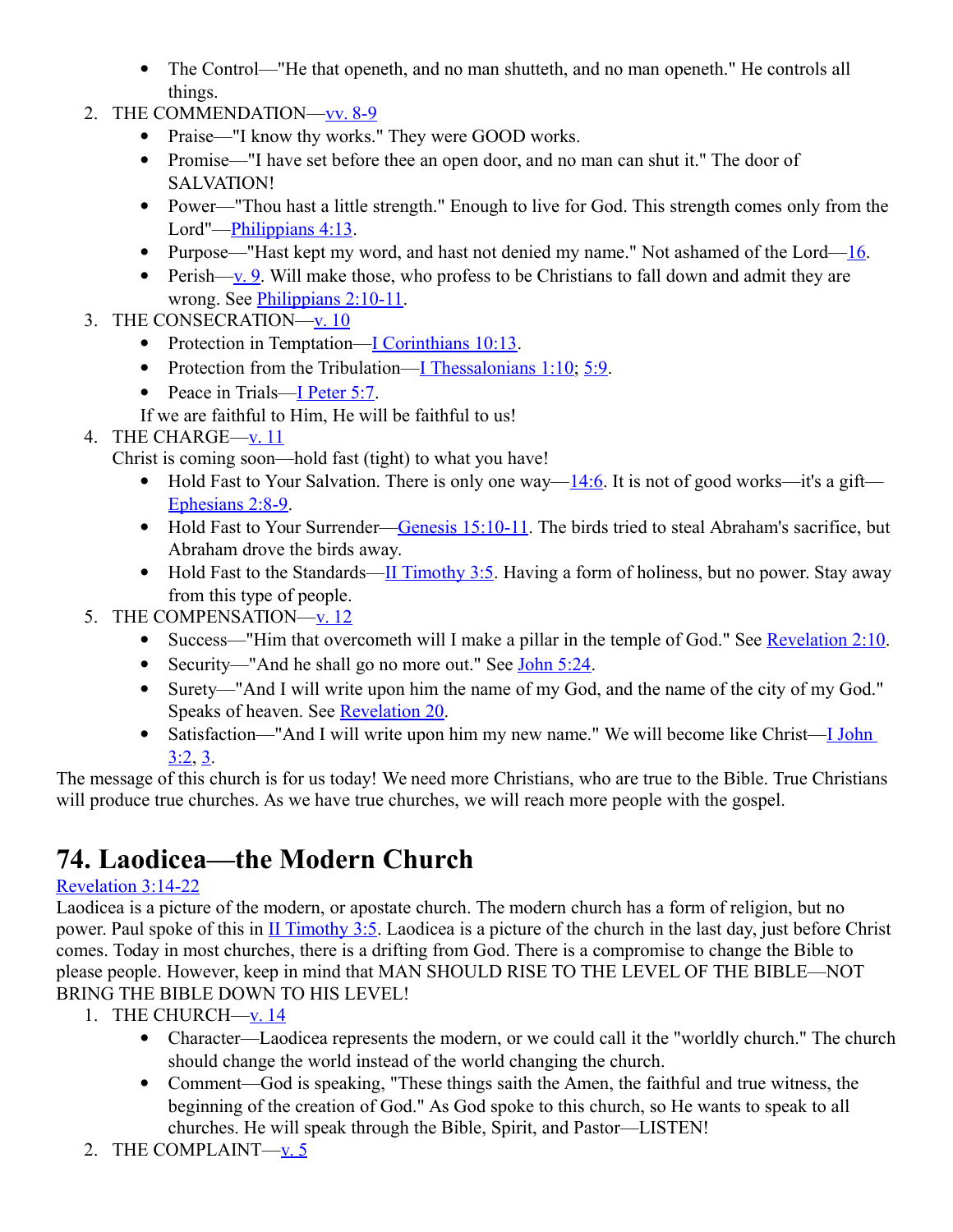- The Control—"He that openeth, and no man shutteth, and no man openeth." He controls all things.
2. THE COMMENDATION—[vv. 8-9]
    - Praise—"I know thy works." They were GOOD works.
    - Promise—"I have set before thee an open door, and no man can shut it." The door of SALVATION!
    - Power—"Thou hast a little strength." Enough to live for God. This strength comes only from the Lord"—[Philippians 4:13].
    - Purpose—"Hast kept my word, and hast not denied my name." Not ashamed of the Lord—[16].
    - Perish—[v. 9]. Will make those, who profess to be Christians to fall down and admit they are wrong. See [Philippians 2:10-11].
3. THE CONSECRATION—[v. 10]
    - Protection in Temptation—[I Corinthians 10:13].
    - Protection from the Tribulation—[I Thessalonians 1:10]; [5:9].
    - Peace in Trials—[I Peter 5:7].

    If we are faithful to Him, He will be faithful to us!
4. THE CHARGE—[v. 11]

    Christ is coming soon—hold fast (tight) to what you have!
    - Hold Fast to Your Salvation. There is only one way—[14:6]. It is not of good works—it's a gift—[Ephesians 2:8-9].
    - Hold Fast to Your Surrender—[Genesis 15:10-11]. The birds tried to steal Abraham's sacrifice, but Abraham drove the birds away.
    - Hold Fast to the Standards—[II Timothy 3:5]. Having a form of holiness, but no power. Stay away from this type of people.
5. THE COMPENSATION—[v. 12]
    - Success—"Him that overcometh will I make a pillar in the temple of God." See [Revelation 2:10].
    - Security—"And he shall go no more out." See [John 5:24].
    - Surety—"And I will write upon him the name of my God, and the name of the city of my God." Speaks of heaven. See [Revelation 20].
    - Satisfaction—"And I will write upon him my new name." We will become like Christ—[I John 3:2], [3].

The message of this church is for us today! We need more Christians, who are true to the Bible. True Christians will produce true churches. As we have true churches, we will reach more people with the gospel.

# 74. Laodicea—the Modern Church

[Revelation 3:14-22]

Laodicea is a picture of the modern, or apostate church. The modern church has a form of religion, but no power. Paul spoke of this in [II Timothy 3:5]. Laodicea is a picture of the church in the last day, just before Christ comes. Today in most churches, there is a drifting from God. There is a compromise to change the Bible to please people. However, keep in mind that MAN SHOULD RISE TO THE LEVEL OF THE BIBLE—NOT BRING THE BIBLE DOWN TO HIS LEVEL!

1. THE CHURCH—[v. 14]
    - Character—Laodicea represents the modern, or we could call it the "worldly church." The church should change the world instead of the world changing the church.
    - Comment—God is speaking, "These things saith the Amen, the faithful and true witness, the beginning of the creation of God." As God spoke to this church, so He wants to speak to all churches. He will speak through the Bible, Spirit, and Pastor—LISTEN!
2. THE COMPLAINT—[v. 5]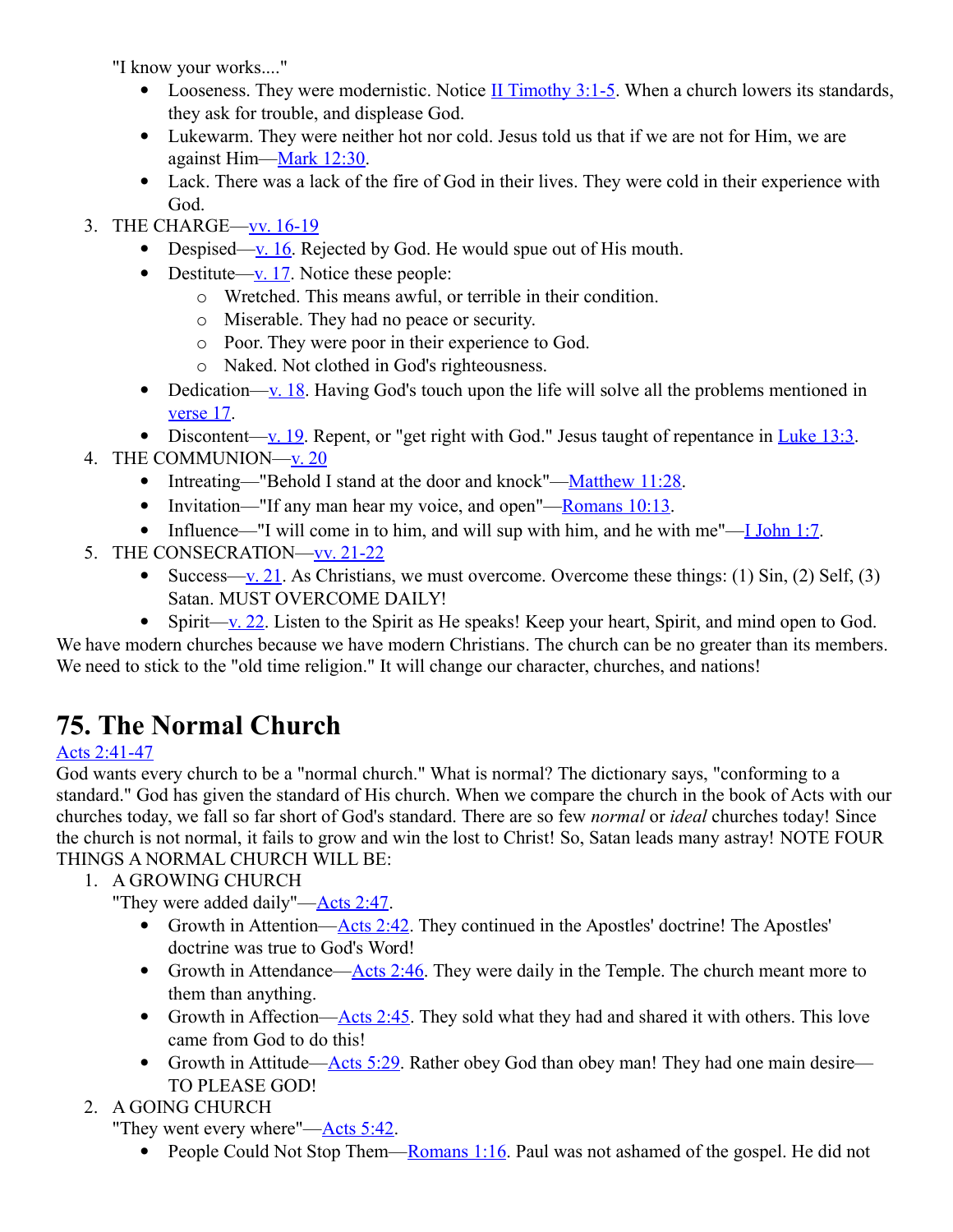"I know your works...."

- Looseness. They were modernistic. Notice II Timothy 3:1-5. When a church lowers its standards, they ask for trouble, and displease God.
- Lukewarm. They were neither hot nor cold. Jesus told us that if we are not for Him, we are against Him—Mark 12:30.
- Lack. There was a lack of the fire of God in their lives. They were cold in their experience with God.

3. THE CHARGE—vv. 16-19
   - Despised—v. 16. Rejected by God. He would spue out of His mouth.
   - Destitute—v. 17. Notice these people:
     - Wretched. This means awful, or terrible in their condition.
     - Miserable. They had no peace or security.
     - Poor. They were poor in their experience to God.
     - Naked. Not clothed in God's righteousness.
   - Dedication—v. 18. Having God's touch upon the life will solve all the problems mentioned in verse 17.
   - Discontent—v. 19. Repent, or "get right with God." Jesus taught of repentance in Luke 13:3.
4. THE COMMUNION—v. 20
   - Intreating—"Behold I stand at the door and knock"—Matthew 11:28.
   - Invitation—"If any man hear my voice, and open"—Romans 10:13.
   - Influence—"I will come in to him, and will sup with him, and he with me"—I John 1:7.
5. THE CONSECRATION—vv. 21-22
   - Success—v. 21. As Christians, we must overcome. Overcome these things: (1) Sin, (2) Self, (3) Satan. MUST OVERCOME DAILY!
   - Spirit—v. 22. Listen to the Spirit as He speaks! Keep your heart, Spirit, and mind open to God.

We have modern churches because we have modern Christians. The church can be no greater than its members. We need to stick to the "old time religion." It will change our character, churches, and nations!

# 75. The Normal Church

Acts 2:41-47

God wants every church to be a "normal church." What is normal? The dictionary says, "conforming to a standard." God has given the standard of His church. When we compare the church in the book of Acts with our churches today, we fall so far short of God's standard. There are so few *normal* or *ideal* churches today! Since the church is not normal, it fails to grow and win the lost to Christ! So, Satan leads many astray! NOTE FOUR THINGS A NORMAL CHURCH WILL BE:

1. A GROWING CHURCH
   "They were added daily"—Acts 2:47.
   - Growth in Attention—Acts 2:42. They continued in the Apostles' doctrine! The Apostles' doctrine was true to God's Word!
   - Growth in Attendance—Acts 2:46. They were daily in the Temple. The church meant more to them than anything.
   - Growth in Affection—Acts 2:45. They sold what they had and shared it with others. This love came from God to do this!
   - Growth in Attitude—Acts 5:29. Rather obey God than obey man! They had one main desire—TO PLEASE GOD!
2. A GOING CHURCH
   "They went every where"—Acts 5:42.
   - People Could Not Stop Them—Romans 1:16. Paul was not ashamed of the gospel. He did not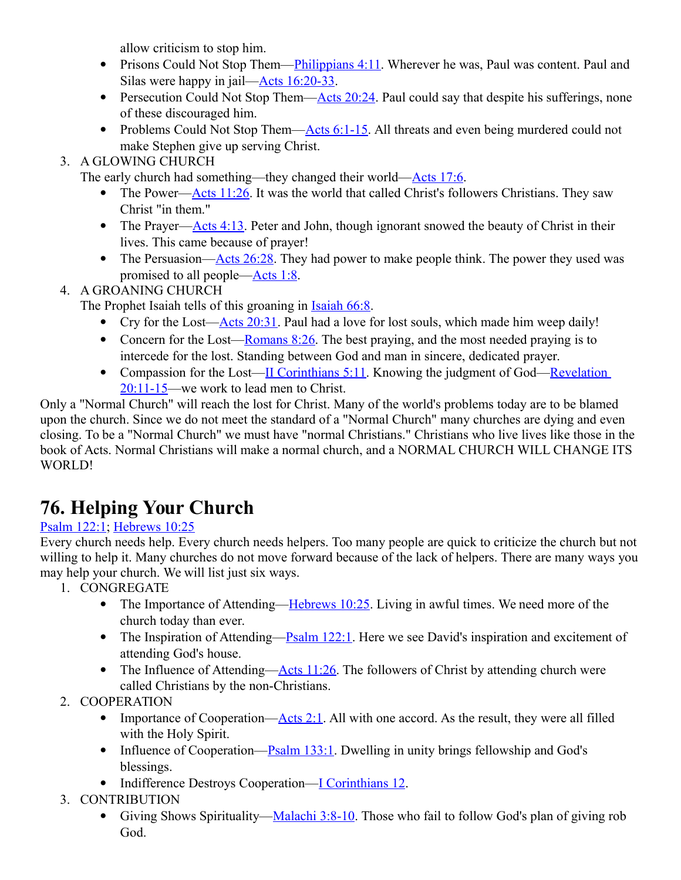allow criticism to stop him.

- Prisons Could Not Stop Them—Philippians 4:11. Wherever he was, Paul was content. Paul and Silas were happy in jail—Acts 16:20-33.
- Persecution Could Not Stop Them—Acts 20:24. Paul could say that despite his sufferings, none of these discouraged him.
- Problems Could Not Stop Them—Acts 6:1-15. All threats and even being murdered could not make Stephen give up serving Christ.

3. A GLOWING CHURCH
   The early church had something—they changed their world—Acts 17:6.
   - The Power—Acts 11:26. It was the world that called Christ's followers Christians. They saw Christ "in them."
   - The Prayer—Acts 4:13. Peter and John, though ignorant snowed the beauty of Christ in their lives. This came because of prayer!
   - The Persuasion—Acts 26:28. They had power to make people think. The power they used was promised to all people—Acts 1:8.
4. A GROANING CHURCH
   The Prophet Isaiah tells of this groaning in Isaiah 66:8.
   - Cry for the Lost—Acts 20:31. Paul had a love for lost souls, which made him weep daily!
   - Concern for the Lost—Romans 8:26. The best praying, and the most needed praying is to intercede for the lost. Standing between God and man in sincere, dedicated prayer.
   - Compassion for the Lost—II Corinthians 5:11. Knowing the judgment of God—Revelation 20:11-15—we work to lead men to Christ.

Only a "Normal Church" will reach the lost for Christ. Many of the world's problems today are to be blamed upon the church. Since we do not meet the standard of a "Normal Church" many churches are dying and even closing. To be a "Normal Church" we must have "normal Christians." Christians who live lives like those in the book of Acts. Normal Christians will make a normal church, and a NORMAL CHURCH WILL CHANGE ITS WORLD!

# 76. Helping Your Church

Psalm 122:1; Hebrews 10:25

Every church needs help. Every church needs helpers. Too many people are quick to criticize the church but not willing to help it. Many churches do not move forward because of the lack of helpers. There are many ways you may help your church. We will list just six ways.

1. CONGREGATE
   - The Importance of Attending—Hebrews 10:25. Living in awful times. We need more of the church today than ever.
   - The Inspiration of Attending—Psalm 122:1. Here we see David's inspiration and excitement of attending God's house.
   - The Influence of Attending—Acts 11:26. The followers of Christ by attending church were called Christians by the non-Christians.
2. COOPERATION
   - Importance of Cooperation—Acts 2:1. All with one accord. As the result, they were all filled with the Holy Spirit.
   - Influence of Cooperation—Psalm 133:1. Dwelling in unity brings fellowship and God's blessings.
   - Indifference Destroys Cooperation—I Corinthians 12.
3. CONTRIBUTION
   - Giving Shows Spirituality—Malachi 3:8-10. Those who fail to follow God's plan of giving rob God.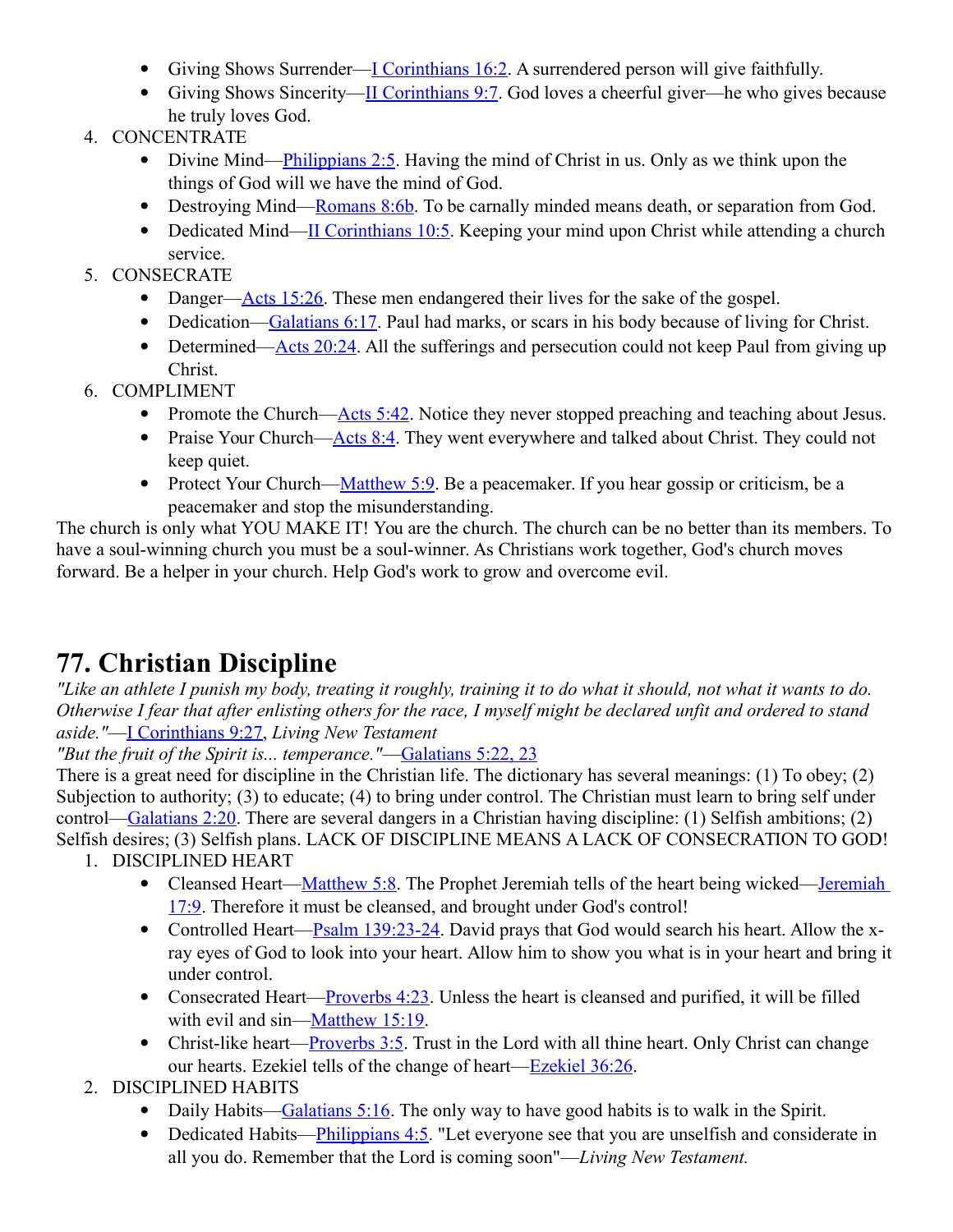- Giving Shows Surrender—I Corinthians 16:2. A surrendered person will give faithfully.
- Giving Shows Sincerity—II Corinthians 9:7. God loves a cheerful giver—he who gives because he truly loves God.

4. CONCENTRATE
   - Divine Mind—Philippians 2:5. Having the mind of Christ in us. Only as we think upon the things of God will we have the mind of God.
   - Destroying Mind—Romans 8:6b. To be carnally minded means death, or separation from God.
   - Dedicated Mind—II Corinthians 10:5. Keeping your mind upon Christ while attending a church service.
5. CONSECRATE
   - Danger—Acts 15:26. These men endangered their lives for the sake of the gospel.
   - Dedication—Galatians 6:17. Paul had marks, or scars in his body because of living for Christ.
   - Determined—Acts 20:24. All the sufferings and persecution could not keep Paul from giving up Christ.
6. COMPLIMENT
   - Promote the Church—Acts 5:42. Notice they never stopped preaching and teaching about Jesus.
   - Praise Your Church—Acts 8:4. They went everywhere and talked about Christ. They could not keep quiet.
   - Protect Your Church—Matthew 5:9. Be a peacemaker. If you hear gossip or criticism, be a peacemaker and stop the misunderstanding.

The church is only what YOU MAKE IT! You are the church. The church can be no better than its members. To have a soul-winning church you must be a soul-winner. As Christians work together, God's church moves forward. Be a helper in your church. Help God's work to grow and overcome evil.

# 77. Christian Discipline

*"Like an athlete I punish my body, treating it roughly, training it to do what it should, not what it wants to do. Otherwise I fear that after enlisting others for the race, I myself might be declared unfit and ordered to stand aside."*—I Corinthians 9:27, *Living New Testament*

*"But the fruit of the Spirit is... temperance."*—Galatians 5:22, 23

There is a great need for discipline in the Christian life. The dictionary has several meanings: (1) To obey; (2) Subjection to authority; (3) to educate; (4) to bring under control. The Christian must learn to bring self under control—Galatians 2:20. There are several dangers in a Christian having discipline: (1) Selfish ambitions; (2) Selfish desires; (3) Selfish plans. LACK OF DISCIPLINE MEANS A LACK OF CONSECRATION TO GOD!

1. DISCIPLINED HEART
   - Cleansed Heart—Matthew 5:8. The Prophet Jeremiah tells of the heart being wicked—Jeremiah 17:9. Therefore it must be cleansed, and brought under God's control!
   - Controlled Heart—Psalm 139:23-24. David prays that God would search his heart. Allow the x-ray eyes of God to look into your heart. Allow him to show you what is in your heart and bring it under control.
   - Consecrated Heart—Proverbs 4:23. Unless the heart is cleansed and purified, it will be filled with evil and sin—Matthew 15:19.
   - Christ-like heart—Proverbs 3:5. Trust in the Lord with all thine heart. Only Christ can change our hearts. Ezekiel tells of the change of heart—Ezekiel 36:26.
2. DISCIPLINED HABITS
   - Daily Habits—Galatians 5:16. The only way to have good habits is to walk in the Spirit.
   - Dedicated Habits—Philippians 4:5. "Let everyone see that you are unselfish and considerate in all you do. Remember that the Lord is coming soon"—*Living New Testament.*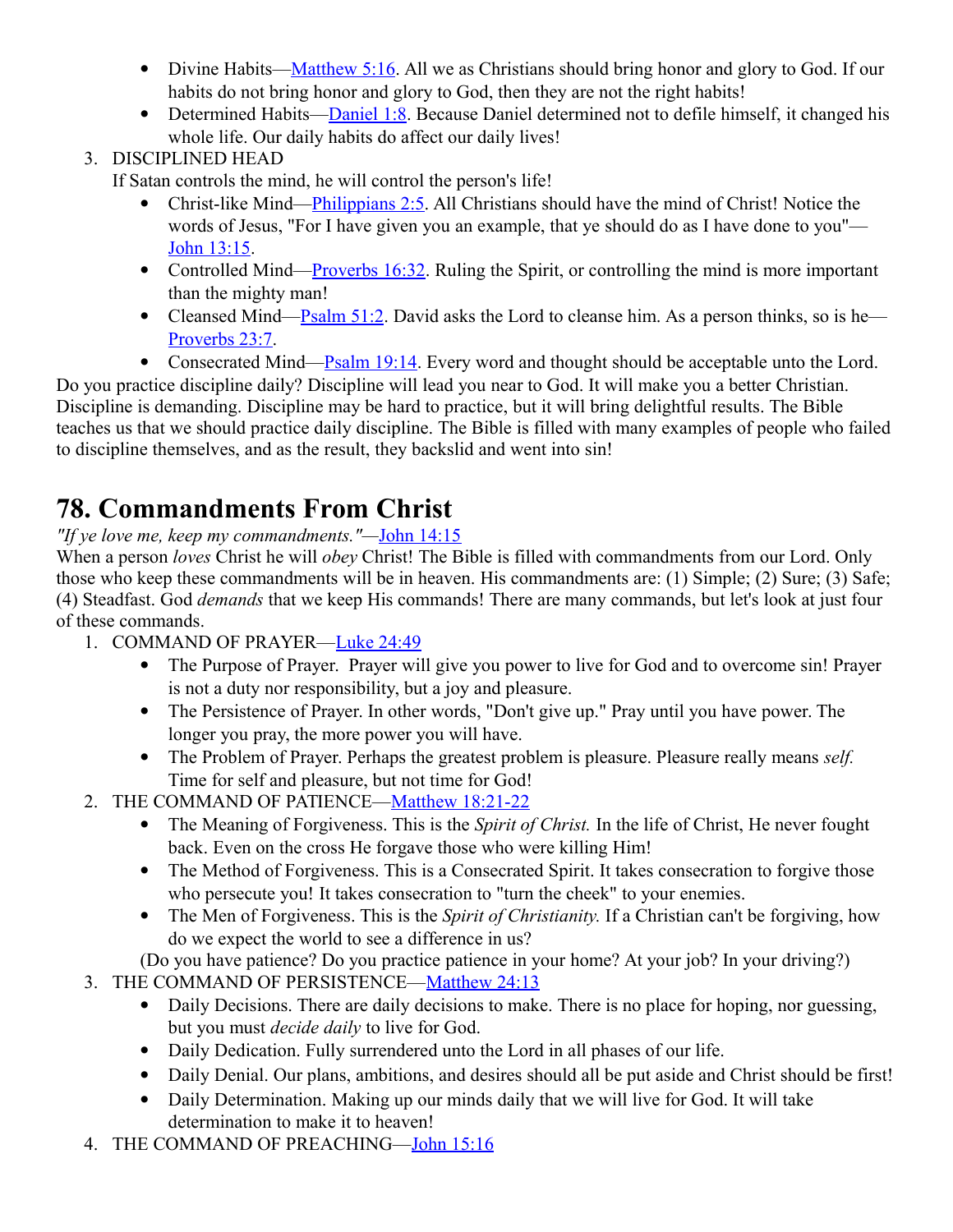- Divine Habits—[Matthew 5:16](). All we as Christians should bring honor and glory to God. If our habits do not bring honor and glory to God, then they are not the right habits!
- Determined Habits—[Daniel 1:8](). Because Daniel determined not to defile himself, it changed his whole life. Our daily habits do affect our daily lives!

3. DISCIPLINED HEAD

   If Satan controls the mind, he will control the person's life!
   - Christ-like Mind—[Philippians 2:5](). All Christians should have the mind of Christ! Notice the words of Jesus, "For I have given you an example, that ye should do as I have done to you"—[John 13:15]().
   - Controlled Mind—[Proverbs 16:32](). Ruling the Spirit, or controlling the mind is more important than the mighty man!
   - Cleansed Mind—[Psalm 51:2](). David asks the Lord to cleanse him. As a person thinks, so is he—[Proverbs 23:7]().
   - Consecrated Mind—[Psalm 19:14](). Every word and thought should be acceptable unto the Lord.

Do you practice discipline daily? Discipline will lead you near to God. It will make you a better Christian. Discipline is demanding. Discipline may be hard to practice, but it will bring delightful results. The Bible teaches us that we should practice daily discipline. The Bible is filled with many examples of people who failed to discipline themselves, and as the result, they backslid and went into sin!

# 78. Commandments From Christ

*"If ye love me, keep my commandments."*—[John 14:15]()

When a person *loves* Christ he will *obey* Christ! The Bible is filled with commandments from our Lord. Only those who keep these commandments will be in heaven. His commandments are: (1) Simple; (2) Sure; (3) Safe; (4) Steadfast. God *demands* that we keep His commands! There are many commands, but let's look at just four of these commands.

1. COMMAND OF PRAYER—[Luke 24:49]()
   - The Purpose of Prayer. Prayer will give you power to live for God and to overcome sin! Prayer is not a duty nor responsibility, but a joy and pleasure.
   - The Persistence of Prayer. In other words, "Don't give up." Pray until you have power. The longer you pray, the more power you will have.
   - The Problem of Prayer. Perhaps the greatest problem is pleasure. Pleasure really means *self.* Time for self and pleasure, but not time for God!
2. THE COMMAND OF PATIENCE—[Matthew 18:21-22]()
   - The Meaning of Forgiveness. This is the *Spirit of Christ.* In the life of Christ, He never fought back. Even on the cross He forgave those who were killing Him!
   - The Method of Forgiveness. This is a Consecrated Spirit. It takes consecration to forgive those who persecute you! It takes consecration to "turn the cheek" to your enemies.
   - The Men of Forgiveness. This is the *Spirit of Christianity.* If a Christian can't be forgiving, how do we expect the world to see a difference in us?

   (Do you have patience? Do you practice patience in your home? At your job? In your driving?)
3. THE COMMAND OF PERSISTENCE—[Matthew 24:13]()
   - Daily Decisions. There are daily decisions to make. There is no place for hoping, nor guessing, but you must *decide daily* to live for God.
   - Daily Dedication. Fully surrendered unto the Lord in all phases of our life.
   - Daily Denial. Our plans, ambitions, and desires should all be put aside and Christ should be first!
   - Daily Determination. Making up our minds daily that we will live for God. It will take determination to make it to heaven!
4. THE COMMAND OF PREACHING—[John 15:16]()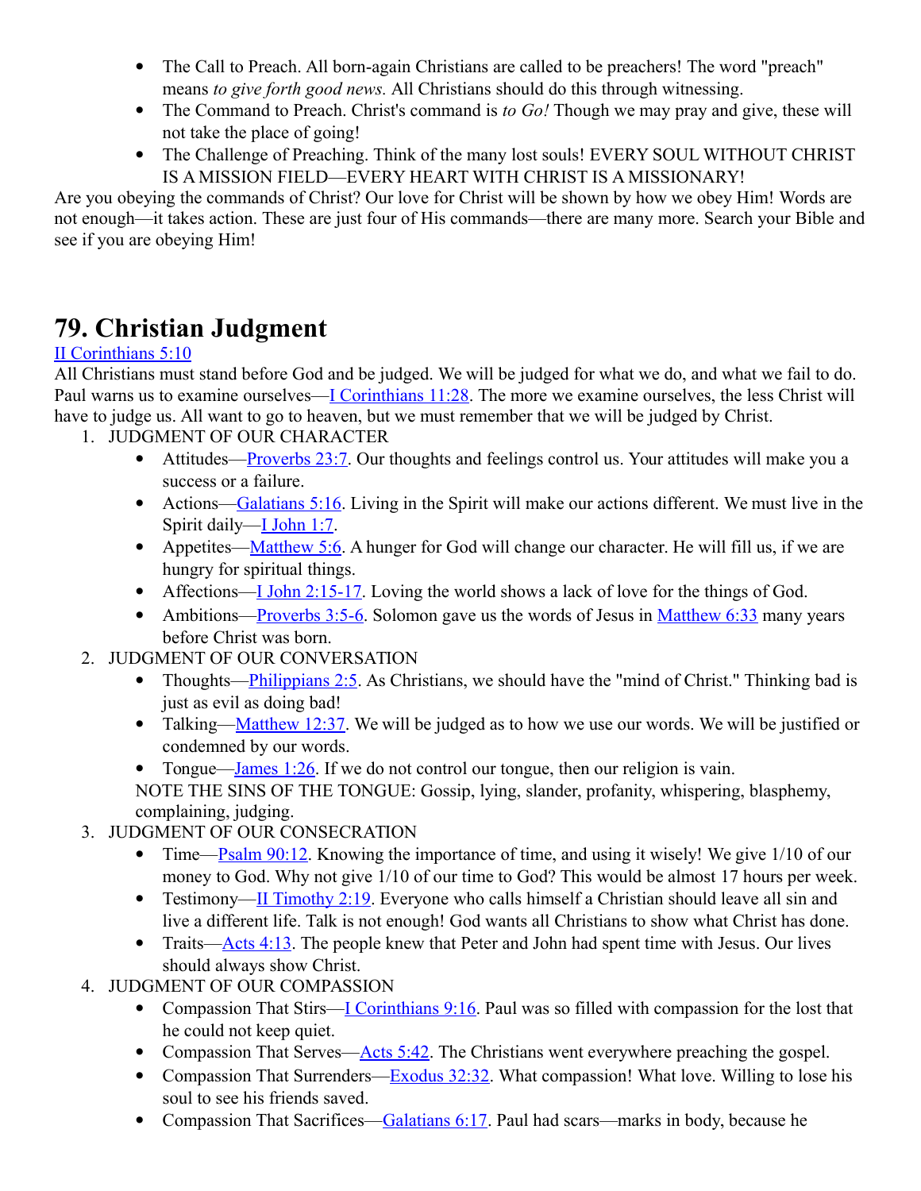- The Call to Preach. All born-again Christians are called to be preachers! The word "preach" means *to give forth good news.* All Christians should do this through witnessing.
- The Command to Preach. Christ's command is *to Go!* Though we may pray and give, these will not take the place of going!
- The Challenge of Preaching. Think of the many lost souls! EVERY SOUL WITHOUT CHRIST IS A MISSION FIELD—EVERY HEART WITH CHRIST IS A MISSIONARY!

Are you obeying the commands of Christ? Our love for Christ will be shown by how we obey Him! Words are not enough—it takes action. These are just four of His commands—there are many more. Search your Bible and see if you are obeying Him!

# 79. Christian Judgment

II Corinthians 5:10

All Christians must stand before God and be judged. We will be judged for what we do, and what we fail to do. Paul warns us to examine ourselves—I Corinthians 11:28. The more we examine ourselves, the less Christ will have to judge us. All want to go to heaven, but we must remember that we will be judged by Christ.

1. JUDGMENT OF OUR CHARACTER
   - Attitudes—Proverbs 23:7. Our thoughts and feelings control us. Your attitudes will make you a success or a failure.
   - Actions—Galatians 5:16. Living in the Spirit will make our actions different. We must live in the Spirit daily—I John 1:7.
   - Appetites—Matthew 5:6. A hunger for God will change our character. He will fill us, if we are hungry for spiritual things.
   - Affections—I John 2:15-17. Loving the world shows a lack of love for the things of God.
   - Ambitions—Proverbs 3:5-6. Solomon gave us the words of Jesus in Matthew 6:33 many years before Christ was born.
2. JUDGMENT OF OUR CONVERSATION
   - Thoughts—Philippians 2:5. As Christians, we should have the "mind of Christ." Thinking bad is just as evil as doing bad!
   - Talking—Matthew 12:37. We will be judged as to how we use our words. We will be justified or condemned by our words.
   - Tongue—James 1:26. If we do not control our tongue, then our religion is vain.

   NOTE THE SINS OF THE TONGUE: Gossip, lying, slander, profanity, whispering, blasphemy, complaining, judging.
3. JUDGMENT OF OUR CONSECRATION
   - Time—Psalm 90:12. Knowing the importance of time, and using it wisely! We give 1/10 of our money to God. Why not give 1/10 of our time to God? This would be almost 17 hours per week.
   - Testimony—II Timothy 2:19. Everyone who calls himself a Christian should leave all sin and live a different life. Talk is not enough! God wants all Christians to show what Christ has done.
   - Traits—Acts 4:13. The people knew that Peter and John had spent time with Jesus. Our lives should always show Christ.
4. JUDGMENT OF OUR COMPASSION
   - Compassion That Stirs—I Corinthians 9:16. Paul was so filled with compassion for the lost that he could not keep quiet.
   - Compassion That Serves—Acts 5:42. The Christians went everywhere preaching the gospel.
   - Compassion That Surrenders—Exodus 32:32. What compassion! What love. Willing to lose his soul to see his friends saved.
   - Compassion That Sacrifices—Galatians 6:17. Paul had scars—marks in body, because he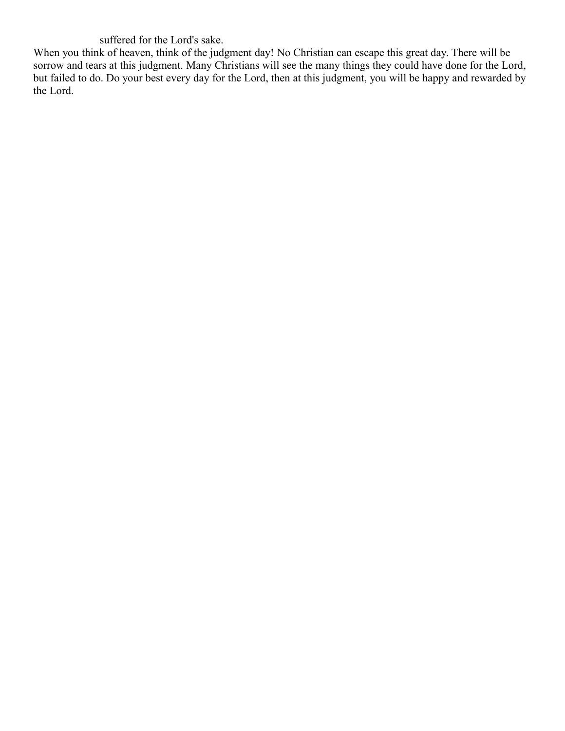suffered for the Lord's sake.

When you think of heaven, think of the judgment day! No Christian can escape this great day. There will be sorrow and tears at this judgment. Many Christians will see the many things they could have done for the Lord, but failed to do. Do your best every day for the Lord, then at this judgment, you will be happy and rewarded by the Lord.